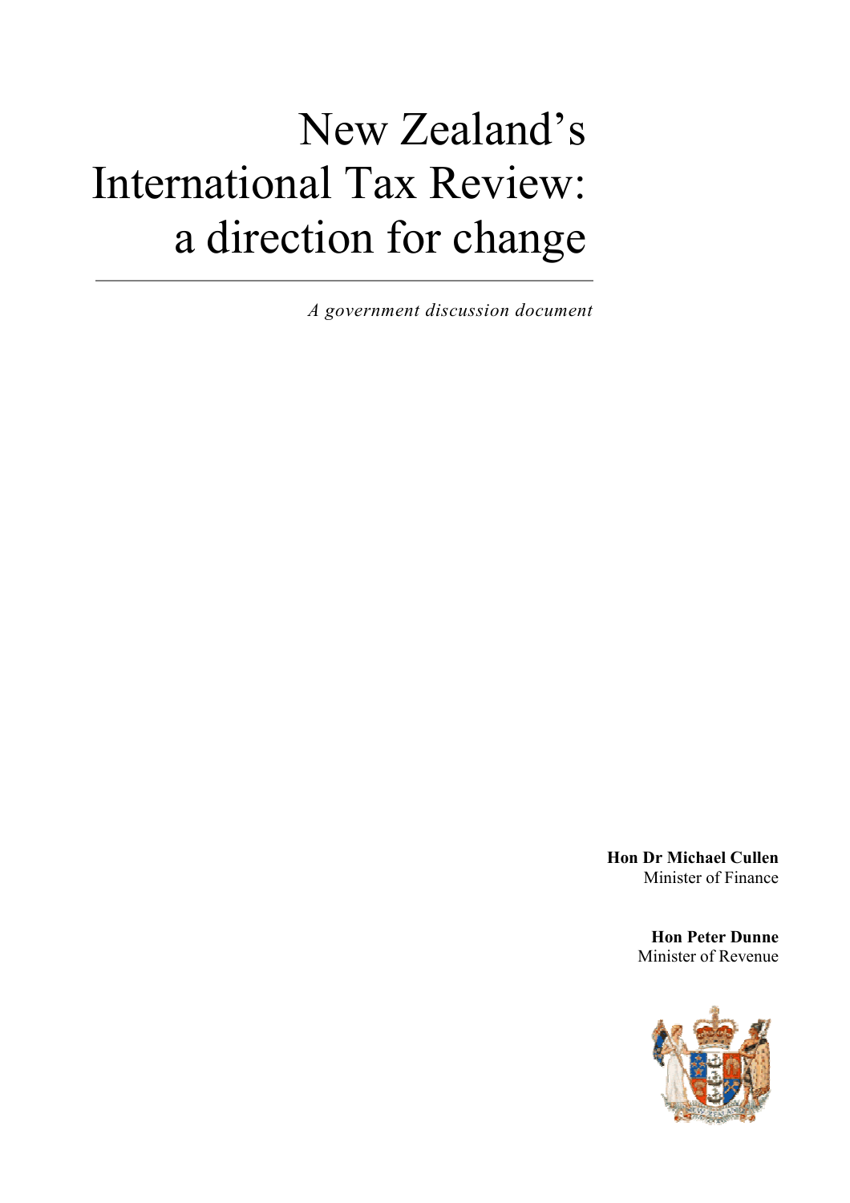# New Zealand's International Tax Review: a direction for change

*A government discussion document*

**Hon Dr Michael Cullen**
Minister of Finance

**Hon Peter Dunne**
Minister of Revenue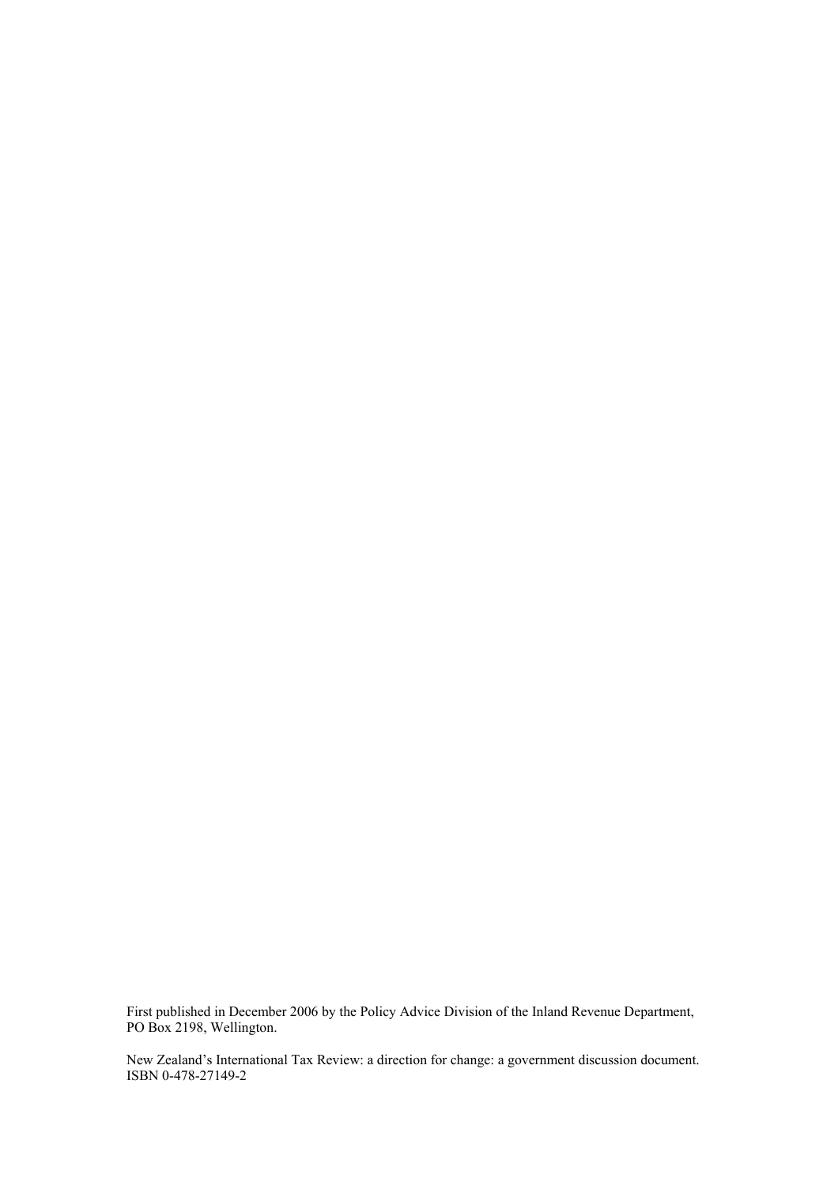First published in December 2006 by the Policy Advice Division of the Inland Revenue Department, PO Box 2198, Wellington.

New Zealand's International Tax Review: a direction for change: a government discussion document. ISBN 0-478-27149-2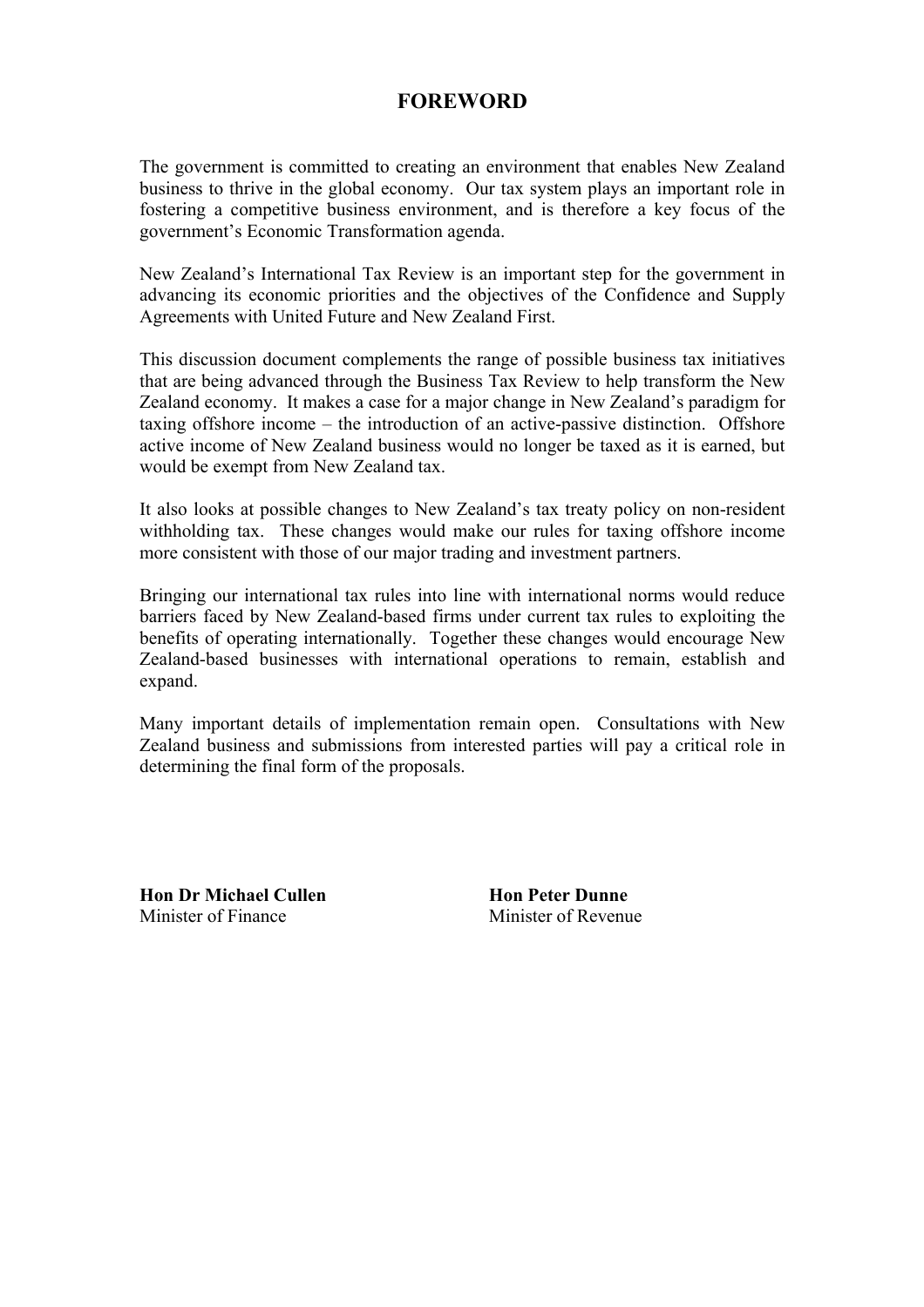# FOREWORD

The government is committed to creating an environment that enables New Zealand business to thrive in the global economy. Our tax system plays an important role in fostering a competitive business environment, and is therefore a key focus of the government's Economic Transformation agenda.

New Zealand's International Tax Review is an important step for the government in advancing its economic priorities and the objectives of the Confidence and Supply Agreements with United Future and New Zealand First.

This discussion document complements the range of possible business tax initiatives that are being advanced through the Business Tax Review to help transform the New Zealand economy. It makes a case for a major change in New Zealand's paradigm for taxing offshore income – the introduction of an active-passive distinction. Offshore active income of New Zealand business would no longer be taxed as it is earned, but would be exempt from New Zealand tax.

It also looks at possible changes to New Zealand's tax treaty policy on non-resident withholding tax. These changes would make our rules for taxing offshore income more consistent with those of our major trading and investment partners.

Bringing our international tax rules into line with international norms would reduce barriers faced by New Zealand-based firms under current tax rules to exploiting the benefits of operating internationally. Together these changes would encourage New Zealand-based businesses with international operations to remain, establish and expand.

Many important details of implementation remain open. Consultations with New Zealand business and submissions from interested parties will pay a critical role in determining the final form of the proposals.

**Hon Dr Michael Cullen**
Minister of Finance

**Hon Peter Dunne**
Minister of Revenue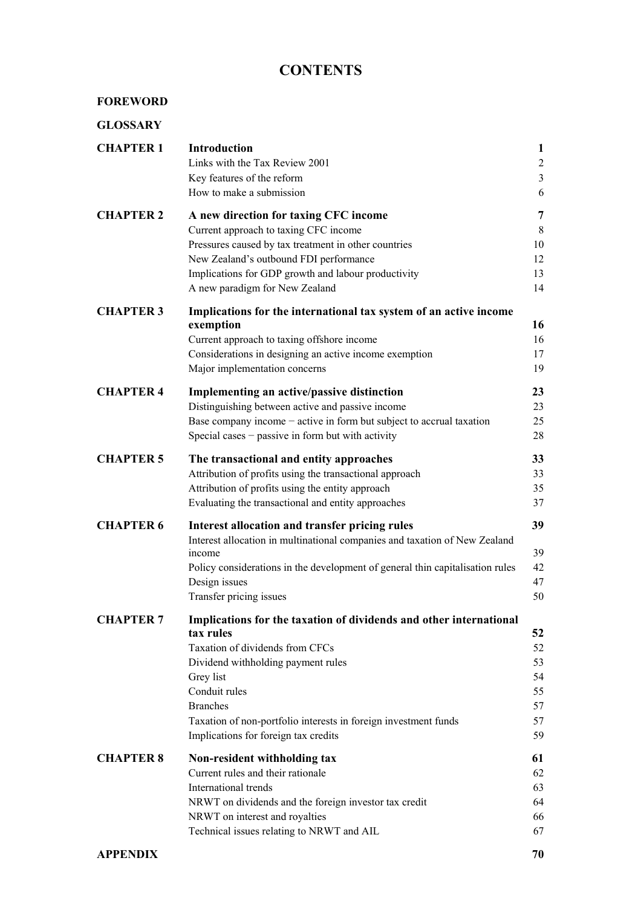# CONTENTS

**FOREWORD**

**GLOSSARY**

| | | |
|---|---|---|
| **CHAPTER 1** | **Introduction** | **1** |
| | Links with the Tax Review 2001 | 2 |
| | Key features of the reform | 3 |
| | How to make a submission | 6 |
| **CHAPTER 2** | **A new direction for taxing CFC income** | **7** |
| | Current approach to taxing CFC income | 8 |
| | Pressures caused by tax treatment in other countries | 10 |
| | New Zealand's outbound FDI performance | 12 |
| | Implications for GDP growth and labour productivity | 13 |
| | A new paradigm for New Zealand | 14 |
| **CHAPTER 3** | **Implications for the international tax system of an active income exemption** | **16** |
| | Current approach to taxing offshore income | 16 |
| | Considerations in designing an active income exemption | 17 |
| | Major implementation concerns | 19 |
| **CHAPTER 4** | **Implementing an active/passive distinction** | **23** |
| | Distinguishing between active and passive income | 23 |
| | Base company income − active in form but subject to accrual taxation | 25 |
| | Special cases − passive in form but with activity | 28 |
| **CHAPTER 5** | **The transactional and entity approaches** | **33** |
| | Attribution of profits using the transactional approach | 33 |
| | Attribution of profits using the entity approach | 35 |
| | Evaluating the transactional and entity approaches | 37 |
| **CHAPTER 6** | **Interest allocation and transfer pricing rules** | **39** |
| | Interest allocation in multinational companies and taxation of New Zealand income | 39 |
| | Policy considerations in the development of general thin capitalisation rules | 42 |
| | Design issues | 47 |
| | Transfer pricing issues | 50 |
| **CHAPTER 7** | **Implications for the taxation of dividends and other international tax rules** | **52** |
| | Taxation of dividends from CFCs | 52 |
| | Dividend withholding payment rules | 53 |
| | Grey list | 54 |
| | Conduit rules | 55 |
| | Branches | 57 |
| | Taxation of non-portfolio interests in foreign investment funds | 57 |
| | Implications for foreign tax credits | 59 |
| **CHAPTER 8** | **Non-resident withholding tax** | **61** |
| | Current rules and their rationale | 62 |
| | International trends | 63 |
| | NRWT on dividends and the foreign investor tax credit | 64 |
| | NRWT on interest and royalties | 66 |
| | Technical issues relating to NRWT and AIL | 67 |
| **APPENDIX** | | **70** |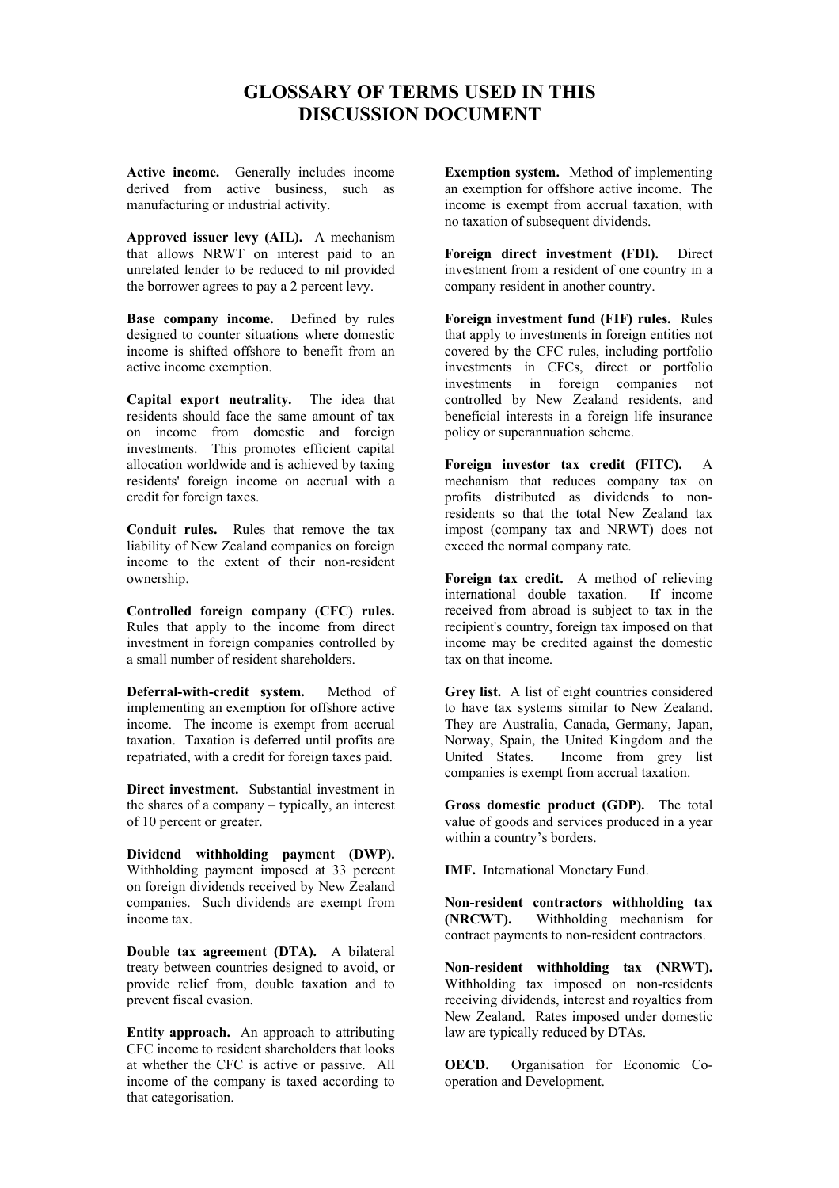# GLOSSARY OF TERMS USED IN THIS DISCUSSION DOCUMENT

**Active income.** Generally includes income derived from active business, such as manufacturing or industrial activity.

**Approved issuer levy (AIL).** A mechanism that allows NRWT on interest paid to an unrelated lender to be reduced to nil provided the borrower agrees to pay a 2 percent levy.

**Base company income.** Defined by rules designed to counter situations where domestic income is shifted offshore to benefit from an active income exemption.

**Capital export neutrality.** The idea that residents should face the same amount of tax on income from domestic and foreign investments. This promotes efficient capital allocation worldwide and is achieved by taxing residents' foreign income on accrual with a credit for foreign taxes.

**Conduit rules.** Rules that remove the tax liability of New Zealand companies on foreign income to the extent of their non-resident ownership.

**Controlled foreign company (CFC) rules.** Rules that apply to the income from direct investment in foreign companies controlled by a small number of resident shareholders.

**Deferral-with-credit system.** Method of implementing an exemption for offshore active income. The income is exempt from accrual taxation. Taxation is deferred until profits are repatriated, with a credit for foreign taxes paid.

**Direct investment.** Substantial investment in the shares of a company – typically, an interest of 10 percent or greater.

**Dividend withholding payment (DWP).** Withholding payment imposed at 33 percent on foreign dividends received by New Zealand companies. Such dividends are exempt from income tax.

**Double tax agreement (DTA).** A bilateral treaty between countries designed to avoid, or provide relief from, double taxation and to prevent fiscal evasion.

**Entity approach.** An approach to attributing CFC income to resident shareholders that looks at whether the CFC is active or passive. All income of the company is taxed according to that categorisation.

**Exemption system.** Method of implementing an exemption for offshore active income. The income is exempt from accrual taxation, with no taxation of subsequent dividends.

**Foreign direct investment (FDI).** Direct investment from a resident of one country in a company resident in another country.

**Foreign investment fund (FIF) rules.** Rules that apply to investments in foreign entities not covered by the CFC rules, including portfolio investments in CFCs, direct or portfolio investments in foreign companies not controlled by New Zealand residents, and beneficial interests in a foreign life insurance policy or superannuation scheme.

**Foreign investor tax credit (FITC).** A mechanism that reduces company tax on profits distributed as dividends to non-residents so that the total New Zealand tax impost (company tax and NRWT) does not exceed the normal company rate.

**Foreign tax credit.** A method of relieving international double taxation. If income received from abroad is subject to tax in the recipient's country, foreign tax imposed on that income may be credited against the domestic tax on that income.

**Grey list.** A list of eight countries considered to have tax systems similar to New Zealand. They are Australia, Canada, Germany, Japan, Norway, Spain, the United Kingdom and the United States. Income from grey list companies is exempt from accrual taxation.

**Gross domestic product (GDP).** The total value of goods and services produced in a year within a country's borders.

**IMF.** International Monetary Fund.

**Non-resident contractors withholding tax (NRCWT).** Withholding mechanism for contract payments to non-resident contractors.

**Non-resident withholding tax (NRWT).** Withholding tax imposed on non-residents receiving dividends, interest and royalties from New Zealand. Rates imposed under domestic law are typically reduced by DTAs.

**OECD.** Organisation for Economic Co-operation and Development.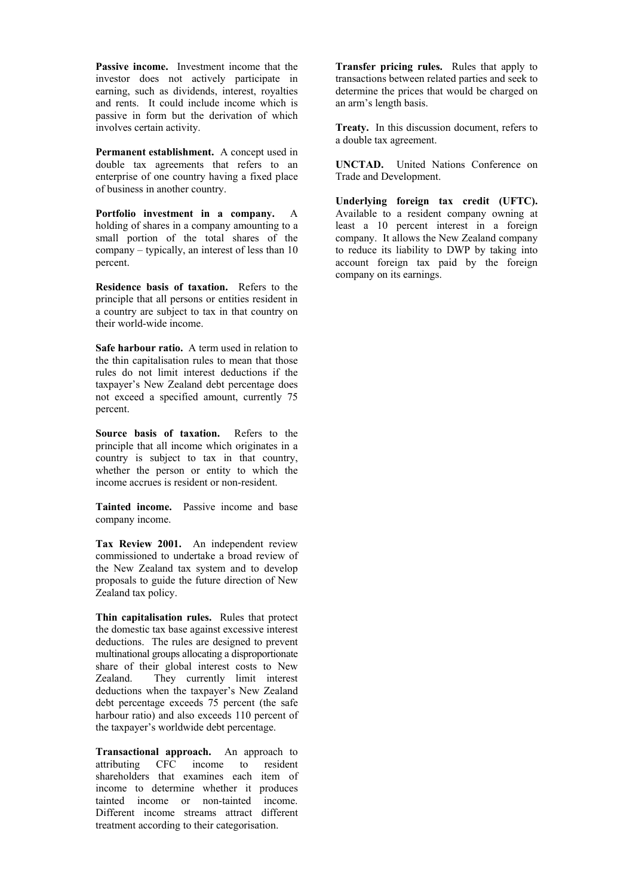**Passive income.** Investment income that the investor does not actively participate in earning, such as dividends, interest, royalties and rents. It could include income which is passive in form but the derivation of which involves certain activity.

**Permanent establishment.** A concept used in double tax agreements that refers to an enterprise of one country having a fixed place of business in another country.

**Portfolio investment in a company.** A holding of shares in a company amounting to a small portion of the total shares of the company – typically, an interest of less than 10 percent.

**Residence basis of taxation.** Refers to the principle that all persons or entities resident in a country are subject to tax in that country on their world-wide income.

**Safe harbour ratio.** A term used in relation to the thin capitalisation rules to mean that those rules do not limit interest deductions if the taxpayer's New Zealand debt percentage does not exceed a specified amount, currently 75 percent.

**Source basis of taxation.** Refers to the principle that all income which originates in a country is subject to tax in that country, whether the person or entity to which the income accrues is resident or non-resident.

**Tainted income.** Passive income and base company income.

**Tax Review 2001.** An independent review commissioned to undertake a broad review of the New Zealand tax system and to develop proposals to guide the future direction of New Zealand tax policy.

**Thin capitalisation rules.** Rules that protect the domestic tax base against excessive interest deductions. The rules are designed to prevent multinational groups allocating a disproportionate share of their global interest costs to New Zealand. They currently limit interest deductions when the taxpayer's New Zealand debt percentage exceeds 75 percent (the safe harbour ratio) and also exceeds 110 percent of the taxpayer's worldwide debt percentage.

**Transactional approach.** An approach to attributing CFC income to resident shareholders that examines each item of income to determine whether it produces tainted income or non-tainted income. Different income streams attract different treatment according to their categorisation.

**Transfer pricing rules.** Rules that apply to transactions between related parties and seek to determine the prices that would be charged on an arm's length basis.

**Treaty.** In this discussion document, refers to a double tax agreement.

**UNCTAD.** United Nations Conference on Trade and Development.

**Underlying foreign tax credit (UFTC).** Available to a resident company owning at least a 10 percent interest in a foreign company. It allows the New Zealand company to reduce its liability to DWP by taking into account foreign tax paid by the foreign company on its earnings.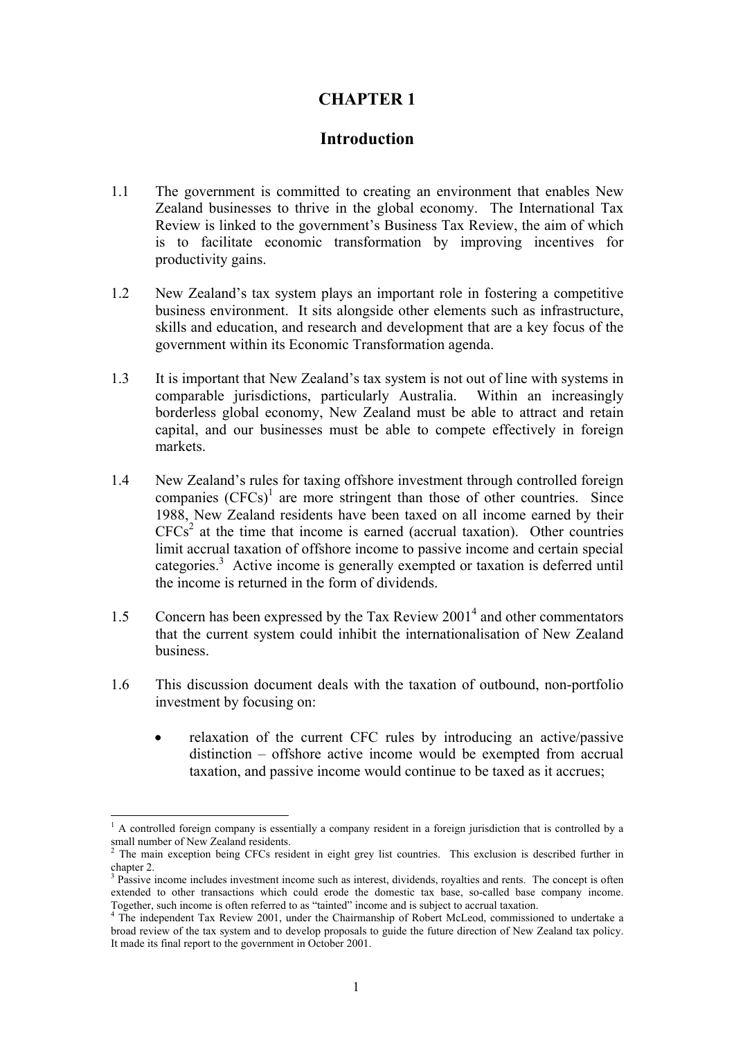# CHAPTER 1

## Introduction

1.1 The government is committed to creating an environment that enables New Zealand businesses to thrive in the global economy. The International Tax Review is linked to the government's Business Tax Review, the aim of which is to facilitate economic transformation by improving incentives for productivity gains.

1.2 New Zealand's tax system plays an important role in fostering a competitive business environment. It sits alongside other elements such as infrastructure, skills and education, and research and development that are a key focus of the government within its Economic Transformation agenda.

1.3 It is important that New Zealand's tax system is not out of line with systems in comparable jurisdictions, particularly Australia. Within an increasingly borderless global economy, New Zealand must be able to attract and retain capital, and our businesses must be able to compete effectively in foreign markets.

1.4 New Zealand's rules for taxing offshore investment through controlled foreign companies (CFCs)[1] are more stringent than those of other countries. Since 1988, New Zealand residents have been taxed on all income earned by their CFCs[2] at the time that income is earned (accrual taxation). Other countries limit accrual taxation of offshore income to passive income and certain special categories.[3] Active income is generally exempted or taxation is deferred until the income is returned in the form of dividends.

1.5 Concern has been expressed by the Tax Review 2001[4] and other commentators that the current system could inhibit the internationalisation of New Zealand business.

1.6 This discussion document deals with the taxation of outbound, non-portfolio investment by focusing on:

- relaxation of the current CFC rules by introducing an active/passive distinction – offshore active income would be exempted from accrual taxation, and passive income would continue to be taxed as it accrues;

---

[1] A controlled foreign company is essentially a company resident in a foreign jurisdiction that is controlled by a small number of New Zealand residents.

[2] The main exception being CFCs resident in eight grey list countries. This exclusion is described further in chapter 2.

[3] Passive income includes investment income such as interest, dividends, royalties and rents. The concept is often extended to other transactions which could erode the domestic tax base, so-called base company income. Together, such income is often referred to as "tainted" income and is subject to accrual taxation.

[4] The independent Tax Review 2001, under the Chairmanship of Robert McLeod, commissioned to undertake a broad review of the tax system and to develop proposals to guide the future direction of New Zealand tax policy. It made its final report to the government in October 2001.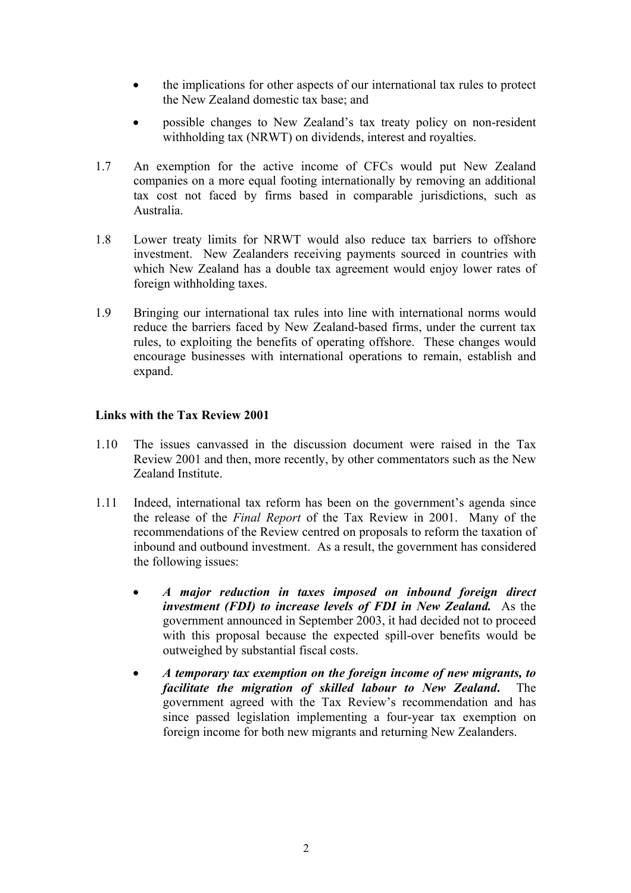- the implications for other aspects of our international tax rules to protect the New Zealand domestic tax base; and
- possible changes to New Zealand's tax treaty policy on non-resident withholding tax (NRWT) on dividends, interest and royalties.

1.7 An exemption for the active income of CFCs would put New Zealand companies on a more equal footing internationally by removing an additional tax cost not faced by firms based in comparable jurisdictions, such as Australia.

1.8 Lower treaty limits for NRWT would also reduce tax barriers to offshore investment. New Zealanders receiving payments sourced in countries with which New Zealand has a double tax agreement would enjoy lower rates of foreign withholding taxes.

1.9 Bringing our international tax rules into line with international norms would reduce the barriers faced by New Zealand-based firms, under the current tax rules, to exploiting the benefits of operating offshore. These changes would encourage businesses with international operations to remain, establish and expand.

**Links with the Tax Review 2001**

1.10 The issues canvassed in the discussion document were raised in the Tax Review 2001 and then, more recently, by other commentators such as the New Zealand Institute.

1.11 Indeed, international tax reform has been on the government's agenda since the release of the *Final Report* of the Tax Review in 2001. Many of the recommendations of the Review centred on proposals to reform the taxation of inbound and outbound investment. As a result, the government has considered the following issues:

- ***A major reduction in taxes imposed on inbound foreign direct investment (FDI) to increase levels of FDI in New Zealand.*** As the government announced in September 2003, it had decided not to proceed with this proposal because the expected spill-over benefits would be outweighed by substantial fiscal costs.
- ***A temporary tax exemption on the foreign income of new migrants, to facilitate the migration of skilled labour to New Zealand*.** The government agreed with the Tax Review's recommendation and has since passed legislation implementing a four-year tax exemption on foreign income for both new migrants and returning New Zealanders.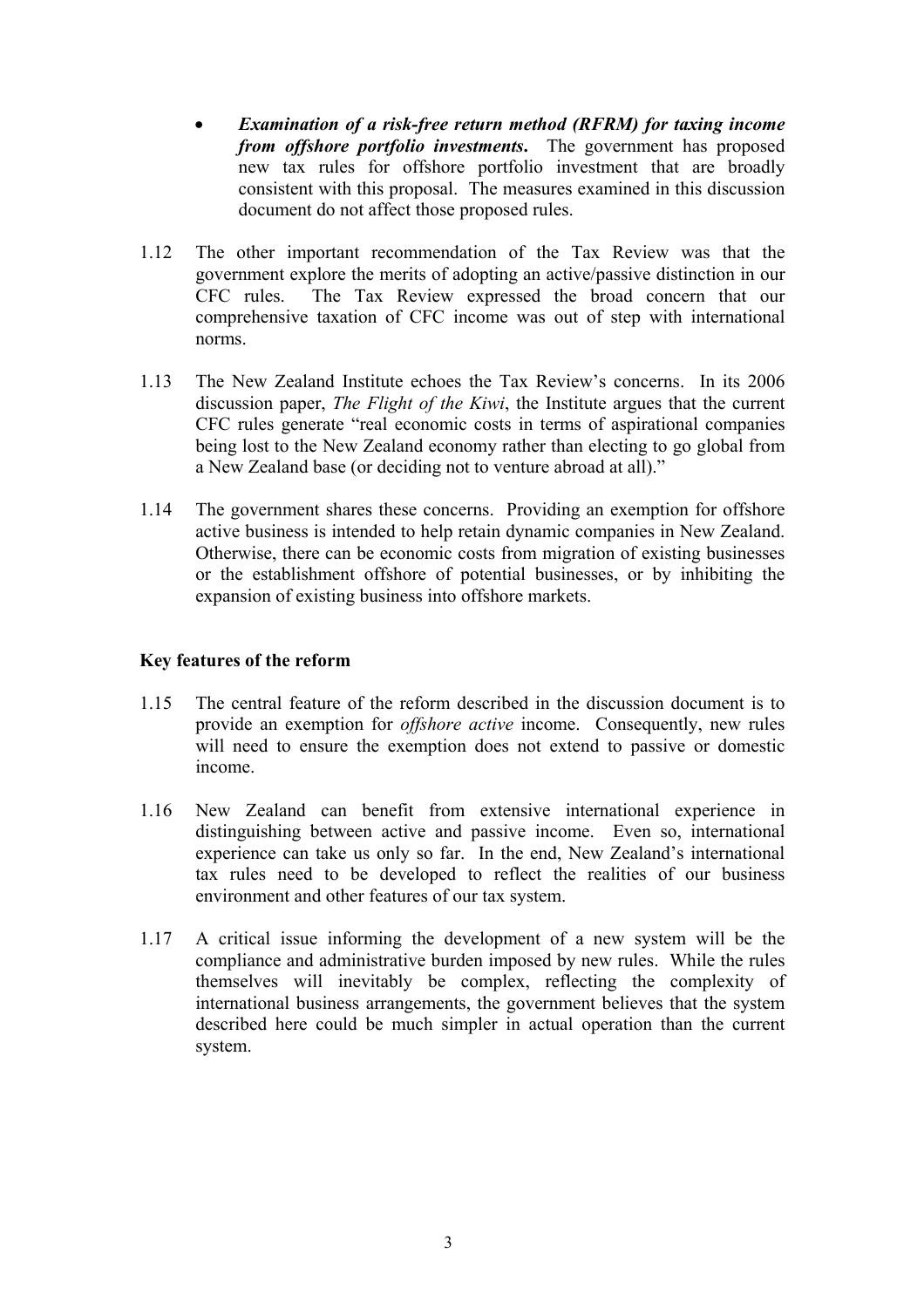- ***Examination of a risk-free return method (RFRM) for taxing income from offshore portfolio investments*.** The government has proposed new tax rules for offshore portfolio investment that are broadly consistent with this proposal. The measures examined in this discussion document do not affect those proposed rules.

1.12 The other important recommendation of the Tax Review was that the government explore the merits of adopting an active/passive distinction in our CFC rules. The Tax Review expressed the broad concern that our comprehensive taxation of CFC income was out of step with international norms.

1.13 The New Zealand Institute echoes the Tax Review's concerns. In its 2006 discussion paper, *The Flight of the Kiwi*, the Institute argues that the current CFC rules generate "real economic costs in terms of aspirational companies being lost to the New Zealand economy rather than electing to go global from a New Zealand base (or deciding not to venture abroad at all)."

1.14 The government shares these concerns. Providing an exemption for offshore active business is intended to help retain dynamic companies in New Zealand. Otherwise, there can be economic costs from migration of existing businesses or the establishment offshore of potential businesses, or by inhibiting the expansion of existing business into offshore markets.

## Key features of the reform

1.15 The central feature of the reform described in the discussion document is to provide an exemption for *offshore active* income. Consequently, new rules will need to ensure the exemption does not extend to passive or domestic income.

1.16 New Zealand can benefit from extensive international experience in distinguishing between active and passive income. Even so, international experience can take us only so far. In the end, New Zealand's international tax rules need to be developed to reflect the realities of our business environment and other features of our tax system.

1.17 A critical issue informing the development of a new system will be the compliance and administrative burden imposed by new rules. While the rules themselves will inevitably be complex, reflecting the complexity of international business arrangements, the government believes that the system described here could be much simpler in actual operation than the current system.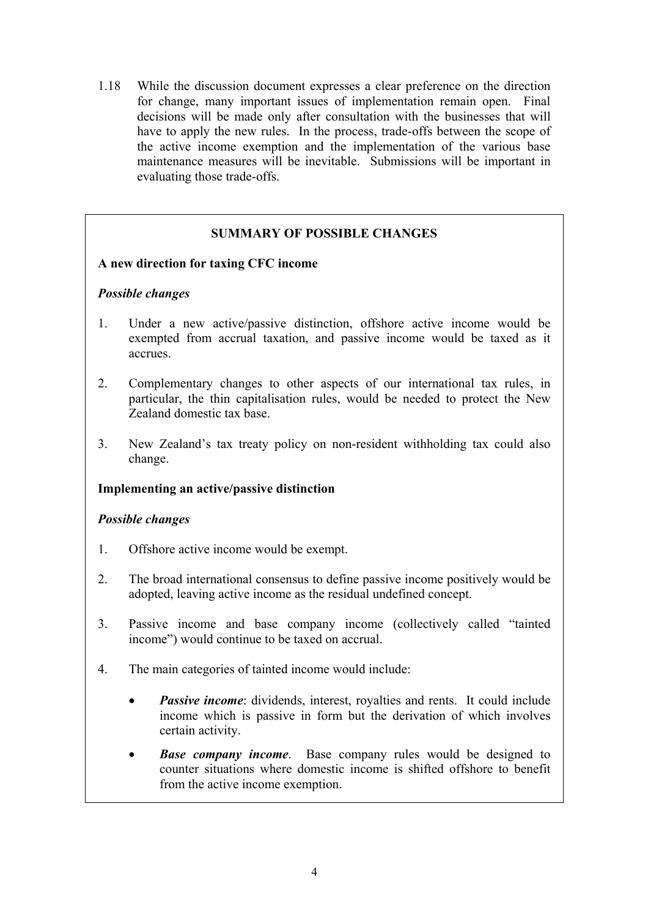1.18 While the discussion document expresses a clear preference on the direction for change, many important issues of implementation remain open. Final decisions will be made only after consultation with the businesses that will have to apply the new rules. In the process, trade-offs between the scope of the active income exemption and the implementation of the various base maintenance measures will be inevitable. Submissions will be important in evaluating those trade-offs.

## SUMMARY OF POSSIBLE CHANGES

**A new direction for taxing CFC income**

***Possible changes***

1. Under a new active/passive distinction, offshore active income would be exempted from accrual taxation, and passive income would be taxed as it accrues.

2. Complementary changes to other aspects of our international tax rules, in particular, the thin capitalisation rules, would be needed to protect the New Zealand domestic tax base.

3. New Zealand's tax treaty policy on non-resident withholding tax could also change.

**Implementing an active/passive distinction**

***Possible changes***

1. Offshore active income would be exempt.

2. The broad international consensus to define passive income positively would be adopted, leaving active income as the residual undefined concept.

3. Passive income and base company income (collectively called "tainted income") would continue to be taxed on accrual.

4. The main categories of tainted income would include:

   - ***Passive income***: dividends, interest, royalties and rents. It could include income which is passive in form but the derivation of which involves certain activity.

   - ***Base company income***. Base company rules would be designed to counter situations where domestic income is shifted offshore to benefit from the active income exemption.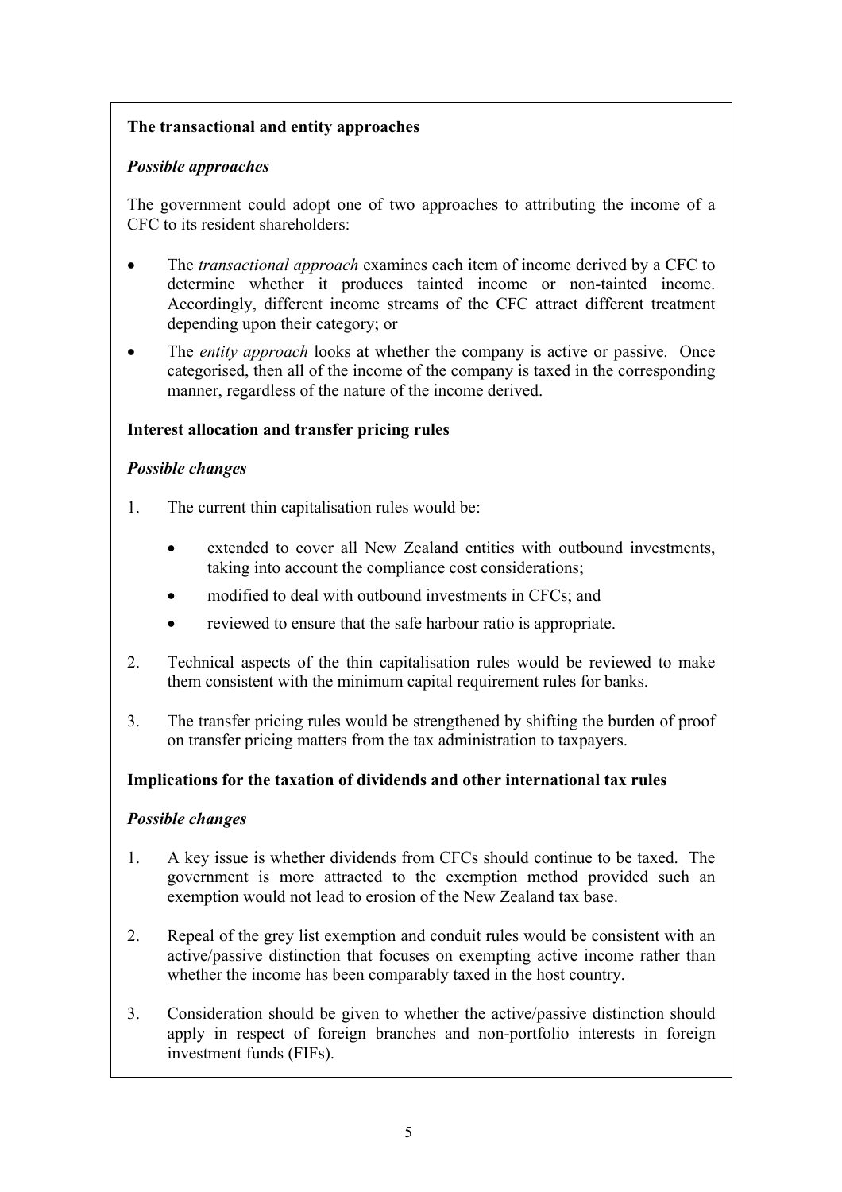**The transactional and entity approaches**

***Possible approaches***

The government could adopt one of two approaches to attributing the income of a CFC to its resident shareholders:

- The *transactional approach* examines each item of income derived by a CFC to determine whether it produces tainted income or non-tainted income. Accordingly, different income streams of the CFC attract different treatment depending upon their category; or
- The *entity approach* looks at whether the company is active or passive. Once categorised, then all of the income of the company is taxed in the corresponding manner, regardless of the nature of the income derived.

**Interest allocation and transfer pricing rules**

***Possible changes***

1. The current thin capitalisation rules would be:
   - extended to cover all New Zealand entities with outbound investments, taking into account the compliance cost considerations;
   - modified to deal with outbound investments in CFCs; and
   - reviewed to ensure that the safe harbour ratio is appropriate.
2. Technical aspects of the thin capitalisation rules would be reviewed to make them consistent with the minimum capital requirement rules for banks.
3. The transfer pricing rules would be strengthened by shifting the burden of proof on transfer pricing matters from the tax administration to taxpayers.

**Implications for the taxation of dividends and other international tax rules**

***Possible changes***

1. A key issue is whether dividends from CFCs should continue to be taxed. The government is more attracted to the exemption method provided such an exemption would not lead to erosion of the New Zealand tax base.
2. Repeal of the grey list exemption and conduit rules would be consistent with an active/passive distinction that focuses on exempting active income rather than whether the income has been comparably taxed in the host country.
3. Consideration should be given to whether the active/passive distinction should apply in respect of foreign branches and non-portfolio interests in foreign investment funds (FIFs).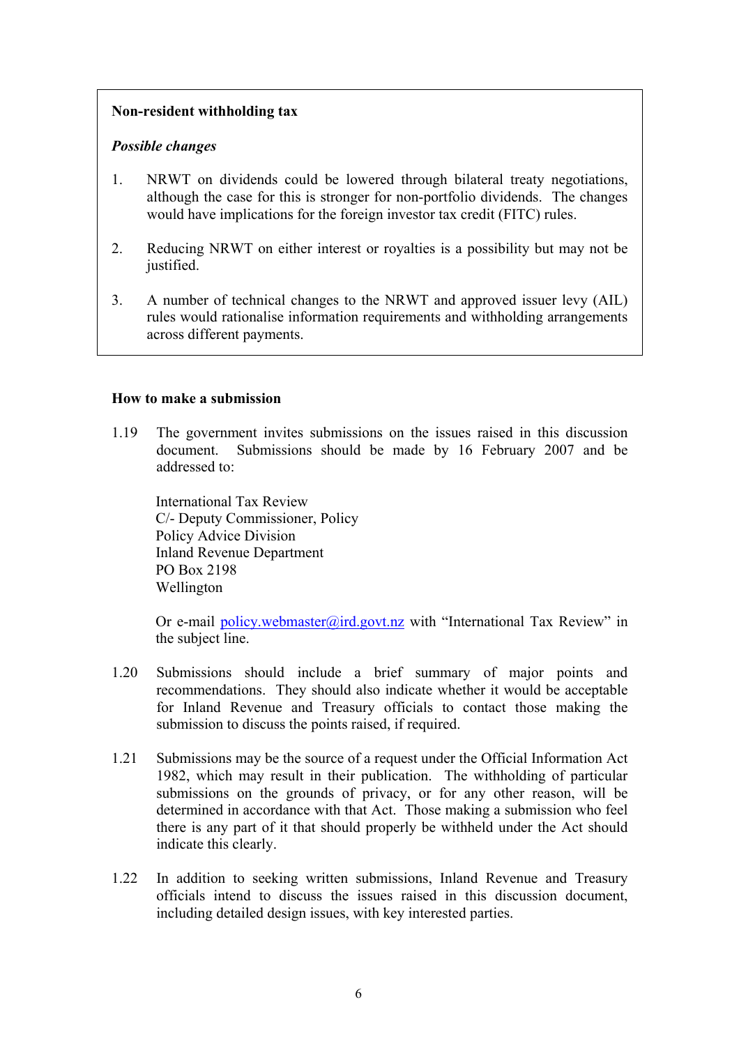**Non-resident withholding tax**

***Possible changes***

1. NRWT on dividends could be lowered through bilateral treaty negotiations, although the case for this is stronger for non-portfolio dividends. The changes would have implications for the foreign investor tax credit (FITC) rules.

2. Reducing NRWT on either interest or royalties is a possibility but may not be justified.

3. A number of technical changes to the NRWT and approved issuer levy (AIL) rules would rationalise information requirements and withholding arrangements across different payments.

**How to make a submission**

1.19 The government invites submissions on the issues raised in this discussion document. Submissions should be made by 16 February 2007 and be addressed to:

International Tax Review
C/- Deputy Commissioner, Policy
Policy Advice Division
Inland Revenue Department
PO Box 2198
Wellington

Or e-mail policy.webmaster@ird.govt.nz with "International Tax Review" in the subject line.

1.20 Submissions should include a brief summary of major points and recommendations. They should also indicate whether it would be acceptable for Inland Revenue and Treasury officials to contact those making the submission to discuss the points raised, if required.

1.21 Submissions may be the source of a request under the Official Information Act 1982, which may result in their publication. The withholding of particular submissions on the grounds of privacy, or for any other reason, will be determined in accordance with that Act. Those making a submission who feel there is any part of it that should properly be withheld under the Act should indicate this clearly.

1.22 In addition to seeking written submissions, Inland Revenue and Treasury officials intend to discuss the issues raised in this discussion document, including detailed design issues, with key interested parties.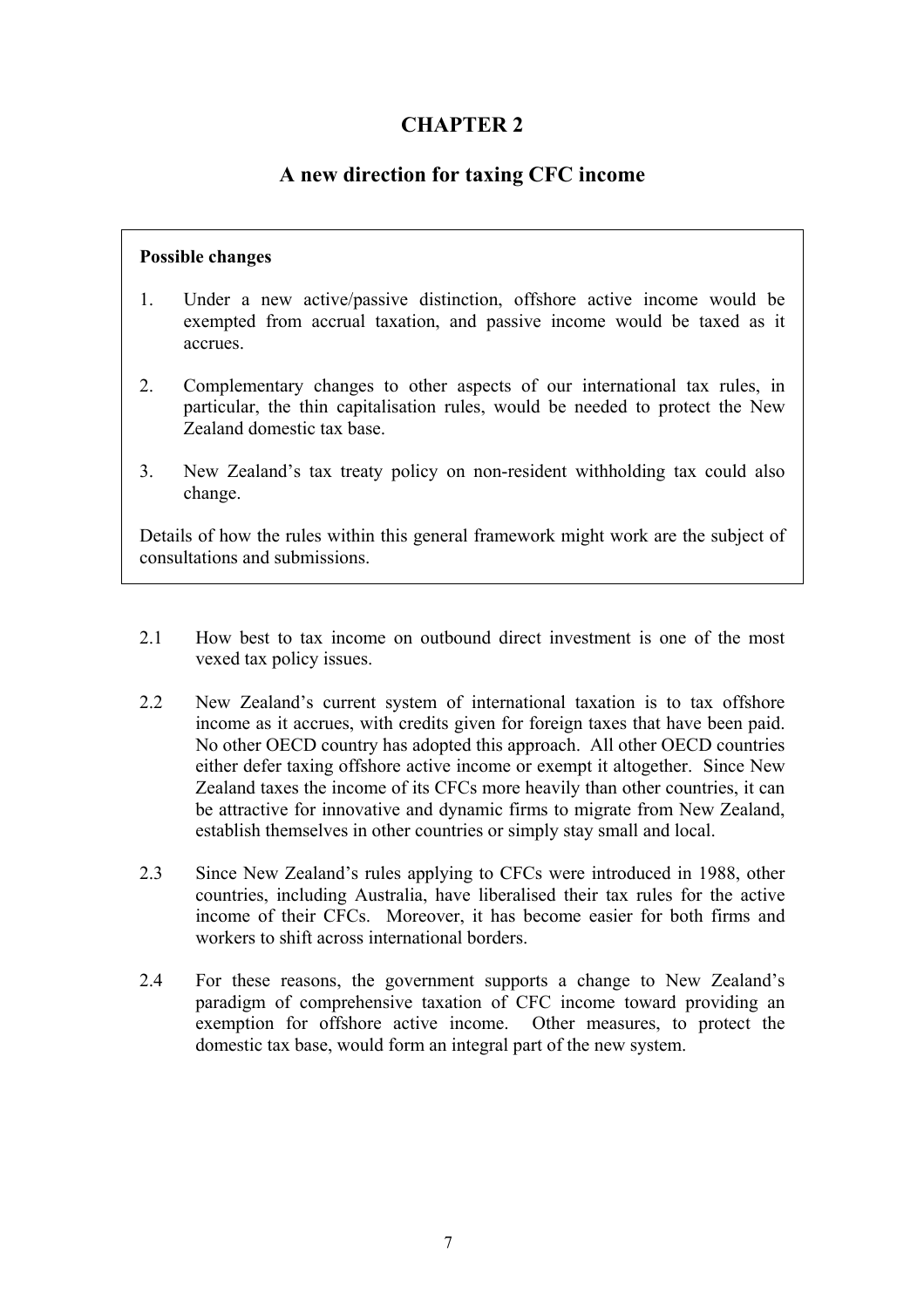# CHAPTER 2

## A new direction for taxing CFC income

> **Possible changes**
>
> 1. Under a new active/passive distinction, offshore active income would be exempted from accrual taxation, and passive income would be taxed as it accrues.
> 2. Complementary changes to other aspects of our international tax rules, in particular, the thin capitalisation rules, would be needed to protect the New Zealand domestic tax base.
> 3. New Zealand's tax treaty policy on non-resident withholding tax could also change.
>
> Details of how the rules within this general framework might work are the subject of consultations and submissions.

2.1 How best to tax income on outbound direct investment is one of the most vexed tax policy issues.

2.2 New Zealand's current system of international taxation is to tax offshore income as it accrues, with credits given for foreign taxes that have been paid. No other OECD country has adopted this approach. All other OECD countries either defer taxing offshore active income or exempt it altogether. Since New Zealand taxes the income of its CFCs more heavily than other countries, it can be attractive for innovative and dynamic firms to migrate from New Zealand, establish themselves in other countries or simply stay small and local.

2.3 Since New Zealand's rules applying to CFCs were introduced in 1988, other countries, including Australia, have liberalised their tax rules for the active income of their CFCs. Moreover, it has become easier for both firms and workers to shift across international borders.

2.4 For these reasons, the government supports a change to New Zealand's paradigm of comprehensive taxation of CFC income toward providing an exemption for offshore active income. Other measures, to protect the domestic tax base, would form an integral part of the new system.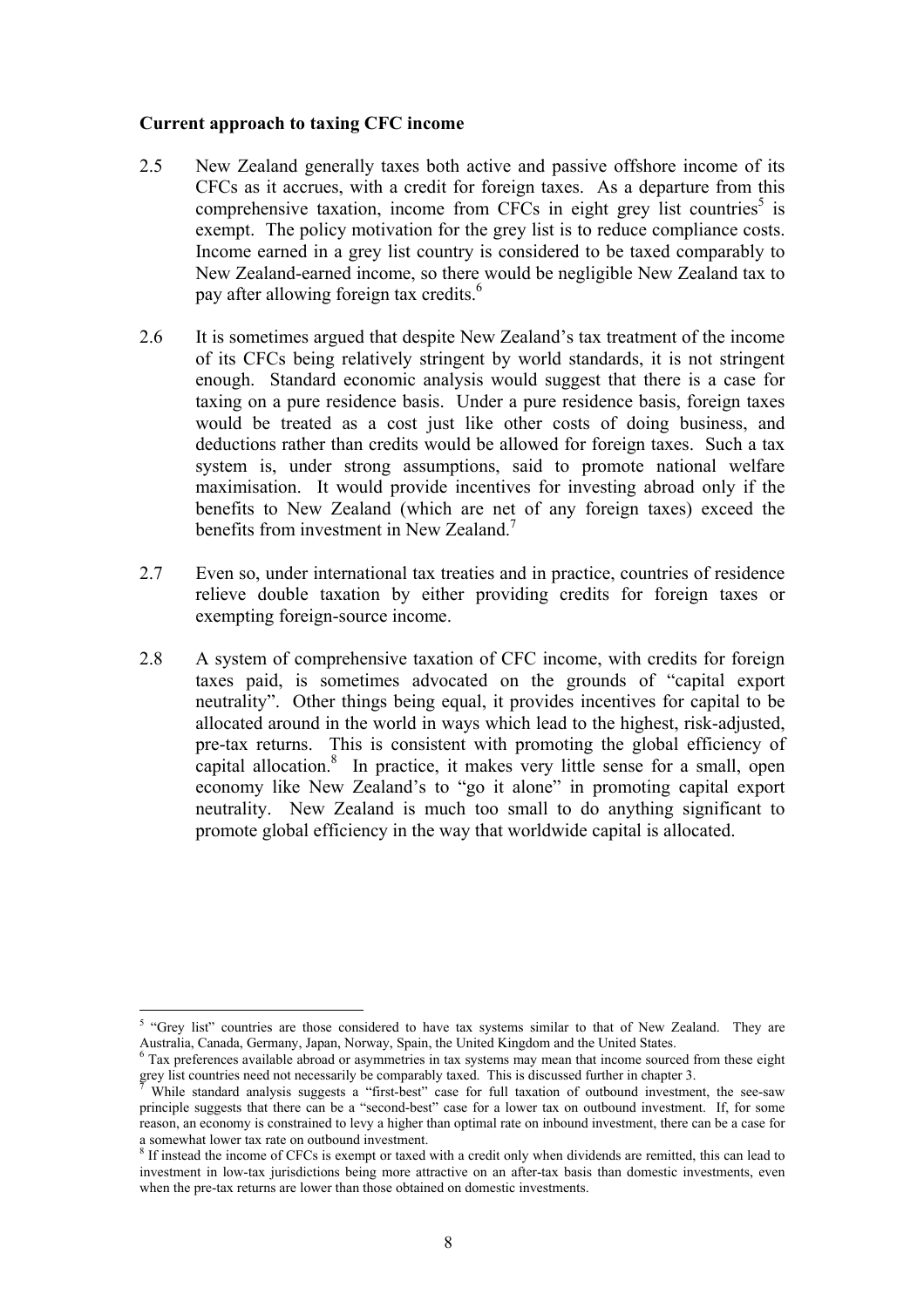**Current approach to taxing CFC income**

2.5 New Zealand generally taxes both active and passive offshore income of its CFCs as it accrues, with a credit for foreign taxes. As a departure from this comprehensive taxation, income from CFCs in eight grey list countries[5] is exempt. The policy motivation for the grey list is to reduce compliance costs. Income earned in a grey list country is considered to be taxed comparably to New Zealand-earned income, so there would be negligible New Zealand tax to pay after allowing foreign tax credits.[6]

2.6 It is sometimes argued that despite New Zealand's tax treatment of the income of its CFCs being relatively stringent by world standards, it is not stringent enough. Standard economic analysis would suggest that there is a case for taxing on a pure residence basis. Under a pure residence basis, foreign taxes would be treated as a cost just like other costs of doing business, and deductions rather than credits would be allowed for foreign taxes. Such a tax system is, under strong assumptions, said to promote national welfare maximisation. It would provide incentives for investing abroad only if the benefits to New Zealand (which are net of any foreign taxes) exceed the benefits from investment in New Zealand.[7]

2.7 Even so, under international tax treaties and in practice, countries of residence relieve double taxation by either providing credits for foreign taxes or exempting foreign-source income.

2.8 A system of comprehensive taxation of CFC income, with credits for foreign taxes paid, is sometimes advocated on the grounds of "capital export neutrality". Other things being equal, it provides incentives for capital to be allocated around in the world in ways which lead to the highest, risk-adjusted, pre-tax returns. This is consistent with promoting the global efficiency of capital allocation.[8] In practice, it makes very little sense for a small, open economy like New Zealand's to "go it alone" in promoting capital export neutrality. New Zealand is much too small to do anything significant to promote global efficiency in the way that worldwide capital is allocated.

---

[5] "Grey list" countries are those considered to have tax systems similar to that of New Zealand. They are Australia, Canada, Germany, Japan, Norway, Spain, the United Kingdom and the United States.

[6] Tax preferences available abroad or asymmetries in tax systems may mean that income sourced from these eight grey list countries need not necessarily be comparably taxed. This is discussed further in chapter 3.

[7] While standard analysis suggests a "first-best" case for full taxation of outbound investment, the see-saw principle suggests that there can be a "second-best" case for a lower tax on outbound investment. If, for some reason, an economy is constrained to levy a higher than optimal rate on inbound investment, there can be a case for a somewhat lower tax rate on outbound investment.

[8] If instead the income of CFCs is exempt or taxed with a credit only when dividends are remitted, this can lead to investment in low-tax jurisdictions being more attractive on an after-tax basis than domestic investments, even when the pre-tax returns are lower than those obtained on domestic investments.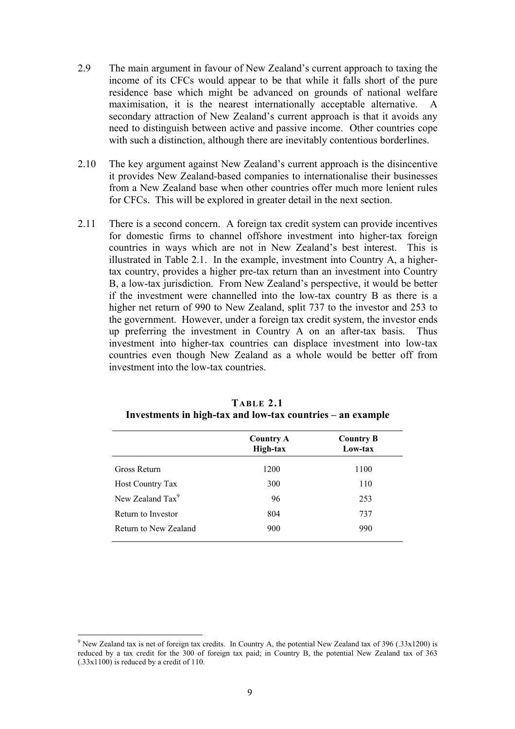2.9 The main argument in favour of New Zealand's current approach to taxing the income of its CFCs would appear to be that while it falls short of the pure residence base which might be advanced on grounds of national welfare maximisation, it is the nearest internationally acceptable alternative. A secondary attraction of New Zealand's current approach is that it avoids any need to distinguish between active and passive income. Other countries cope with such a distinction, although there are inevitably contentious borderlines.

2.10 The key argument against New Zealand's current approach is the disincentive it provides New Zealand-based companies to internationalise their businesses from a New Zealand base when other countries offer much more lenient rules for CFCs. This will be explored in greater detail in the next section.

2.11 There is a second concern. A foreign tax credit system can provide incentives for domestic firms to channel offshore investment into higher-tax foreign countries in ways which are not in New Zealand's best interest. This is illustrated in Table 2.1. In the example, investment into Country A, a higher-tax country, provides a higher pre-tax return than an investment into Country B, a low-tax jurisdiction. From New Zealand's perspective, it would be better if the investment were channelled into the low-tax country B as there is a higher net return of 990 to New Zealand, split 737 to the investor and 253 to the government. However, under a foreign tax credit system, the investor ends up preferring the investment in Country A on an after-tax basis. Thus investment into higher-tax countries can displace investment into low-tax countries even though New Zealand as a whole would be better off from investment into the low-tax countries.

**TABLE 2.1**
**Investments in high-tax and low-tax countries – an example**

| | **Country A High-tax** | **Country B Low-tax** |
|---|---|---|
| Gross Return | 1200 | 1100 |
| Host Country Tax | 300 | 110 |
| New Zealand Tax[9] | 96 | 253 |
| Return to Investor | 804 | 737 |
| Return to New Zealand | 900 | 990 |

[9] New Zealand tax is net of foreign tax credits. In Country A, the potential New Zealand tax of 396 (.33x1200) is reduced by a tax credit for the 300 of foreign tax paid; in Country B, the potential New Zealand tax of 363 (.33x1100) is reduced by a credit of 110.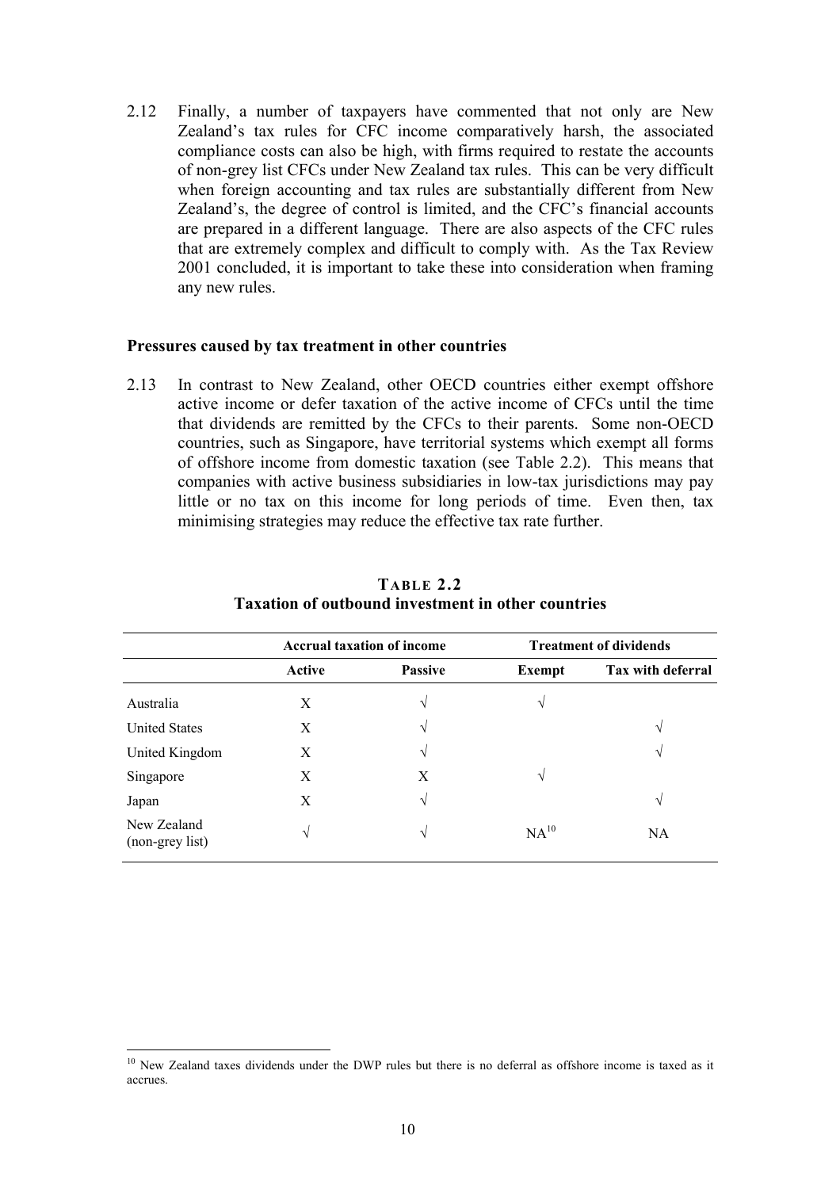2.12 Finally, a number of taxpayers have commented that not only are New Zealand's tax rules for CFC income comparatively harsh, the associated compliance costs can also be high, with firms required to restate the accounts of non-grey list CFCs under New Zealand tax rules. This can be very difficult when foreign accounting and tax rules are substantially different from New Zealand's, the degree of control is limited, and the CFC's financial accounts are prepared in a different language. There are also aspects of the CFC rules that are extremely complex and difficult to comply with. As the Tax Review 2001 concluded, it is important to take these into consideration when framing any new rules.

### Pressures caused by tax treatment in other countries

2.13 In contrast to New Zealand, other OECD countries either exempt offshore active income or defer taxation of the active income of CFCs until the time that dividends are remitted by the CFCs to their parents. Some non-OECD countries, such as Singapore, have territorial systems which exempt all forms of offshore income from domestic taxation (see Table 2.2). This means that companies with active business subsidiaries in low-tax jurisdictions may pay little or no tax on this income for long periods of time. Even then, tax minimising strategies may reduce the effective tax rate further.

**TABLE 2.2**
**Taxation of outbound investment in other countries**

| | Accrual taxation of income | | Treatment of dividends | |
|---|---|---|---|---|
| | **Active** | **Passive** | **Exempt** | **Tax with deferral** |
| Australia | X | √ | √ | |
| United States | X | √ | | √ |
| United Kingdom | X | √ | | √ |
| Singapore | X | X | √ | |
| Japan | X | √ | | √ |
| New Zealand (non-grey list) | √ | √ | NA[10] | NA |

[10] New Zealand taxes dividends under the DWP rules but there is no deferral as offshore income is taxed as it accrues.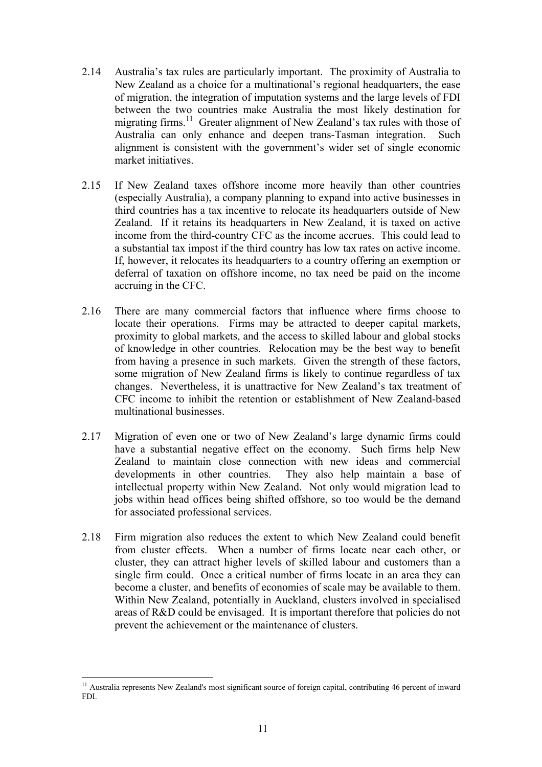2.14 Australia's tax rules are particularly important. The proximity of Australia to New Zealand as a choice for a multinational's regional headquarters, the ease of migration, the integration of imputation systems and the large levels of FDI between the two countries make Australia the most likely destination for migrating firms.[11] Greater alignment of New Zealand's tax rules with those of Australia can only enhance and deepen trans-Tasman integration. Such alignment is consistent with the government's wider set of single economic market initiatives.

2.15 If New Zealand taxes offshore income more heavily than other countries (especially Australia), a company planning to expand into active businesses in third countries has a tax incentive to relocate its headquarters outside of New Zealand. If it retains its headquarters in New Zealand, it is taxed on active income from the third-country CFC as the income accrues. This could lead to a substantial tax impost if the third country has low tax rates on active income. If, however, it relocates its headquarters to a country offering an exemption or deferral of taxation on offshore income, no tax need be paid on the income accruing in the CFC.

2.16 There are many commercial factors that influence where firms choose to locate their operations. Firms may be attracted to deeper capital markets, proximity to global markets, and the access to skilled labour and global stocks of knowledge in other countries. Relocation may be the best way to benefit from having a presence in such markets. Given the strength of these factors, some migration of New Zealand firms is likely to continue regardless of tax changes. Nevertheless, it is unattractive for New Zealand's tax treatment of CFC income to inhibit the retention or establishment of New Zealand-based multinational businesses.

2.17 Migration of even one or two of New Zealand's large dynamic firms could have a substantial negative effect on the economy. Such firms help New Zealand to maintain close connection with new ideas and commercial developments in other countries. They also help maintain a base of intellectual property within New Zealand. Not only would migration lead to jobs within head offices being shifted offshore, so too would be the demand for associated professional services.

2.18 Firm migration also reduces the extent to which New Zealand could benefit from cluster effects. When a number of firms locate near each other, or cluster, they can attract higher levels of skilled labour and customers than a single firm could. Once a critical number of firms locate in an area they can become a cluster, and benefits of economies of scale may be available to them. Within New Zealand, potentially in Auckland, clusters involved in specialised areas of R&D could be envisaged. It is important therefore that policies do not prevent the achievement or the maintenance of clusters.

---

[11] Australia represents New Zealand's most significant source of foreign capital, contributing 46 percent of inward FDI.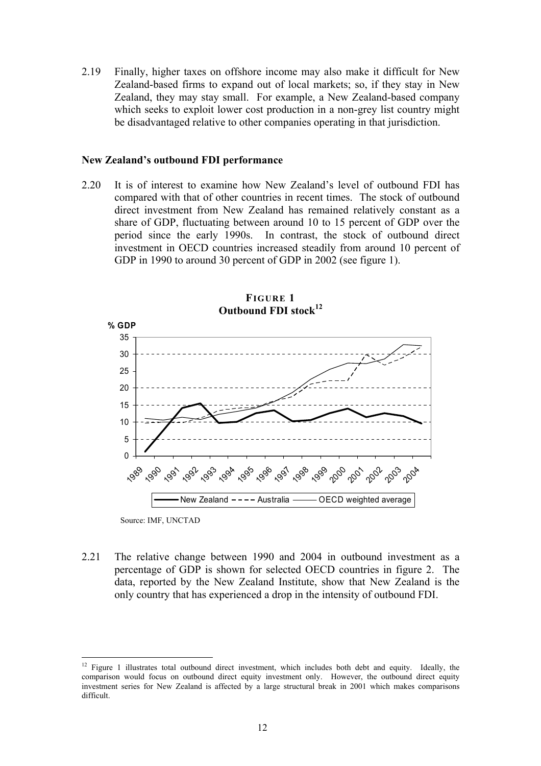2.19 Finally, higher taxes on offshore income may also make it difficult for New Zealand-based firms to expand out of local markets; so, if they stay in New Zealand, they may stay small. For example, a New Zealand-based company which seeks to exploit lower cost production in a non-grey list country might be disadvantaged relative to other companies operating in that jurisdiction.

**New Zealand's outbound FDI performance**

2.20 It is of interest to examine how New Zealand's level of outbound FDI has compared with that of other countries in recent times. The stock of outbound direct investment from New Zealand has remained relatively constant as a share of GDP, fluctuating between around 10 to 15 percent of GDP over the period since the early 1990s. In contrast, the stock of outbound direct investment in OECD countries increased steadily from around 10 percent of GDP in 1990 to around 30 percent of GDP in 2002 (see figure 1).

**FIGURE 1**
**Outbound FDI stock[12]**

Source: IMF, UNCTAD

2.21 The relative change between 1990 and 2004 in outbound investment as a percentage of GDP is shown for selected OECD countries in figure 2. The data, reported by the New Zealand Institute, show that New Zealand is the only country that has experienced a drop in the intensity of outbound FDI.

[12] Figure 1 illustrates total outbound direct investment, which includes both debt and equity. Ideally, the comparison would focus on outbound direct equity investment only. However, the outbound direct equity investment series for New Zealand is affected by a large structural break in 2001 which makes comparisons difficult.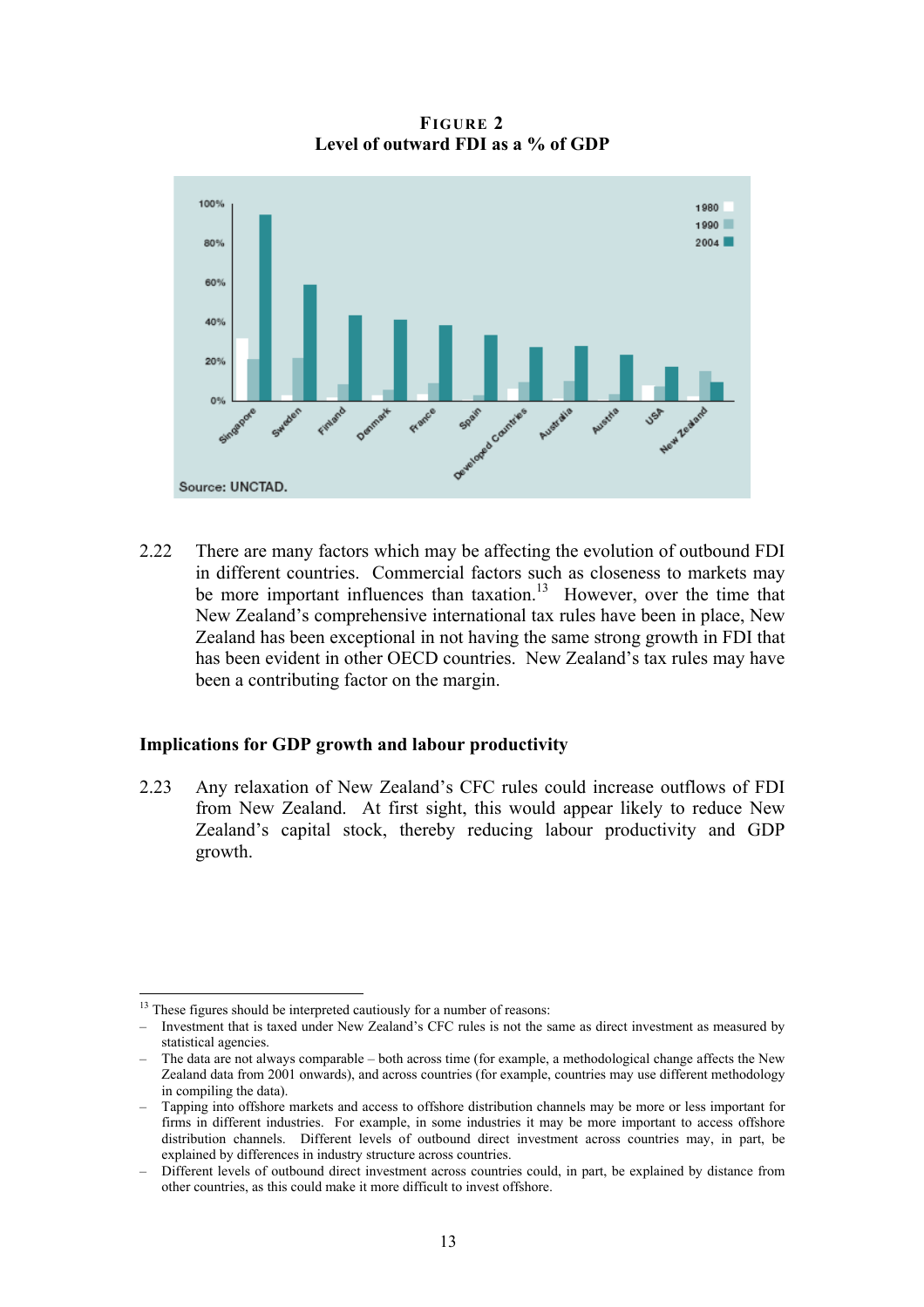**FIGURE 2**
**Level of outward FDI as a % of GDP**

Source: UNCTAD.

2.22 There are many factors which may be affecting the evolution of outbound FDI in different countries. Commercial factors such as closeness to markets may be more important influences than taxation.[13] However, over the time that New Zealand's comprehensive international tax rules have been in place, New Zealand has been exceptional in not having the same strong growth in FDI that has been evident in other OECD countries. New Zealand's tax rules may have been a contributing factor on the margin.

### Implications for GDP growth and labour productivity

2.23 Any relaxation of New Zealand's CFC rules could increase outflows of FDI from New Zealand. At first sight, this would appear likely to reduce New Zealand's capital stock, thereby reducing labour productivity and GDP growth.

---

[13] These figures should be interpreted cautiously for a number of reasons:

– Investment that is taxed under New Zealand's CFC rules is not the same as direct investment as measured by statistical agencies.

– The data are not always comparable – both across time (for example, a methodological change affects the New Zealand data from 2001 onwards), and across countries (for example, countries may use different methodology in compiling the data).

– Tapping into offshore markets and access to offshore distribution channels may be more or less important for firms in different industries. For example, in some industries it may be more important to access offshore distribution channels. Different levels of outbound direct investment across countries may, in part, be explained by differences in industry structure across countries.

– Different levels of outbound direct investment across countries could, in part, be explained by distance from other countries, as this could make it more difficult to invest offshore.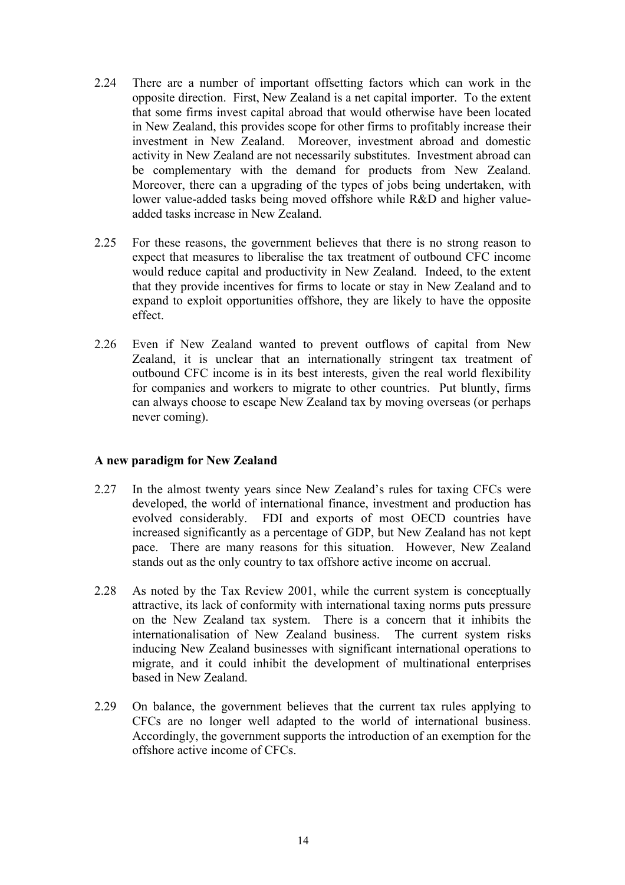2.24 There are a number of important offsetting factors which can work in the opposite direction. First, New Zealand is a net capital importer. To the extent that some firms invest capital abroad that would otherwise have been located in New Zealand, this provides scope for other firms to profitably increase their investment in New Zealand. Moreover, investment abroad and domestic activity in New Zealand are not necessarily substitutes. Investment abroad can be complementary with the demand for products from New Zealand. Moreover, there can a upgrading of the types of jobs being undertaken, with lower value-added tasks being moved offshore while R&D and higher value-added tasks increase in New Zealand.

2.25 For these reasons, the government believes that there is no strong reason to expect that measures to liberalise the tax treatment of outbound CFC income would reduce capital and productivity in New Zealand. Indeed, to the extent that they provide incentives for firms to locate or stay in New Zealand and to expand to exploit opportunities offshore, they are likely to have the opposite effect.

2.26 Even if New Zealand wanted to prevent outflows of capital from New Zealand, it is unclear that an internationally stringent tax treatment of outbound CFC income is in its best interests, given the real world flexibility for companies and workers to migrate to other countries. Put bluntly, firms can always choose to escape New Zealand tax by moving overseas (or perhaps never coming).

**A new paradigm for New Zealand**

2.27 In the almost twenty years since New Zealand's rules for taxing CFCs were developed, the world of international finance, investment and production has evolved considerably. FDI and exports of most OECD countries have increased significantly as a percentage of GDP, but New Zealand has not kept pace. There are many reasons for this situation. However, New Zealand stands out as the only country to tax offshore active income on accrual.

2.28 As noted by the Tax Review 2001, while the current system is conceptually attractive, its lack of conformity with international taxing norms puts pressure on the New Zealand tax system. There is a concern that it inhibits the internationalisation of New Zealand business. The current system risks inducing New Zealand businesses with significant international operations to migrate, and it could inhibit the development of multinational enterprises based in New Zealand.

2.29 On balance, the government believes that the current tax rules applying to CFCs are no longer well adapted to the world of international business. Accordingly, the government supports the introduction of an exemption for the offshore active income of CFCs.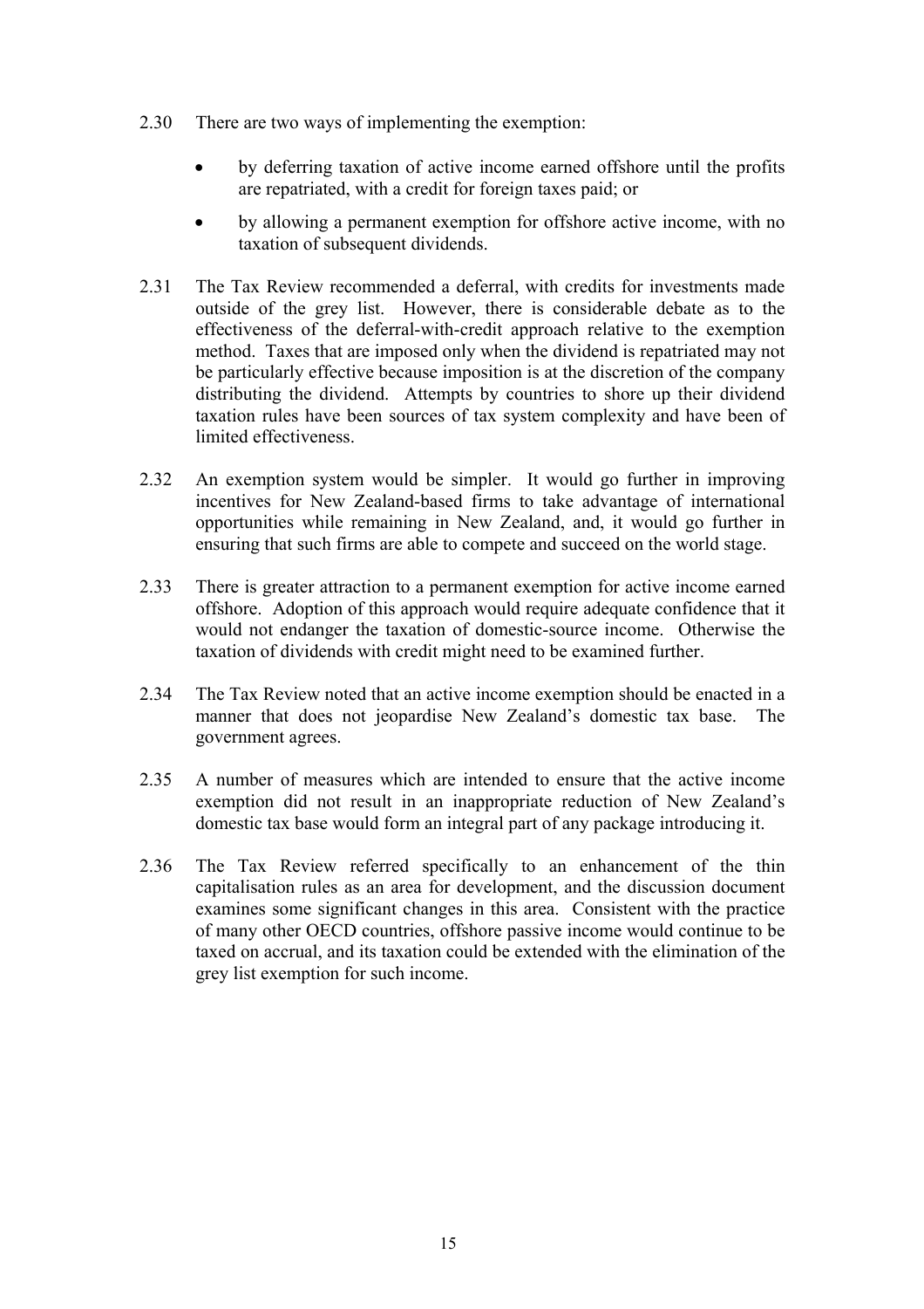2.30 There are two ways of implementing the exemption:

- by deferring taxation of active income earned offshore until the profits are repatriated, with a credit for foreign taxes paid; or
- by allowing a permanent exemption for offshore active income, with no taxation of subsequent dividends.

2.31 The Tax Review recommended a deferral, with credits for investments made outside of the grey list. However, there is considerable debate as to the effectiveness of the deferral-with-credit approach relative to the exemption method. Taxes that are imposed only when the dividend is repatriated may not be particularly effective because imposition is at the discretion of the company distributing the dividend. Attempts by countries to shore up their dividend taxation rules have been sources of tax system complexity and have been of limited effectiveness.

2.32 An exemption system would be simpler. It would go further in improving incentives for New Zealand-based firms to take advantage of international opportunities while remaining in New Zealand, and, it would go further in ensuring that such firms are able to compete and succeed on the world stage.

2.33 There is greater attraction to a permanent exemption for active income earned offshore. Adoption of this approach would require adequate confidence that it would not endanger the taxation of domestic-source income. Otherwise the taxation of dividends with credit might need to be examined further.

2.34 The Tax Review noted that an active income exemption should be enacted in a manner that does not jeopardise New Zealand's domestic tax base. The government agrees.

2.35 A number of measures which are intended to ensure that the active income exemption did not result in an inappropriate reduction of New Zealand's domestic tax base would form an integral part of any package introducing it.

2.36 The Tax Review referred specifically to an enhancement of the thin capitalisation rules as an area for development, and the discussion document examines some significant changes in this area. Consistent with the practice of many other OECD countries, offshore passive income would continue to be taxed on accrual, and its taxation could be extended with the elimination of the grey list exemption for such income.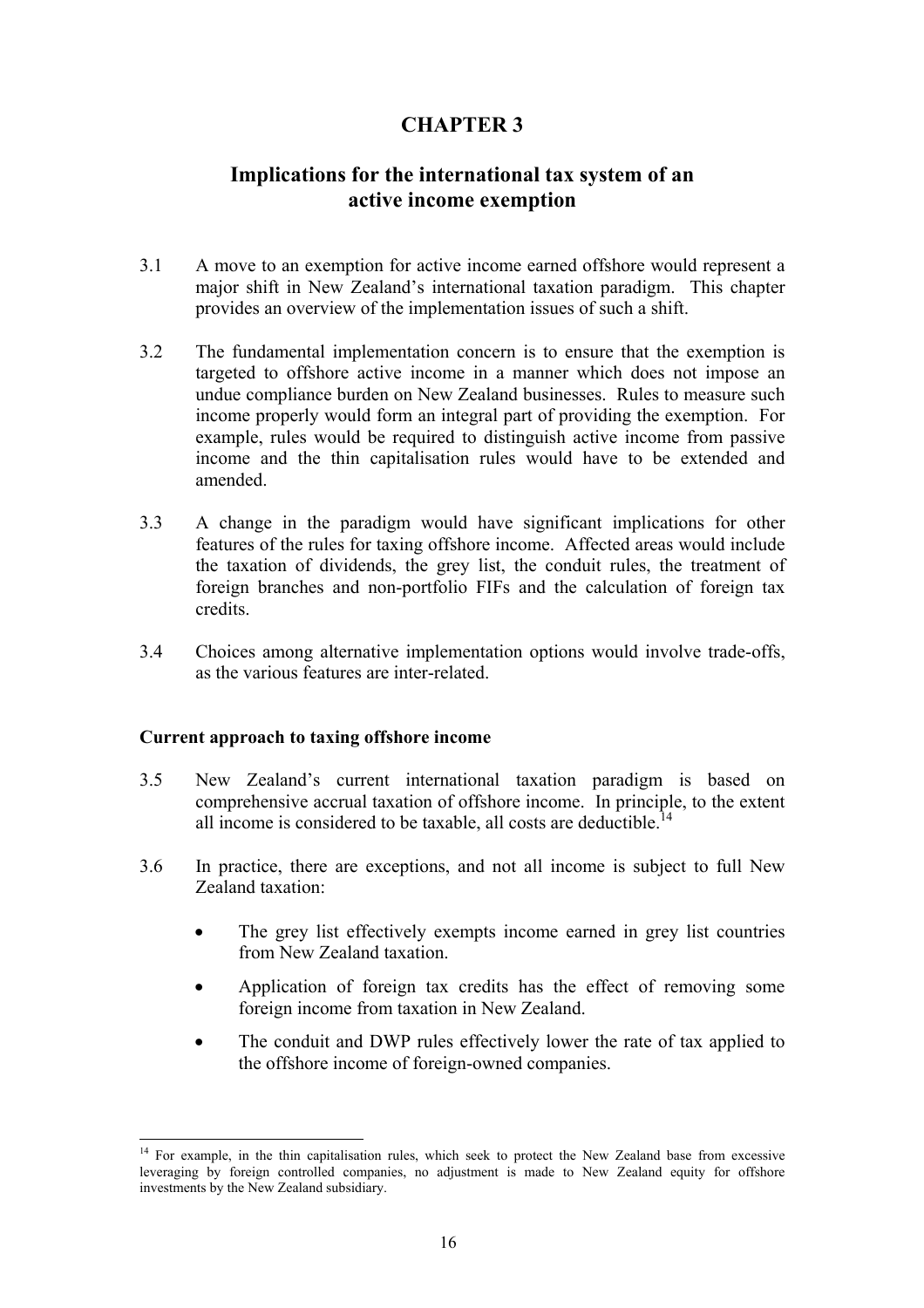# CHAPTER 3

## Implications for the international tax system of an active income exemption

3.1 A move to an exemption for active income earned offshore would represent a major shift in New Zealand's international taxation paradigm. This chapter provides an overview of the implementation issues of such a shift.

3.2 The fundamental implementation concern is to ensure that the exemption is targeted to offshore active income in a manner which does not impose an undue compliance burden on New Zealand businesses. Rules to measure such income properly would form an integral part of providing the exemption. For example, rules would be required to distinguish active income from passive income and the thin capitalisation rules would have to be extended and amended.

3.3 A change in the paradigm would have significant implications for other features of the rules for taxing offshore income. Affected areas would include the taxation of dividends, the grey list, the conduit rules, the treatment of foreign branches and non-portfolio FIFs and the calculation of foreign tax credits.

3.4 Choices among alternative implementation options would involve trade-offs, as the various features are inter-related.

### Current approach to taxing offshore income

3.5 New Zealand's current international taxation paradigm is based on comprehensive accrual taxation of offshore income. In principle, to the extent all income is considered to be taxable, all costs are deductible.[14]

3.6 In practice, there are exceptions, and not all income is subject to full New Zealand taxation:

- The grey list effectively exempts income earned in grey list countries from New Zealand taxation.
- Application of foreign tax credits has the effect of removing some foreign income from taxation in New Zealand.
- The conduit and DWP rules effectively lower the rate of tax applied to the offshore income of foreign-owned companies.

[14] For example, in the thin capitalisation rules, which seek to protect the New Zealand base from excessive leveraging by foreign controlled companies, no adjustment is made to New Zealand equity for offshore investments by the New Zealand subsidiary.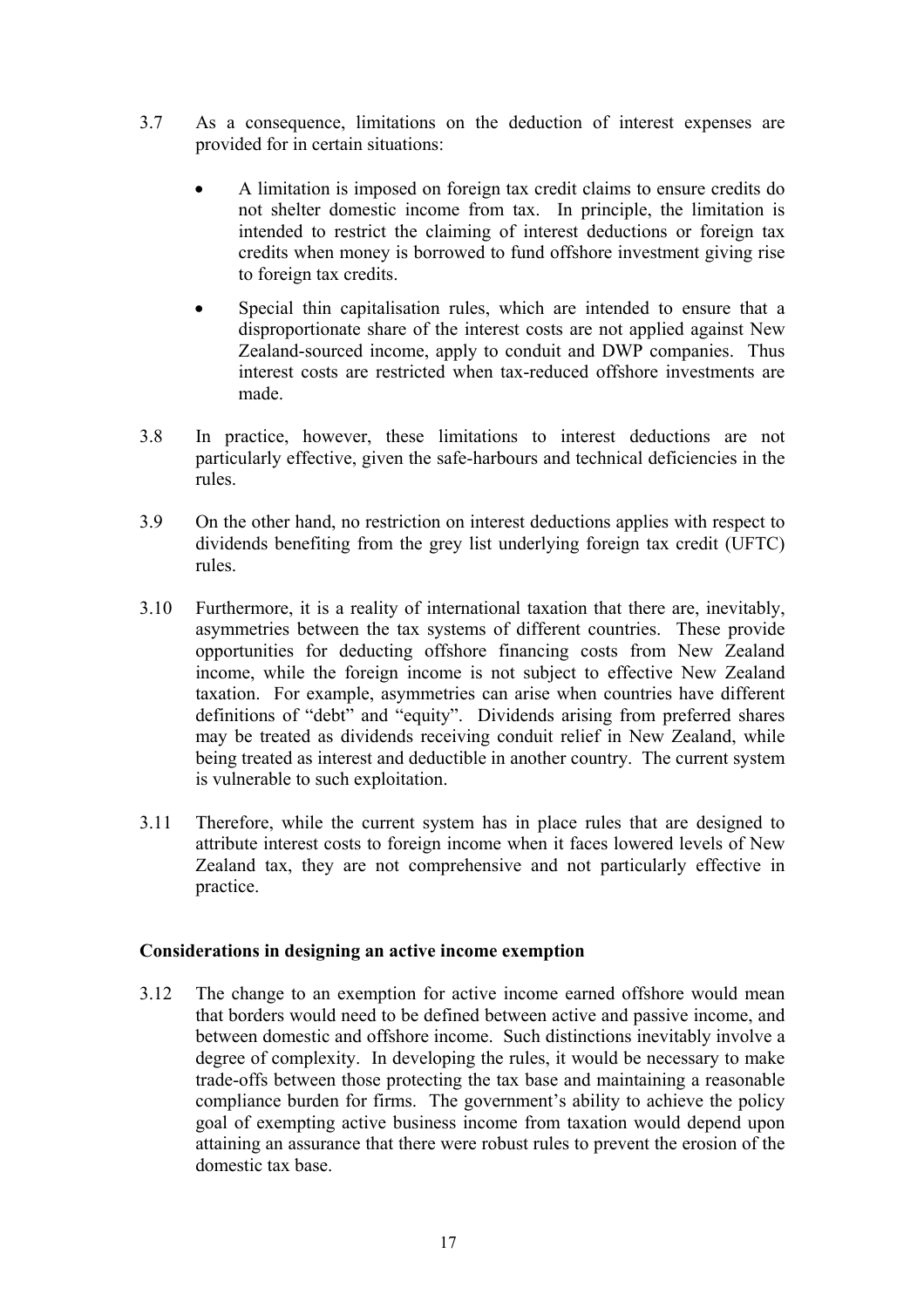3.7 As a consequence, limitations on the deduction of interest expenses are provided for in certain situations:

- A limitation is imposed on foreign tax credit claims to ensure credits do not shelter domestic income from tax. In principle, the limitation is intended to restrict the claiming of interest deductions or foreign tax credits when money is borrowed to fund offshore investment giving rise to foreign tax credits.
- Special thin capitalisation rules, which are intended to ensure that a disproportionate share of the interest costs are not applied against New Zealand-sourced income, apply to conduit and DWP companies. Thus interest costs are restricted when tax-reduced offshore investments are made.

3.8 In practice, however, these limitations to interest deductions are not particularly effective, given the safe-harbours and technical deficiencies in the rules.

3.9 On the other hand, no restriction on interest deductions applies with respect to dividends benefiting from the grey list underlying foreign tax credit (UFTC) rules.

3.10 Furthermore, it is a reality of international taxation that there are, inevitably, asymmetries between the tax systems of different countries. These provide opportunities for deducting offshore financing costs from New Zealand income, while the foreign income is not subject to effective New Zealand taxation. For example, asymmetries can arise when countries have different definitions of "debt" and "equity". Dividends arising from preferred shares may be treated as dividends receiving conduit relief in New Zealand, while being treated as interest and deductible in another country. The current system is vulnerable to such exploitation.

3.11 Therefore, while the current system has in place rules that are designed to attribute interest costs to foreign income when it faces lowered levels of New Zealand tax, they are not comprehensive and not particularly effective in practice.

### Considerations in designing an active income exemption

3.12 The change to an exemption for active income earned offshore would mean that borders would need to be defined between active and passive income, and between domestic and offshore income. Such distinctions inevitably involve a degree of complexity. In developing the rules, it would be necessary to make trade-offs between those protecting the tax base and maintaining a reasonable compliance burden for firms. The government's ability to achieve the policy goal of exempting active business income from taxation would depend upon attaining an assurance that there were robust rules to prevent the erosion of the domestic tax base.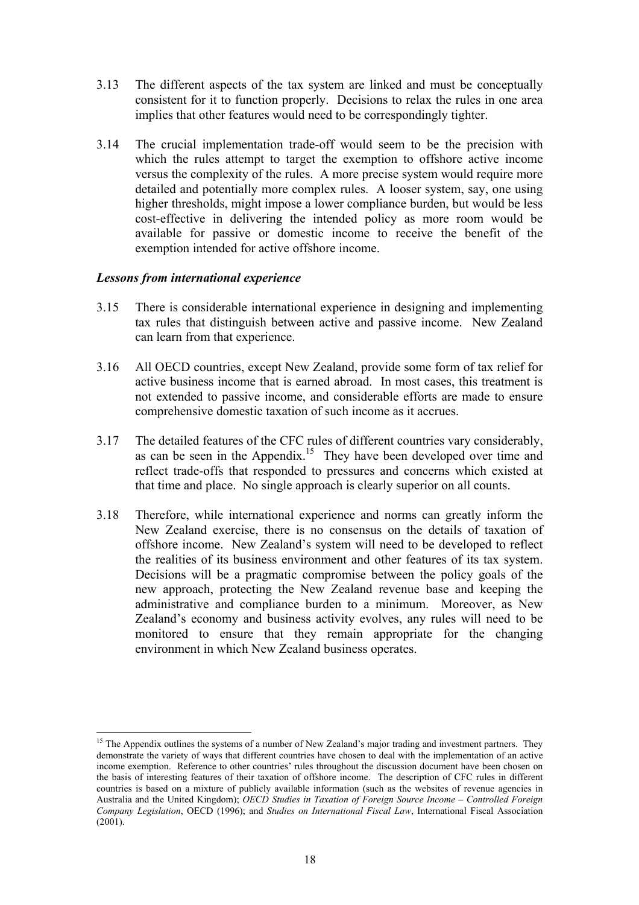3.13 The different aspects of the tax system are linked and must be conceptually consistent for it to function properly. Decisions to relax the rules in one area implies that other features would need to be correspondingly tighter.

3.14 The crucial implementation trade-off would seem to be the precision with which the rules attempt to target the exemption to offshore active income versus the complexity of the rules. A more precise system would require more detailed and potentially more complex rules. A looser system, say, one using higher thresholds, might impose a lower compliance burden, but would be less cost-effective in delivering the intended policy as more room would be available for passive or domestic income to receive the benefit of the exemption intended for active offshore income.

### *Lessons from international experience*

3.15 There is considerable international experience in designing and implementing tax rules that distinguish between active and passive income. New Zealand can learn from that experience.

3.16 All OECD countries, except New Zealand, provide some form of tax relief for active business income that is earned abroad. In most cases, this treatment is not extended to passive income, and considerable efforts are made to ensure comprehensive domestic taxation of such income as it accrues.

3.17 The detailed features of the CFC rules of different countries vary considerably, as can be seen in the Appendix.[15] They have been developed over time and reflect trade-offs that responded to pressures and concerns which existed at that time and place. No single approach is clearly superior on all counts.

3.18 Therefore, while international experience and norms can greatly inform the New Zealand exercise, there is no consensus on the details of taxation of offshore income. New Zealand's system will need to be developed to reflect the realities of its business environment and other features of its tax system. Decisions will be a pragmatic compromise between the policy goals of the new approach, protecting the New Zealand revenue base and keeping the administrative and compliance burden to a minimum. Moreover, as New Zealand's economy and business activity evolves, any rules will need to be monitored to ensure that they remain appropriate for the changing environment in which New Zealand business operates.

---

[15] The Appendix outlines the systems of a number of New Zealand's major trading and investment partners. They demonstrate the variety of ways that different countries have chosen to deal with the implementation of an active income exemption. Reference to other countries' rules throughout the discussion document have been chosen on the basis of interesting features of their taxation of offshore income. The description of CFC rules in different countries is based on a mixture of publicly available information (such as the websites of revenue agencies in Australia and the United Kingdom); *OECD Studies in Taxation of Foreign Source Income – Controlled Foreign Company Legislation*, OECD (1996); and *Studies on International Fiscal Law*, International Fiscal Association (2001).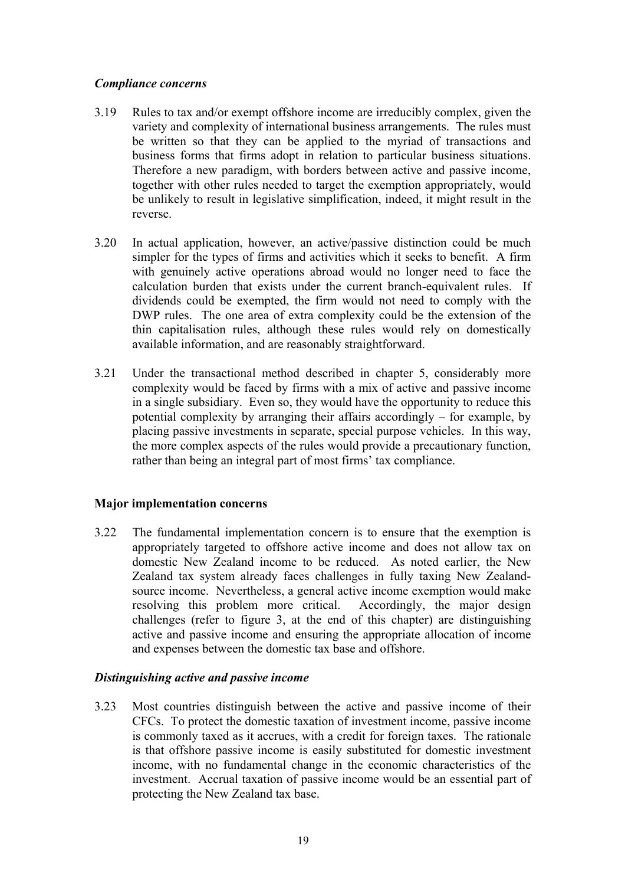### *Compliance concerns*

3.19 Rules to tax and/or exempt offshore income are irreducibly complex, given the variety and complexity of international business arrangements. The rules must be written so that they can be applied to the myriad of transactions and business forms that firms adopt in relation to particular business situations. Therefore a new paradigm, with borders between active and passive income, together with other rules needed to target the exemption appropriately, would be unlikely to result in legislative simplification, indeed, it might result in the reverse.

3.20 In actual application, however, an active/passive distinction could be much simpler for the types of firms and activities which it seeks to benefit. A firm with genuinely active operations abroad would no longer need to face the calculation burden that exists under the current branch-equivalent rules. If dividends could be exempted, the firm would not need to comply with the DWP rules. The one area of extra complexity could be the extension of the thin capitalisation rules, although these rules would rely on domestically available information, and are reasonably straightforward.

3.21 Under the transactional method described in chapter 5, considerably more complexity would be faced by firms with a mix of active and passive income in a single subsidiary. Even so, they would have the opportunity to reduce this potential complexity by arranging their affairs accordingly – for example, by placing passive investments in separate, special purpose vehicles. In this way, the more complex aspects of the rules would provide a precautionary function, rather than being an integral part of most firms' tax compliance.

## Major implementation concerns

3.22 The fundamental implementation concern is to ensure that the exemption is appropriately targeted to offshore active income and does not allow tax on domestic New Zealand income to be reduced. As noted earlier, the New Zealand tax system already faces challenges in fully taxing New Zealand-source income. Nevertheless, a general active income exemption would make resolving this problem more critical. Accordingly, the major design challenges (refer to figure 3, at the end of this chapter) are distinguishing active and passive income and ensuring the appropriate allocation of income and expenses between the domestic tax base and offshore.

### *Distinguishing active and passive income*

3.23 Most countries distinguish between the active and passive income of their CFCs. To protect the domestic taxation of investment income, passive income is commonly taxed as it accrues, with a credit for foreign taxes. The rationale is that offshore passive income is easily substituted for domestic investment income, with no fundamental change in the economic characteristics of the investment. Accrual taxation of passive income would be an essential part of protecting the New Zealand tax base.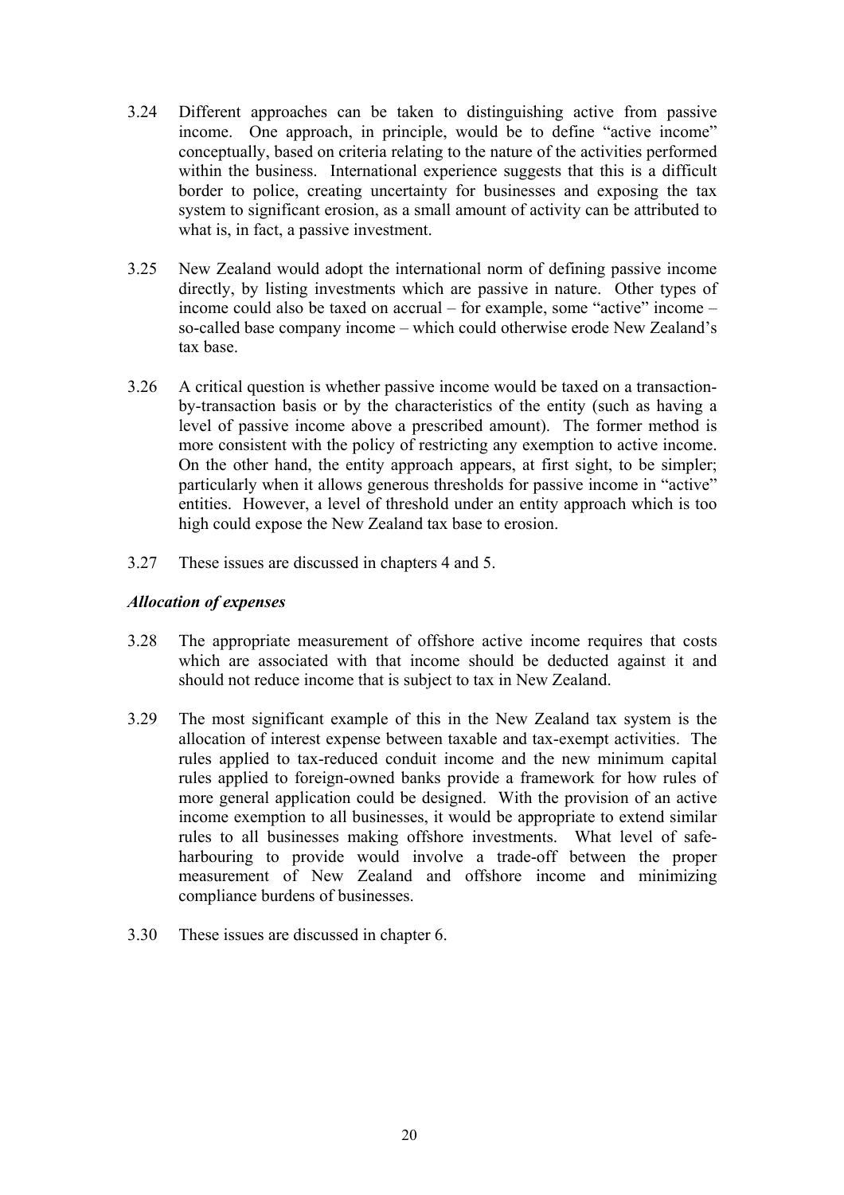3.24 Different approaches can be taken to distinguishing active from passive income. One approach, in principle, would be to define "active income" conceptually, based on criteria relating to the nature of the activities performed within the business. International experience suggests that this is a difficult border to police, creating uncertainty for businesses and exposing the tax system to significant erosion, as a small amount of activity can be attributed to what is, in fact, a passive investment.

3.25 New Zealand would adopt the international norm of defining passive income directly, by listing investments which are passive in nature. Other types of income could also be taxed on accrual – for example, some "active" income – so-called base company income – which could otherwise erode New Zealand's tax base.

3.26 A critical question is whether passive income would be taxed on a transaction-by-transaction basis or by the characteristics of the entity (such as having a level of passive income above a prescribed amount). The former method is more consistent with the policy of restricting any exemption to active income. On the other hand, the entity approach appears, at first sight, to be simpler; particularly when it allows generous thresholds for passive income in "active" entities. However, a level of threshold under an entity approach which is too high could expose the New Zealand tax base to erosion.

3.27 These issues are discussed in chapters 4 and 5.

### *Allocation of expenses*

3.28 The appropriate measurement of offshore active income requires that costs which are associated with that income should be deducted against it and should not reduce income that is subject to tax in New Zealand.

3.29 The most significant example of this in the New Zealand tax system is the allocation of interest expense between taxable and tax-exempt activities. The rules applied to tax-reduced conduit income and the new minimum capital rules applied to foreign-owned banks provide a framework for how rules of more general application could be designed. With the provision of an active income exemption to all businesses, it would be appropriate to extend similar rules to all businesses making offshore investments. What level of safe-harbouring to provide would involve a trade-off between the proper measurement of New Zealand and offshore income and minimizing compliance burdens of businesses.

3.30 These issues are discussed in chapter 6.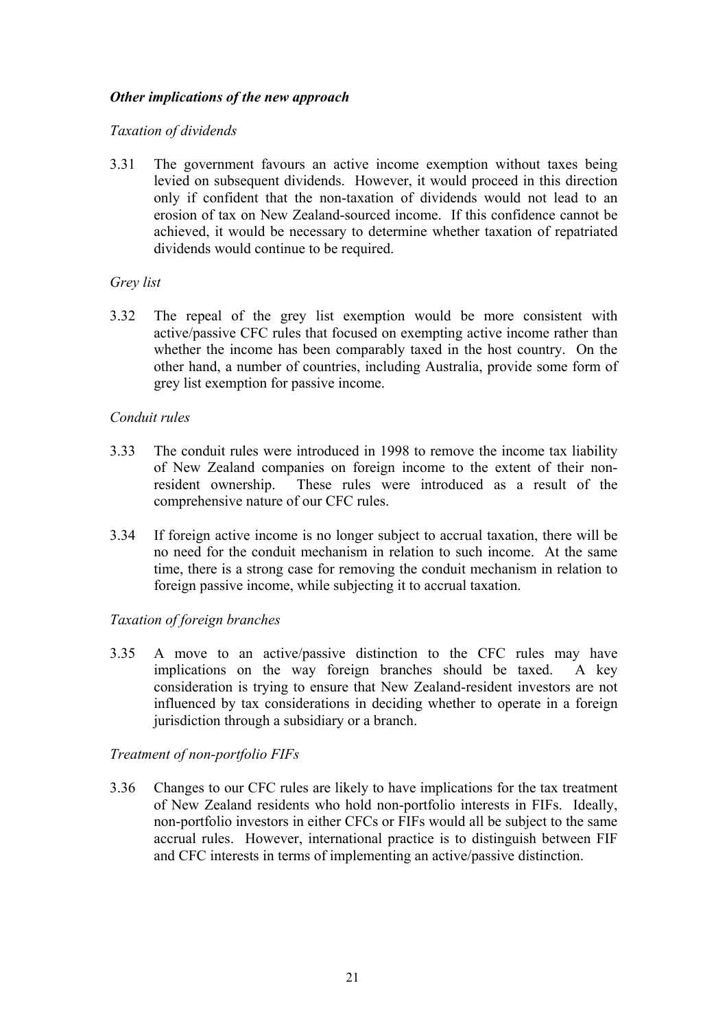### *Other implications of the new approach*

*Taxation of dividends*

3.31 The government favours an active income exemption without taxes being levied on subsequent dividends. However, it would proceed in this direction only if confident that the non-taxation of dividends would not lead to an erosion of tax on New Zealand-sourced income. If this confidence cannot be achieved, it would be necessary to determine whether taxation of repatriated dividends would continue to be required.

*Grey list*

3.32 The repeal of the grey list exemption would be more consistent with active/passive CFC rules that focused on exempting active income rather than whether the income has been comparably taxed in the host country. On the other hand, a number of countries, including Australia, provide some form of grey list exemption for passive income.

*Conduit rules*

3.33 The conduit rules were introduced in 1998 to remove the income tax liability of New Zealand companies on foreign income to the extent of their non-resident ownership. These rules were introduced as a result of the comprehensive nature of our CFC rules.

3.34 If foreign active income is no longer subject to accrual taxation, there will be no need for the conduit mechanism in relation to such income. At the same time, there is a strong case for removing the conduit mechanism in relation to foreign passive income, while subjecting it to accrual taxation.

*Taxation of foreign branches*

3.35 A move to an active/passive distinction to the CFC rules may have implications on the way foreign branches should be taxed. A key consideration is trying to ensure that New Zealand-resident investors are not influenced by tax considerations in deciding whether to operate in a foreign jurisdiction through a subsidiary or a branch.

*Treatment of non-portfolio FIFs*

3.36 Changes to our CFC rules are likely to have implications for the tax treatment of New Zealand residents who hold non-portfolio interests in FIFs. Ideally, non-portfolio investors in either CFCs or FIFs would all be subject to the same accrual rules. However, international practice is to distinguish between FIF and CFC interests in terms of implementing an active/passive distinction.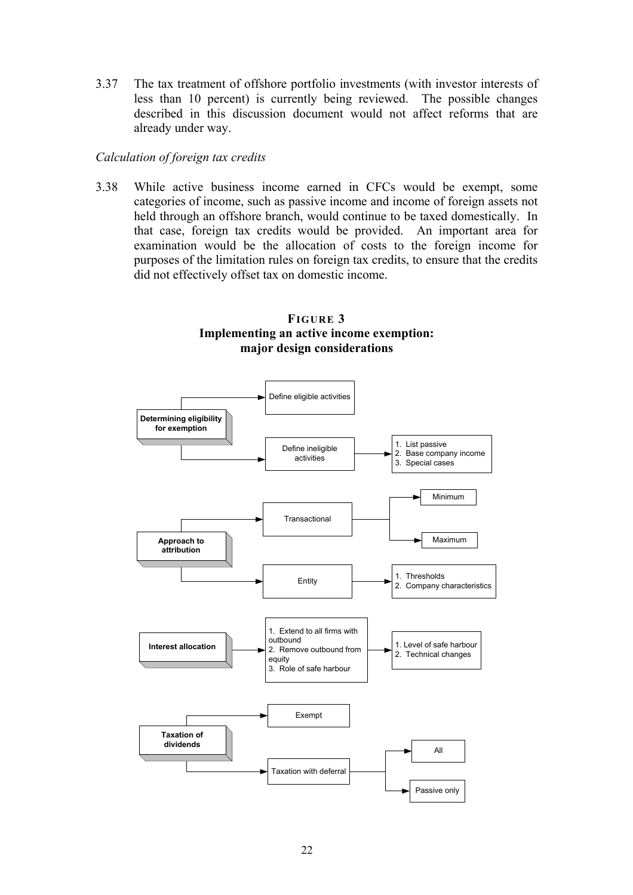3.37 The tax treatment of offshore portfolio investments (with investor interests of less than 10 percent) is currently being reviewed. The possible changes described in this discussion document would not affect reforms that are already under way.

*Calculation of foreign tax credits*

3.38 While active business income earned in CFCs would be exempt, some categories of income, such as passive income and income of foreign assets not held through an offshore branch, would continue to be taxed domestically. In that case, foreign tax credits would be provided. An important area for examination would be the allocation of costs to the foreign income for purposes of the limitation rules on foreign tax credits, to ensure that the credits did not effectively offset tax on domestic income.

**FIGURE 3**
**Implementing an active income exemption: major design considerations**

- **Determining eligibility for exemption**
  - Define eligible activities
  - Define ineligible activities
    - 1. List passive
    - 2. Base company income
    - 3. Special cases
- **Approach to attribution**
  - Transactional
    - Minimum
    - Maximum
  - Entity
    - 1. Thresholds
    - 2. Company characteristics
- **Interest allocation**
  - 1. Extend to all firms with outbound
  - 2. Remove outbound from equity
  - 3. Role of safe harbour
    - 1. Level of safe harbour
    - 2. Technical changes
- **Taxation of dividends**
  - Exempt
  - Taxation with deferral
    - All
    - Passive only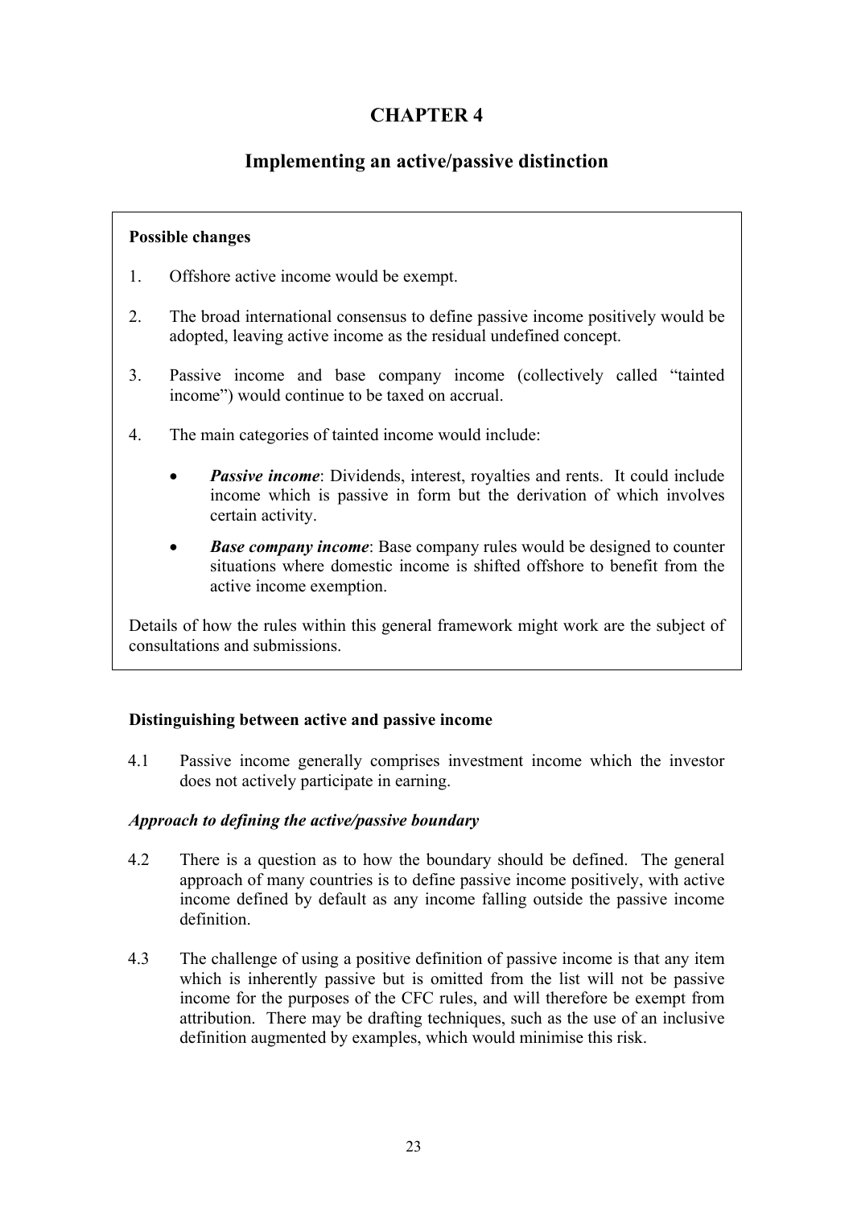# CHAPTER 4

## Implementing an active/passive distinction

**Possible changes**

1. Offshore active income would be exempt.
2. The broad international consensus to define passive income positively would be adopted, leaving active income as the residual undefined concept.
3. Passive income and base company income (collectively called "tainted income") would continue to be taxed on accrual.
4. The main categories of tainted income would include:
   - ***Passive income***: Dividends, interest, royalties and rents. It could include income which is passive in form but the derivation of which involves certain activity.
   - ***Base company income***: Base company rules would be designed to counter situations where domestic income is shifted offshore to benefit from the active income exemption.

Details of how the rules within this general framework might work are the subject of consultations and submissions.

### Distinguishing between active and passive income

4.1 Passive income generally comprises investment income which the investor does not actively participate in earning.

#### *Approach to defining the active/passive boundary*

4.2 There is a question as to how the boundary should be defined. The general approach of many countries is to define passive income positively, with active income defined by default as any income falling outside the passive income definition.

4.3 The challenge of using a positive definition of passive income is that any item which is inherently passive but is omitted from the list will not be passive income for the purposes of the CFC rules, and will therefore be exempt from attribution. There may be drafting techniques, such as the use of an inclusive definition augmented by examples, which would minimise this risk.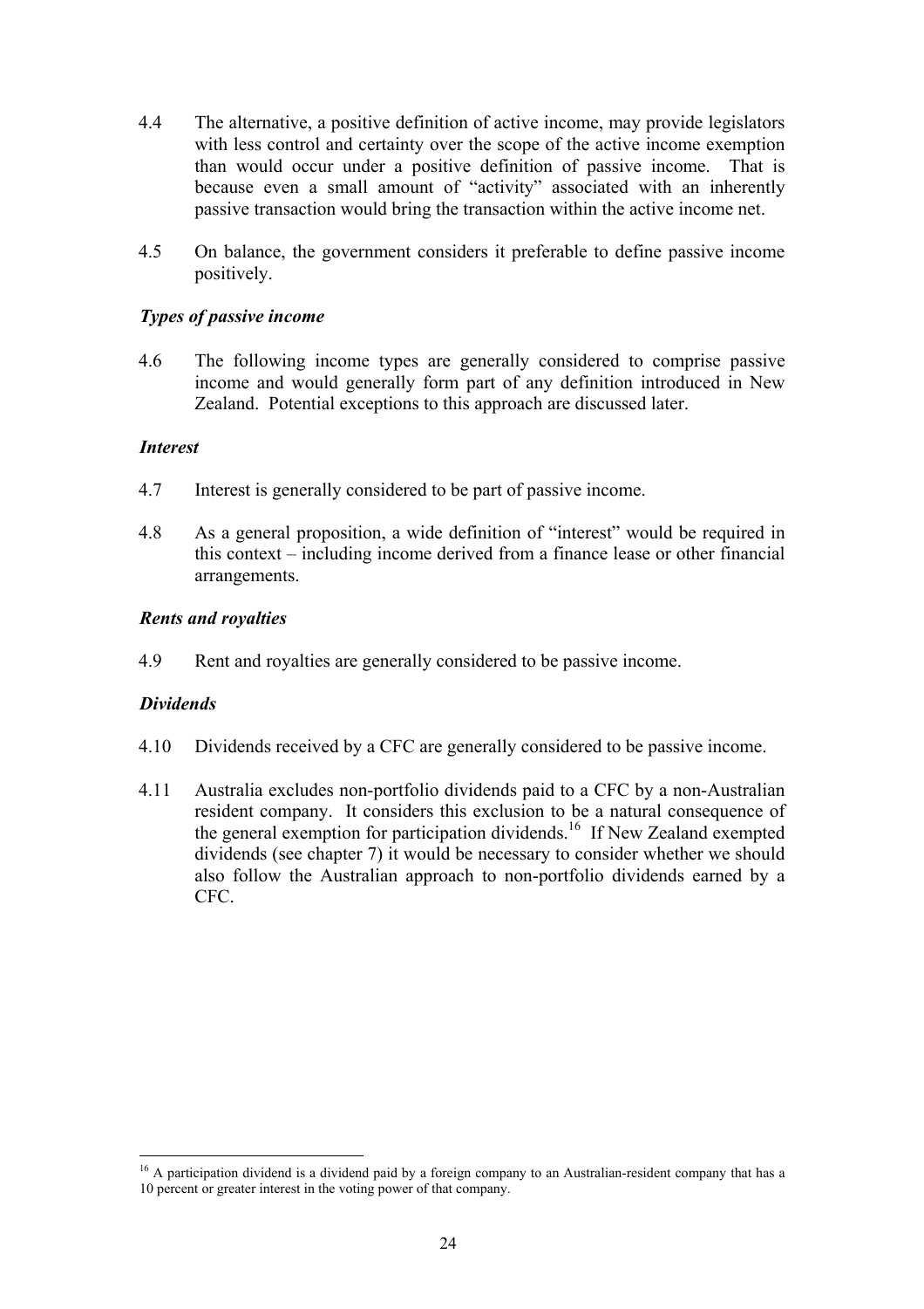4.4 The alternative, a positive definition of active income, may provide legislators with less control and certainty over the scope of the active income exemption than would occur under a positive definition of passive income. That is because even a small amount of "activity" associated with an inherently passive transaction would bring the transaction within the active income net.

4.5 On balance, the government considers it preferable to define passive income positively.

### *Types of passive income*

4.6 The following income types are generally considered to comprise passive income and would generally form part of any definition introduced in New Zealand. Potential exceptions to this approach are discussed later.

### *Interest*

4.7 Interest is generally considered to be part of passive income.

4.8 As a general proposition, a wide definition of "interest" would be required in this context – including income derived from a finance lease or other financial arrangements.

### *Rents and royalties*

4.9 Rent and royalties are generally considered to be passive income.

### *Dividends*

4.10 Dividends received by a CFC are generally considered to be passive income.

4.11 Australia excludes non-portfolio dividends paid to a CFC by a non-Australian resident company. It considers this exclusion to be a natural consequence of the general exemption for participation dividends.[16] If New Zealand exempted dividends (see chapter 7) it would be necessary to consider whether we should also follow the Australian approach to non-portfolio dividends earned by a CFC.

---

[16] A participation dividend is a dividend paid by a foreign company to an Australian-resident company that has a 10 percent or greater interest in the voting power of that company.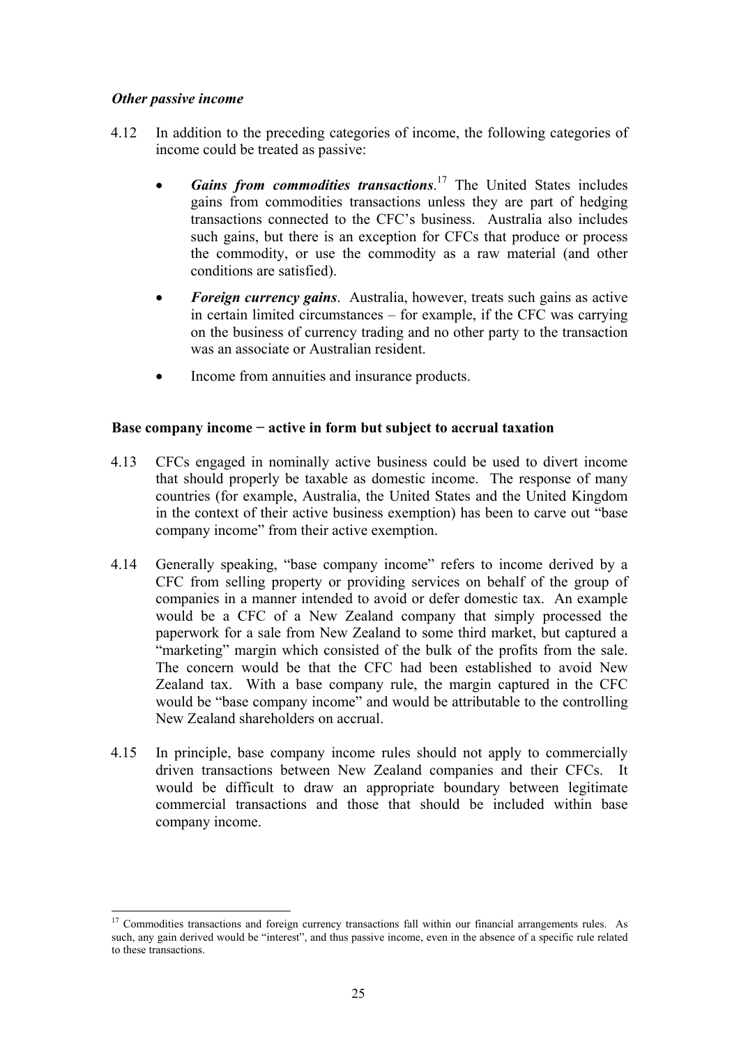### *Other passive income*

4.12 In addition to the preceding categories of income, the following categories of income could be treated as passive:

- ***Gains from commodities transactions***.[17] The United States includes gains from commodities transactions unless they are part of hedging transactions connected to the CFC's business. Australia also includes such gains, but there is an exception for CFCs that produce or process the commodity, or use the commodity as a raw material (and other conditions are satisfied).
- ***Foreign currency gains***. Australia, however, treats such gains as active in certain limited circumstances – for example, if the CFC was carrying on the business of currency trading and no other party to the transaction was an associate or Australian resident.
- Income from annuities and insurance products.

### Base company income − active in form but subject to accrual taxation

4.13 CFCs engaged in nominally active business could be used to divert income that should properly be taxable as domestic income. The response of many countries (for example, Australia, the United States and the United Kingdom in the context of their active business exemption) has been to carve out "base company income" from their active exemption.

4.14 Generally speaking, "base company income" refers to income derived by a CFC from selling property or providing services on behalf of the group of companies in a manner intended to avoid or defer domestic tax. An example would be a CFC of a New Zealand company that simply processed the paperwork for a sale from New Zealand to some third market, but captured a "marketing" margin which consisted of the bulk of the profits from the sale. The concern would be that the CFC had been established to avoid New Zealand tax. With a base company rule, the margin captured in the CFC would be "base company income" and would be attributable to the controlling New Zealand shareholders on accrual.

4.15 In principle, base company income rules should not apply to commercially driven transactions between New Zealand companies and their CFCs. It would be difficult to draw an appropriate boundary between legitimate commercial transactions and those that should be included within base company income.

---

[17] Commodities transactions and foreign currency transactions fall within our financial arrangements rules. As such, any gain derived would be "interest", and thus passive income, even in the absence of a specific rule related to these transactions.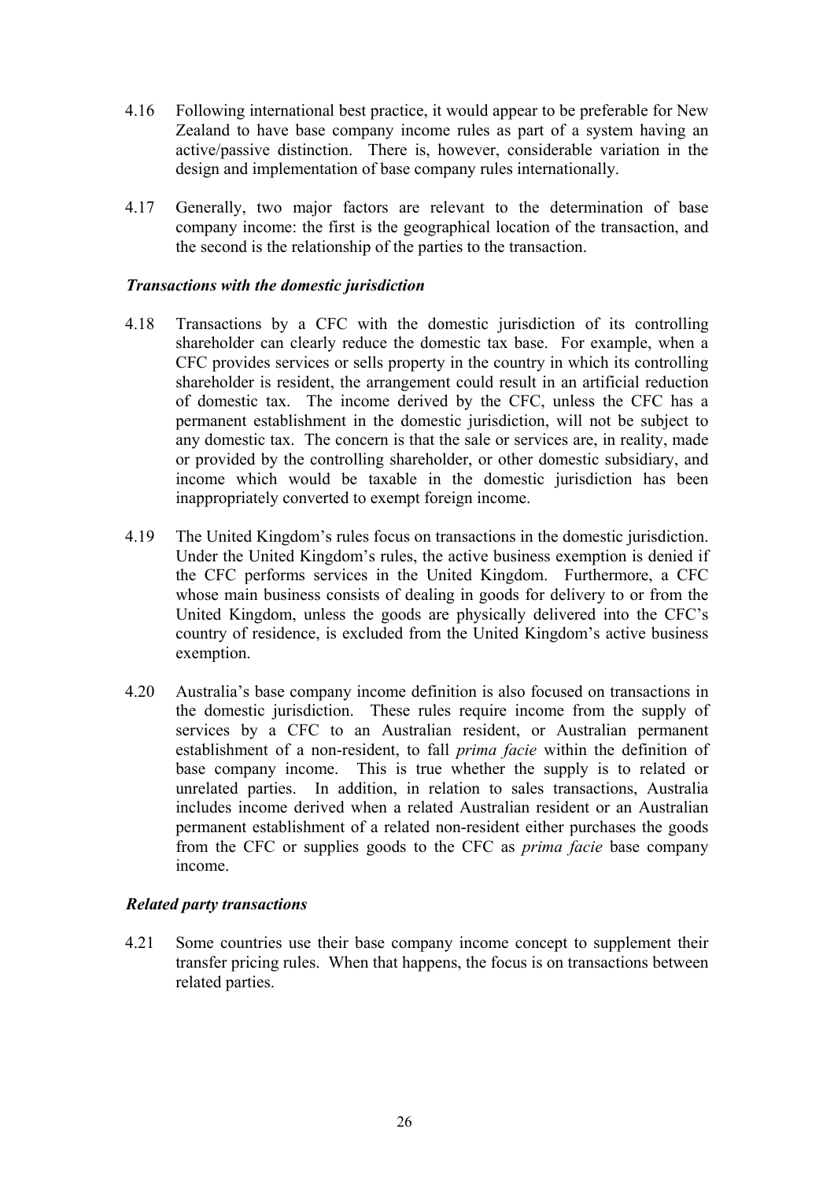4.16 Following international best practice, it would appear to be preferable for New Zealand to have base company income rules as part of a system having an active/passive distinction. There is, however, considerable variation in the design and implementation of base company rules internationally.

4.17 Generally, two major factors are relevant to the determination of base company income: the first is the geographical location of the transaction, and the second is the relationship of the parties to the transaction.

### *Transactions with the domestic jurisdiction*

4.18 Transactions by a CFC with the domestic jurisdiction of its controlling shareholder can clearly reduce the domestic tax base. For example, when a CFC provides services or sells property in the country in which its controlling shareholder is resident, the arrangement could result in an artificial reduction of domestic tax. The income derived by the CFC, unless the CFC has a permanent establishment in the domestic jurisdiction, will not be subject to any domestic tax. The concern is that the sale or services are, in reality, made or provided by the controlling shareholder, or other domestic subsidiary, and income which would be taxable in the domestic jurisdiction has been inappropriately converted to exempt foreign income.

4.19 The United Kingdom's rules focus on transactions in the domestic jurisdiction. Under the United Kingdom's rules, the active business exemption is denied if the CFC performs services in the United Kingdom. Furthermore, a CFC whose main business consists of dealing in goods for delivery to or from the United Kingdom, unless the goods are physically delivered into the CFC's country of residence, is excluded from the United Kingdom's active business exemption.

4.20 Australia's base company income definition is also focused on transactions in the domestic jurisdiction. These rules require income from the supply of services by a CFC to an Australian resident, or Australian permanent establishment of a non-resident, to fall *prima facie* within the definition of base company income. This is true whether the supply is to related or unrelated parties. In addition, in relation to sales transactions, Australia includes income derived when a related Australian resident or an Australian permanent establishment of a related non-resident either purchases the goods from the CFC or supplies goods to the CFC as *prima facie* base company income.

### *Related party transactions*

4.21 Some countries use their base company income concept to supplement their transfer pricing rules. When that happens, the focus is on transactions between related parties.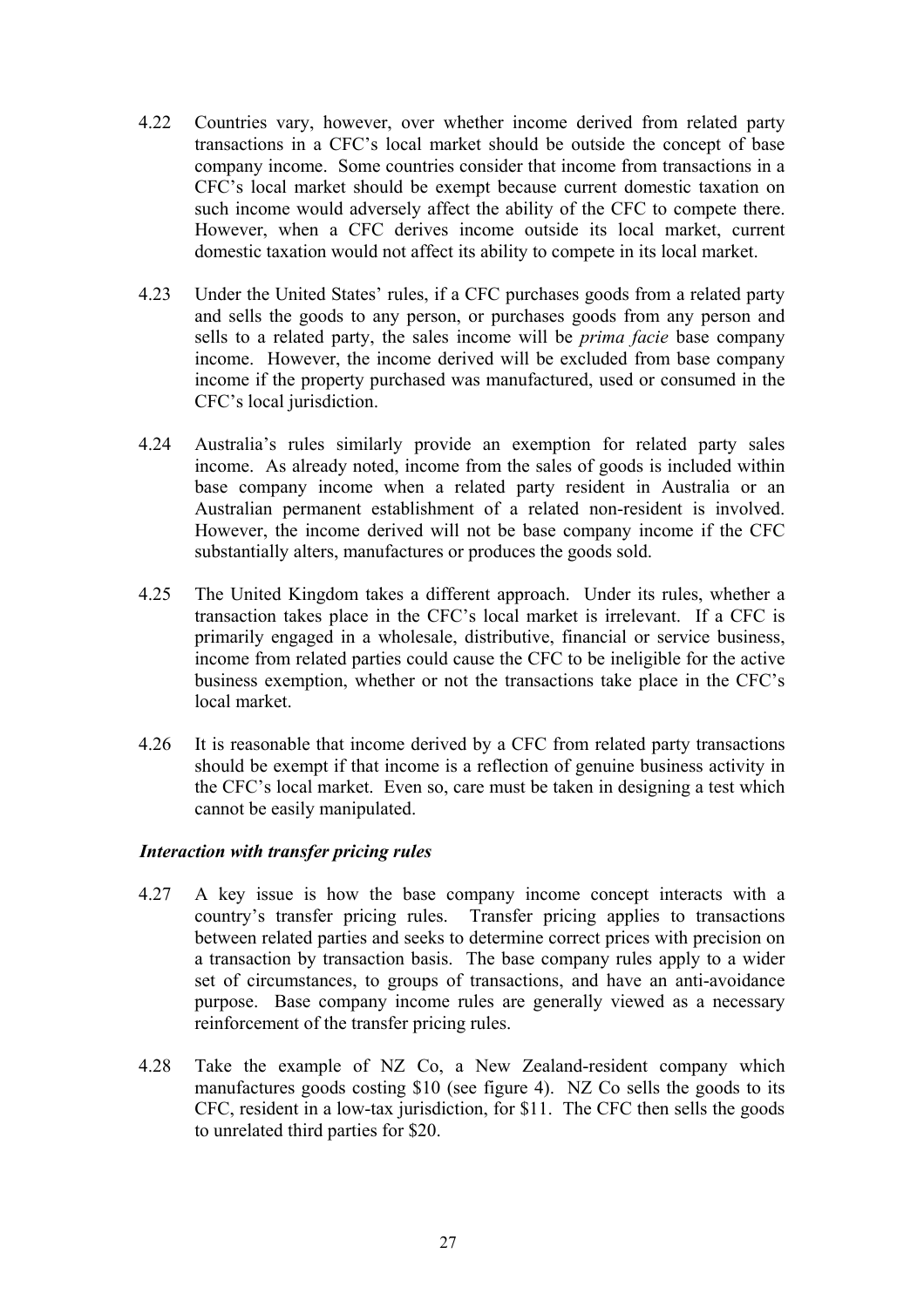4.22 Countries vary, however, over whether income derived from related party transactions in a CFC's local market should be outside the concept of base company income. Some countries consider that income from transactions in a CFC's local market should be exempt because current domestic taxation on such income would adversely affect the ability of the CFC to compete there. However, when a CFC derives income outside its local market, current domestic taxation would not affect its ability to compete in its local market.

4.23 Under the United States' rules, if a CFC purchases goods from a related party and sells the goods to any person, or purchases goods from any person and sells to a related party, the sales income will be *prima facie* base company income. However, the income derived will be excluded from base company income if the property purchased was manufactured, used or consumed in the CFC's local jurisdiction.

4.24 Australia's rules similarly provide an exemption for related party sales income. As already noted, income from the sales of goods is included within base company income when a related party resident in Australia or an Australian permanent establishment of a related non-resident is involved. However, the income derived will not be base company income if the CFC substantially alters, manufactures or produces the goods sold.

4.25 The United Kingdom takes a different approach. Under its rules, whether a transaction takes place in the CFC's local market is irrelevant. If a CFC is primarily engaged in a wholesale, distributive, financial or service business, income from related parties could cause the CFC to be ineligible for the active business exemption, whether or not the transactions take place in the CFC's local market.

4.26 It is reasonable that income derived by a CFC from related party transactions should be exempt if that income is a reflection of genuine business activity in the CFC's local market. Even so, care must be taken in designing a test which cannot be easily manipulated.

### *Interaction with transfer pricing rules*

4.27 A key issue is how the base company income concept interacts with a country's transfer pricing rules. Transfer pricing applies to transactions between related parties and seeks to determine correct prices with precision on a transaction by transaction basis. The base company rules apply to a wider set of circumstances, to groups of transactions, and have an anti-avoidance purpose. Base company income rules are generally viewed as a necessary reinforcement of the transfer pricing rules.

4.28 Take the example of NZ Co, a New Zealand-resident company which manufactures goods costing $10 (see figure 4). NZ Co sells the goods to its CFC, resident in a low-tax jurisdiction, for $11. The CFC then sells the goods to unrelated third parties for $20.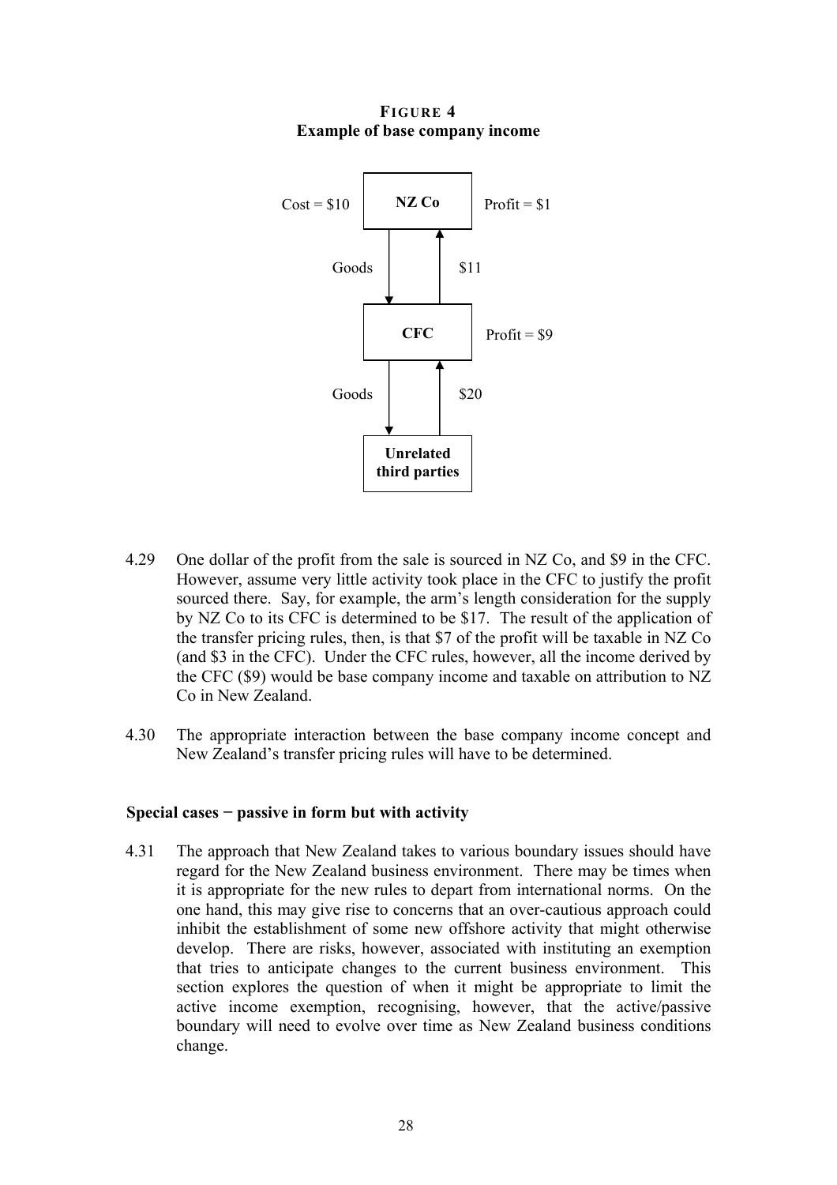**FIGURE 4**
**Example of base company income**

4.29 One dollar of the profit from the sale is sourced in NZ Co, and $9 in the CFC. However, assume very little activity took place in the CFC to justify the profit sourced there. Say, for example, the arm's length consideration for the supply by NZ Co to its CFC is determined to be $17. The result of the application of the transfer pricing rules, then, is that $7 of the profit will be taxable in NZ Co (and $3 in the CFC). Under the CFC rules, however, all the income derived by the CFC ($9) would be base company income and taxable on attribution to NZ Co in New Zealand.

4.30 The appropriate interaction between the base company income concept and New Zealand's transfer pricing rules will have to be determined.

### Special cases − passive in form but with activity

4.31 The approach that New Zealand takes to various boundary issues should have regard for the New Zealand business environment. There may be times when it is appropriate for the new rules to depart from international norms. On the one hand, this may give rise to concerns that an over-cautious approach could inhibit the establishment of some new offshore activity that might otherwise develop. There are risks, however, associated with instituting an exemption that tries to anticipate changes to the current business environment. This section explores the question of when it might be appropriate to limit the active income exemption, recognising, however, that the active/passive boundary will need to evolve over time as New Zealand business conditions change.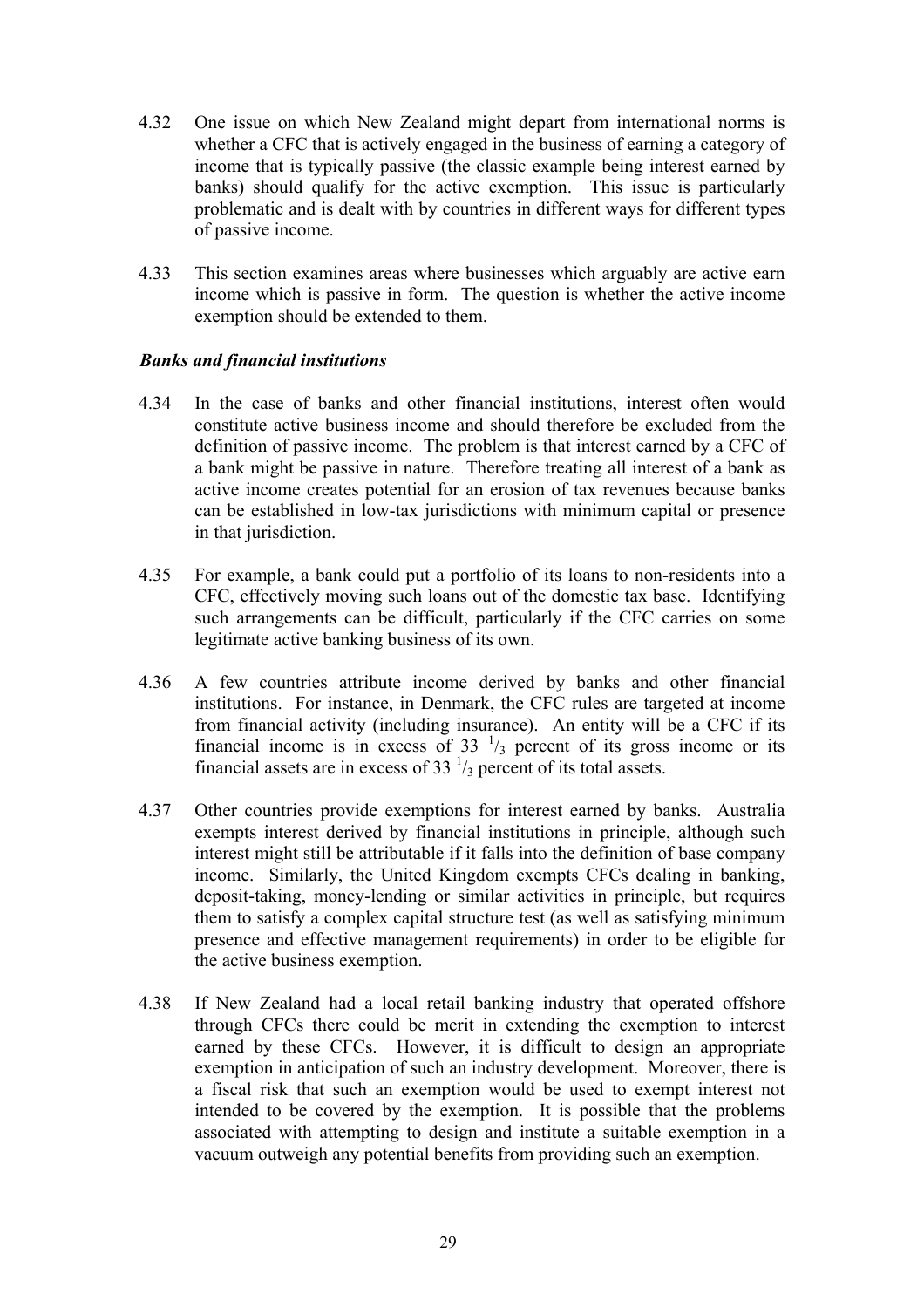4.32 One issue on which New Zealand might depart from international norms is whether a CFC that is actively engaged in the business of earning a category of income that is typically passive (the classic example being interest earned by banks) should qualify for the active exemption. This issue is particularly problematic and is dealt with by countries in different ways for different types of passive income.

4.33 This section examines areas where businesses which arguably are active earn income which is passive in form. The question is whether the active income exemption should be extended to them.

### *Banks and financial institutions*

4.34 In the case of banks and other financial institutions, interest often would constitute active business income and should therefore be excluded from the definition of passive income. The problem is that interest earned by a CFC of a bank might be passive in nature. Therefore treating all interest of a bank as active income creates potential for an erosion of tax revenues because banks can be established in low-tax jurisdictions with minimum capital or presence in that jurisdiction.

4.35 For example, a bank could put a portfolio of its loans to non-residents into a CFC, effectively moving such loans out of the domestic tax base. Identifying such arrangements can be difficult, particularly if the CFC carries on some legitimate active banking business of its own.

4.36 A few countries attribute income derived by banks and other financial institutions. For instance, in Denmark, the CFC rules are targeted at income from financial activity (including insurance). An entity will be a CFC if its financial income is in excess of $33\ ^{1}/_{3}$ percent of its gross income or its financial assets are in excess of $33\ ^{1}/_{3}$ percent of its total assets.

4.37 Other countries provide exemptions for interest earned by banks. Australia exempts interest derived by financial institutions in principle, although such interest might still be attributable if it falls into the definition of base company income. Similarly, the United Kingdom exempts CFCs dealing in banking, deposit-taking, money-lending or similar activities in principle, but requires them to satisfy a complex capital structure test (as well as satisfying minimum presence and effective management requirements) in order to be eligible for the active business exemption.

4.38 If New Zealand had a local retail banking industry that operated offshore through CFCs there could be merit in extending the exemption to interest earned by these CFCs. However, it is difficult to design an appropriate exemption in anticipation of such an industry development. Moreover, there is a fiscal risk that such an exemption would be used to exempt interest not intended to be covered by the exemption. It is possible that the problems associated with attempting to design and institute a suitable exemption in a vacuum outweigh any potential benefits from providing such an exemption.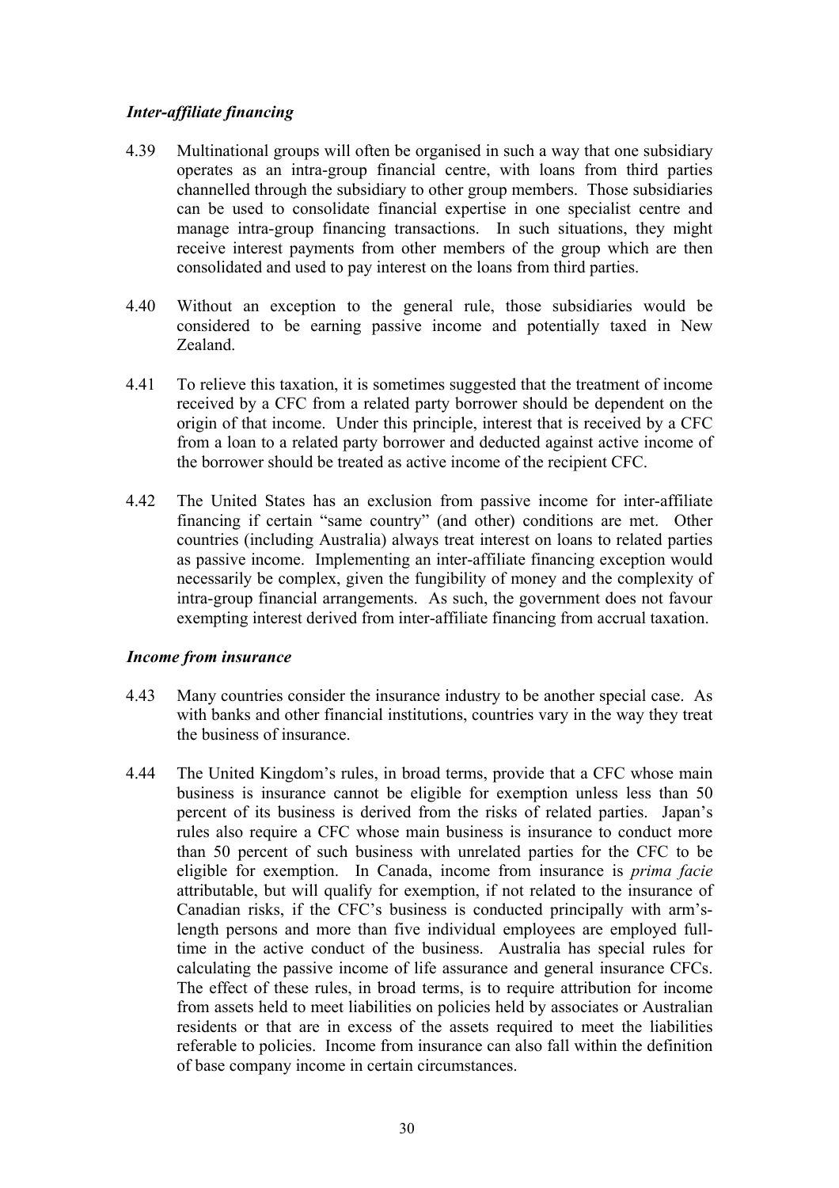### *Inter-affiliate financing*

4.39 Multinational groups will often be organised in such a way that one subsidiary operates as an intra-group financial centre, with loans from third parties channelled through the subsidiary to other group members. Those subsidiaries can be used to consolidate financial expertise in one specialist centre and manage intra-group financing transactions. In such situations, they might receive interest payments from other members of the group which are then consolidated and used to pay interest on the loans from third parties.

4.40 Without an exception to the general rule, those subsidiaries would be considered to be earning passive income and potentially taxed in New Zealand.

4.41 To relieve this taxation, it is sometimes suggested that the treatment of income received by a CFC from a related party borrower should be dependent on the origin of that income. Under this principle, interest that is received by a CFC from a loan to a related party borrower and deducted against active income of the borrower should be treated as active income of the recipient CFC.

4.42 The United States has an exclusion from passive income for inter-affiliate financing if certain "same country" (and other) conditions are met. Other countries (including Australia) always treat interest on loans to related parties as passive income. Implementing an inter-affiliate financing exception would necessarily be complex, given the fungibility of money and the complexity of intra-group financial arrangements. As such, the government does not favour exempting interest derived from inter-affiliate financing from accrual taxation.

### *Income from insurance*

4.43 Many countries consider the insurance industry to be another special case. As with banks and other financial institutions, countries vary in the way they treat the business of insurance.

4.44 The United Kingdom's rules, in broad terms, provide that a CFC whose main business is insurance cannot be eligible for exemption unless less than 50 percent of its business is derived from the risks of related parties. Japan's rules also require a CFC whose main business is insurance to conduct more than 50 percent of such business with unrelated parties for the CFC to be eligible for exemption. In Canada, income from insurance is *prima facie* attributable, but will qualify for exemption, if not related to the insurance of Canadian risks, if the CFC's business is conducted principally with arm's-length persons and more than five individual employees are employed full-time in the active conduct of the business. Australia has special rules for calculating the passive income of life assurance and general insurance CFCs. The effect of these rules, in broad terms, is to require attribution for income from assets held to meet liabilities on policies held by associates or Australian residents or that are in excess of the assets required to meet the liabilities referable to policies. Income from insurance can also fall within the definition of base company income in certain circumstances.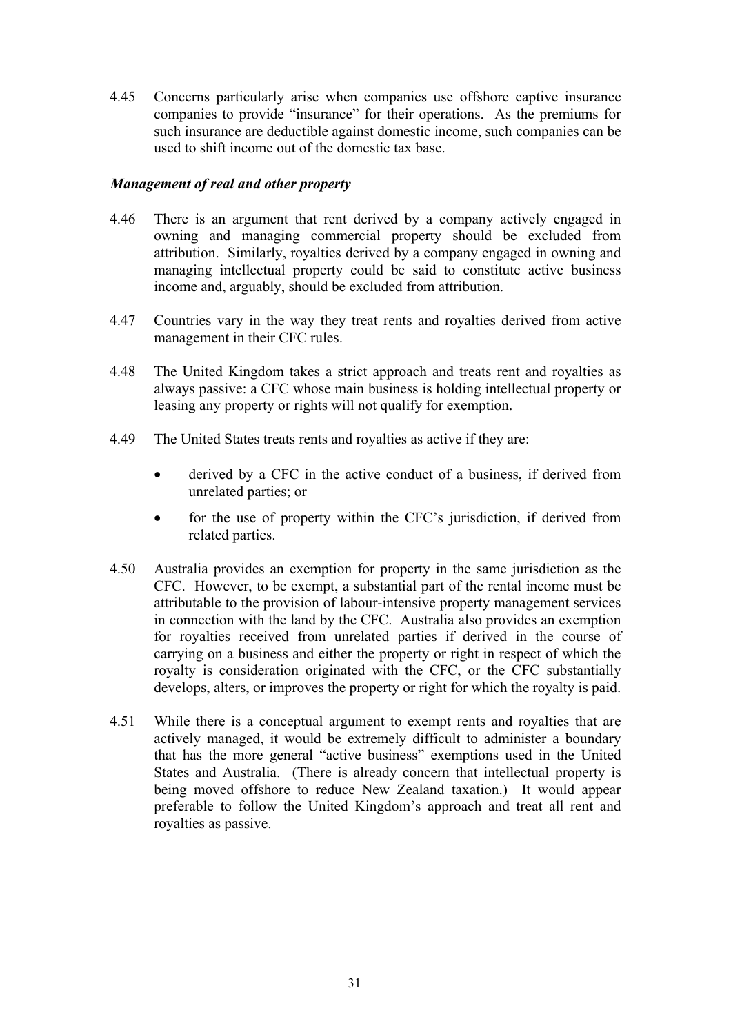4.45 Concerns particularly arise when companies use offshore captive insurance companies to provide "insurance" for their operations. As the premiums for such insurance are deductible against domestic income, such companies can be used to shift income out of the domestic tax base.

### *Management of real and other property*

4.46 There is an argument that rent derived by a company actively engaged in owning and managing commercial property should be excluded from attribution. Similarly, royalties derived by a company engaged in owning and managing intellectual property could be said to constitute active business income and, arguably, should be excluded from attribution.

4.47 Countries vary in the way they treat rents and royalties derived from active management in their CFC rules.

4.48 The United Kingdom takes a strict approach and treats rent and royalties as always passive: a CFC whose main business is holding intellectual property or leasing any property or rights will not qualify for exemption.

4.49 The United States treats rents and royalties as active if they are:

- derived by a CFC in the active conduct of a business, if derived from unrelated parties; or
- for the use of property within the CFC's jurisdiction, if derived from related parties.

4.50 Australia provides an exemption for property in the same jurisdiction as the CFC. However, to be exempt, a substantial part of the rental income must be attributable to the provision of labour-intensive property management services in connection with the land by the CFC. Australia also provides an exemption for royalties received from unrelated parties if derived in the course of carrying on a business and either the property or right in respect of which the royalty is consideration originated with the CFC, or the CFC substantially develops, alters, or improves the property or right for which the royalty is paid.

4.51 While there is a conceptual argument to exempt rents and royalties that are actively managed, it would be extremely difficult to administer a boundary that has the more general "active business" exemptions used in the United States and Australia. (There is already concern that intellectual property is being moved offshore to reduce New Zealand taxation.) It would appear preferable to follow the United Kingdom's approach and treat all rent and royalties as passive.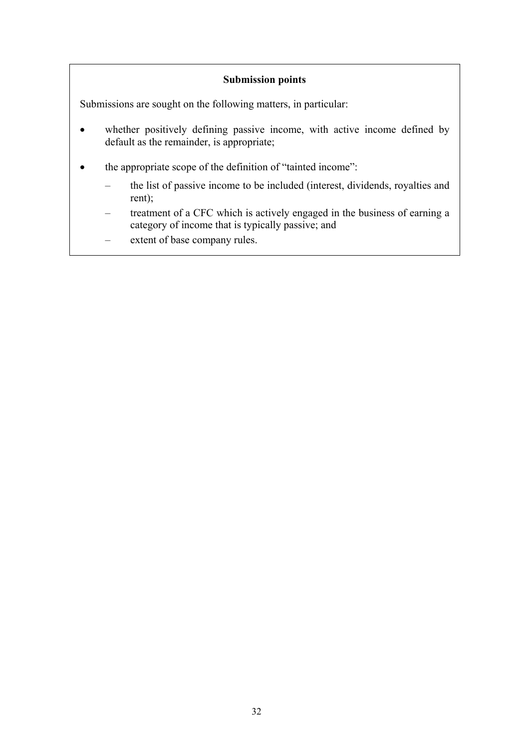**Submission points**

Submissions are sought on the following matters, in particular:

- whether positively defining passive income, with active income defined by default as the remainder, is appropriate;
- the appropriate scope of the definition of "tainted income":
  - the list of passive income to be included (interest, dividends, royalties and rent);
  - treatment of a CFC which is actively engaged in the business of earning a category of income that is typically passive; and
  - extent of base company rules.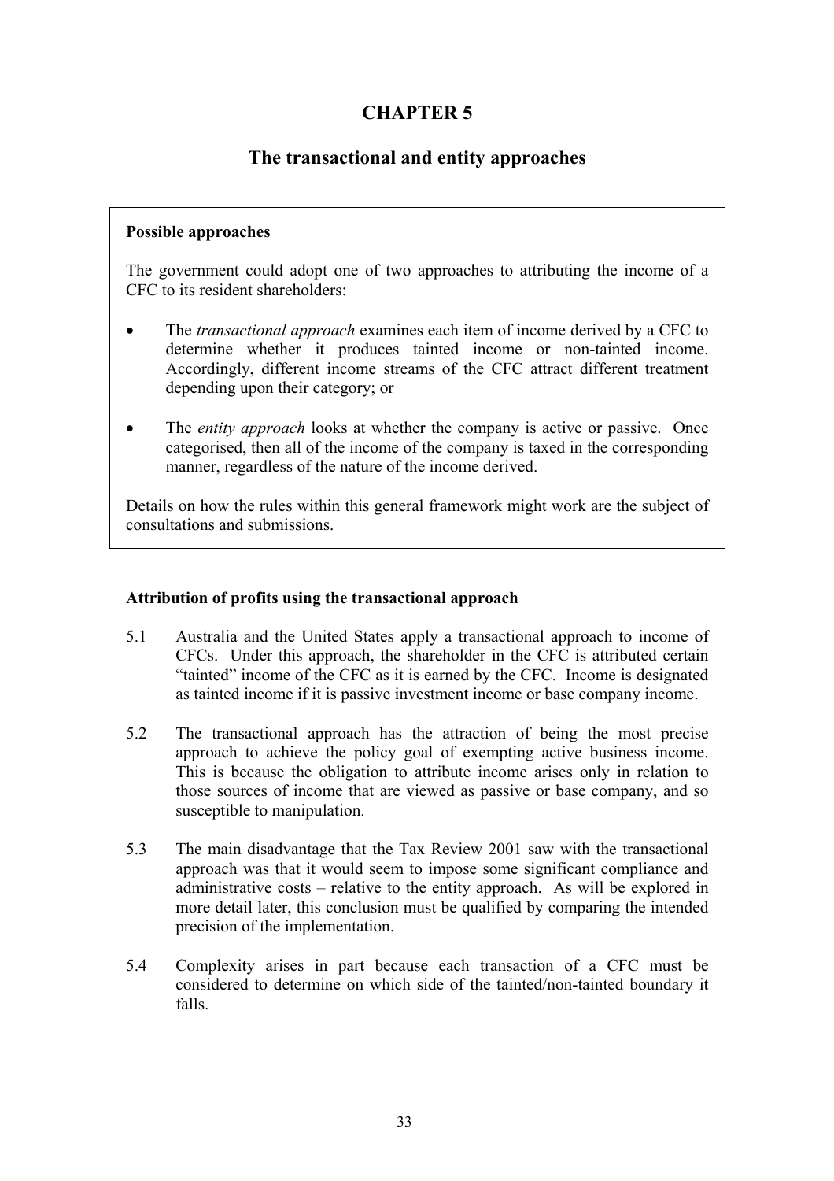# CHAPTER 5

## The transactional and entity approaches

> **Possible approaches**
>
> The government could adopt one of two approaches to attributing the income of a CFC to its resident shareholders:
>
> - The *transactional approach* examines each item of income derived by a CFC to determine whether it produces tainted income or non-tainted income. Accordingly, different income streams of the CFC attract different treatment depending upon their category; or
>
> - The *entity approach* looks at whether the company is active or passive. Once categorised, then all of the income of the company is taxed in the corresponding manner, regardless of the nature of the income derived.
>
> Details on how the rules within this general framework might work are the subject of consultations and submissions.

### Attribution of profits using the transactional approach

5.1 Australia and the United States apply a transactional approach to income of CFCs. Under this approach, the shareholder in the CFC is attributed certain "tainted" income of the CFC as it is earned by the CFC. Income is designated as tainted income if it is passive investment income or base company income.

5.2 The transactional approach has the attraction of being the most precise approach to achieve the policy goal of exempting active business income. This is because the obligation to attribute income arises only in relation to those sources of income that are viewed as passive or base company, and so susceptible to manipulation.

5.3 The main disadvantage that the Tax Review 2001 saw with the transactional approach was that it would seem to impose some significant compliance and administrative costs – relative to the entity approach. As will be explored in more detail later, this conclusion must be qualified by comparing the intended precision of the implementation.

5.4 Complexity arises in part because each transaction of a CFC must be considered to determine on which side of the tainted/non-tainted boundary it falls.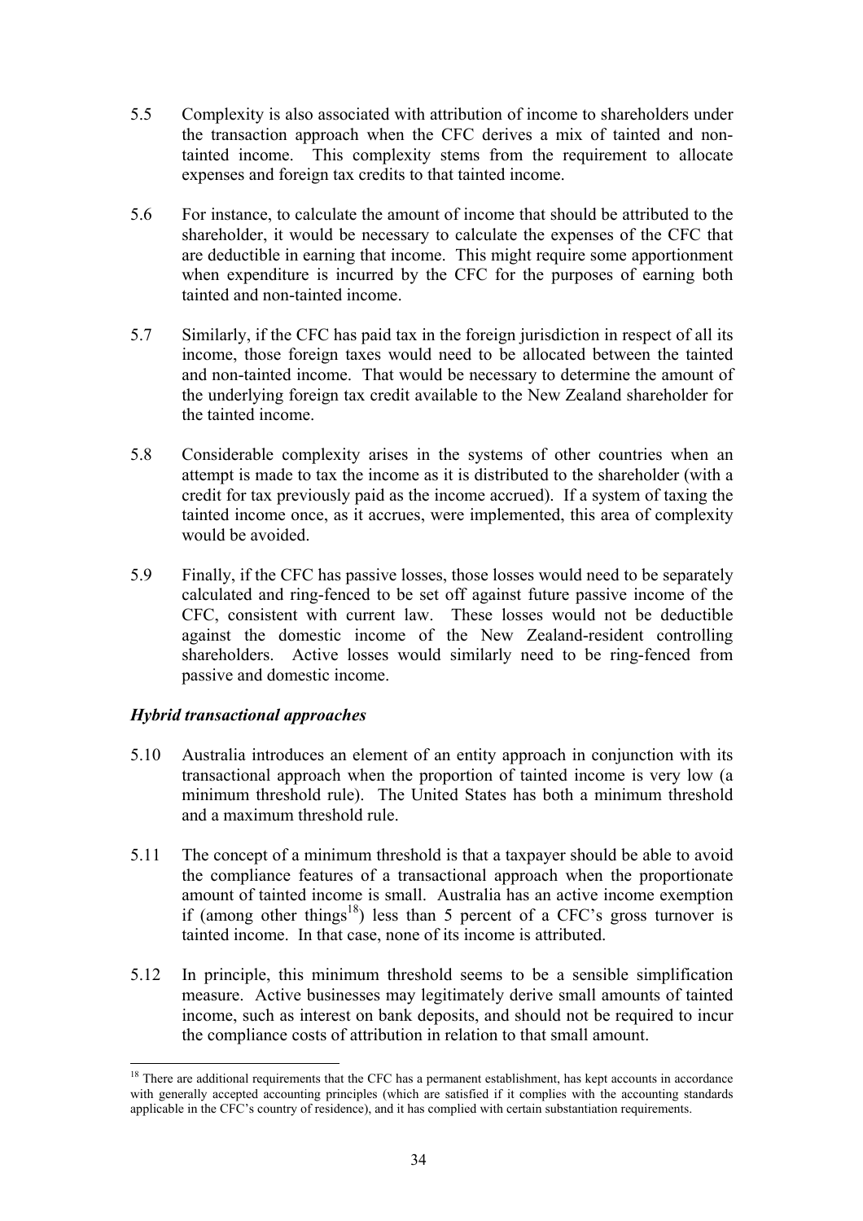5.5 Complexity is also associated with attribution of income to shareholders under the transaction approach when the CFC derives a mix of tainted and non-tainted income. This complexity stems from the requirement to allocate expenses and foreign tax credits to that tainted income.

5.6 For instance, to calculate the amount of income that should be attributed to the shareholder, it would be necessary to calculate the expenses of the CFC that are deductible in earning that income. This might require some apportionment when expenditure is incurred by the CFC for the purposes of earning both tainted and non-tainted income.

5.7 Similarly, if the CFC has paid tax in the foreign jurisdiction in respect of all its income, those foreign taxes would need to be allocated between the tainted and non-tainted income. That would be necessary to determine the amount of the underlying foreign tax credit available to the New Zealand shareholder for the tainted income.

5.8 Considerable complexity arises in the systems of other countries when an attempt is made to tax the income as it is distributed to the shareholder (with a credit for tax previously paid as the income accrued). If a system of taxing the tainted income once, as it accrues, were implemented, this area of complexity would be avoided.

5.9 Finally, if the CFC has passive losses, those losses would need to be separately calculated and ring-fenced to be set off against future passive income of the CFC, consistent with current law. These losses would not be deductible against the domestic income of the New Zealand-resident controlling shareholders. Active losses would similarly need to be ring-fenced from passive and domestic income.

### *Hybrid transactional approaches*

5.10 Australia introduces an element of an entity approach in conjunction with its transactional approach when the proportion of tainted income is very low (a minimum threshold rule). The United States has both a minimum threshold and a maximum threshold rule.

5.11 The concept of a minimum threshold is that a taxpayer should be able to avoid the compliance features of a transactional approach when the proportionate amount of tainted income is small. Australia has an active income exemption if (among other things[18]) less than 5 percent of a CFC's gross turnover is tainted income. In that case, none of its income is attributed.

5.12 In principle, this minimum threshold seems to be a sensible simplification measure. Active businesses may legitimately derive small amounts of tainted income, such as interest on bank deposits, and should not be required to incur the compliance costs of attribution in relation to that small amount.

[18] There are additional requirements that the CFC has a permanent establishment, has kept accounts in accordance with generally accepted accounting principles (which are satisfied if it complies with the accounting standards applicable in the CFC's country of residence), and it has complied with certain substantiation requirements.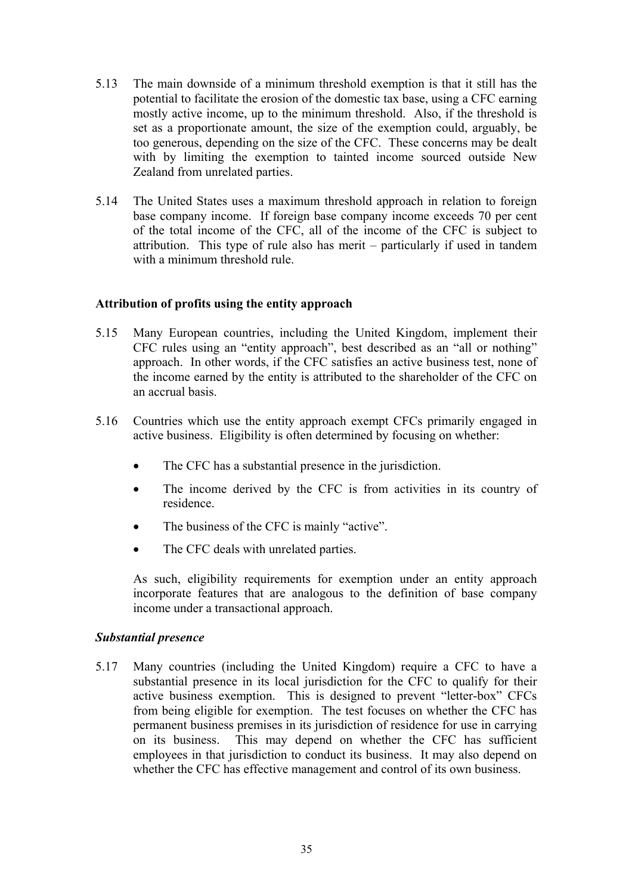5.13 The main downside of a minimum threshold exemption is that it still has the potential to facilitate the erosion of the domestic tax base, using a CFC earning mostly active income, up to the minimum threshold. Also, if the threshold is set as a proportionate amount, the size of the exemption could, arguably, be too generous, depending on the size of the CFC. These concerns may be dealt with by limiting the exemption to tainted income sourced outside New Zealand from unrelated parties.

5.14 The United States uses a maximum threshold approach in relation to foreign base company income. If foreign base company income exceeds 70 per cent of the total income of the CFC, all of the income of the CFC is subject to attribution. This type of rule also has merit – particularly if used in tandem with a minimum threshold rule.

### Attribution of profits using the entity approach

5.15 Many European countries, including the United Kingdom, implement their CFC rules using an "entity approach", best described as an "all or nothing" approach. In other words, if the CFC satisfies an active business test, none of the income earned by the entity is attributed to the shareholder of the CFC on an accrual basis.

5.16 Countries which use the entity approach exempt CFCs primarily engaged in active business. Eligibility is often determined by focusing on whether:

- The CFC has a substantial presence in the jurisdiction.
- The income derived by the CFC is from activities in its country of residence.
- The business of the CFC is mainly "active".
- The CFC deals with unrelated parties.

As such, eligibility requirements for exemption under an entity approach incorporate features that are analogous to the definition of base company income under a transactional approach.

#### *Substantial presence*

5.17 Many countries (including the United Kingdom) require a CFC to have a substantial presence in its local jurisdiction for the CFC to qualify for their active business exemption. This is designed to prevent "letter-box" CFCs from being eligible for exemption. The test focuses on whether the CFC has permanent business premises in its jurisdiction of residence for use in carrying on its business. This may depend on whether the CFC has sufficient employees in that jurisdiction to conduct its business. It may also depend on whether the CFC has effective management and control of its own business.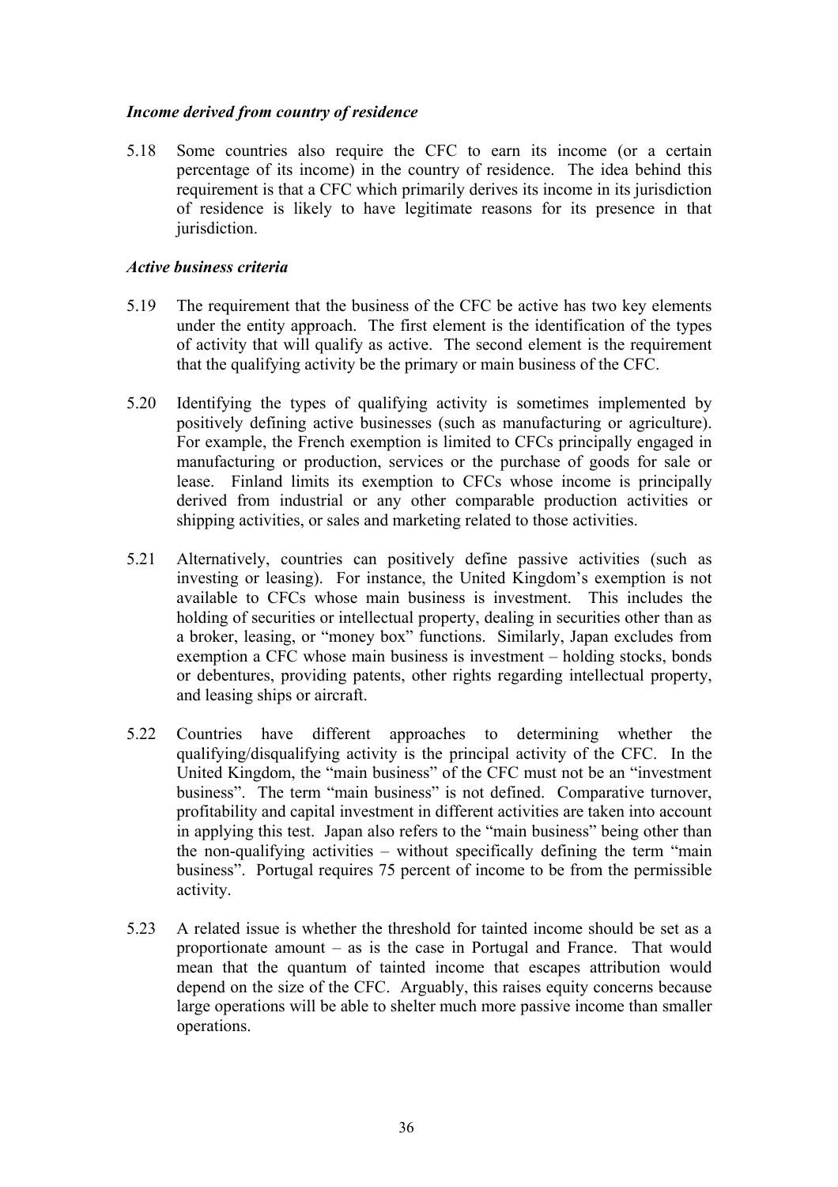### *Income derived from country of residence*

5.18 Some countries also require the CFC to earn its income (or a certain percentage of its income) in the country of residence. The idea behind this requirement is that a CFC which primarily derives its income in its jurisdiction of residence is likely to have legitimate reasons for its presence in that jurisdiction.

### *Active business criteria*

5.19 The requirement that the business of the CFC be active has two key elements under the entity approach. The first element is the identification of the types of activity that will qualify as active. The second element is the requirement that the qualifying activity be the primary or main business of the CFC.

5.20 Identifying the types of qualifying activity is sometimes implemented by positively defining active businesses (such as manufacturing or agriculture). For example, the French exemption is limited to CFCs principally engaged in manufacturing or production, services or the purchase of goods for sale or lease. Finland limits its exemption to CFCs whose income is principally derived from industrial or any other comparable production activities or shipping activities, or sales and marketing related to those activities.

5.21 Alternatively, countries can positively define passive activities (such as investing or leasing). For instance, the United Kingdom's exemption is not available to CFCs whose main business is investment. This includes the holding of securities or intellectual property, dealing in securities other than as a broker, leasing, or "money box" functions. Similarly, Japan excludes from exemption a CFC whose main business is investment – holding stocks, bonds or debentures, providing patents, other rights regarding intellectual property, and leasing ships or aircraft.

5.22 Countries have different approaches to determining whether the qualifying/disqualifying activity is the principal activity of the CFC. In the United Kingdom, the "main business" of the CFC must not be an "investment business". The term "main business" is not defined. Comparative turnover, profitability and capital investment in different activities are taken into account in applying this test. Japan also refers to the "main business" being other than the non-qualifying activities – without specifically defining the term "main business". Portugal requires 75 percent of income to be from the permissible activity.

5.23 A related issue is whether the threshold for tainted income should be set as a proportionate amount – as is the case in Portugal and France. That would mean that the quantum of tainted income that escapes attribution would depend on the size of the CFC. Arguably, this raises equity concerns because large operations will be able to shelter much more passive income than smaller operations.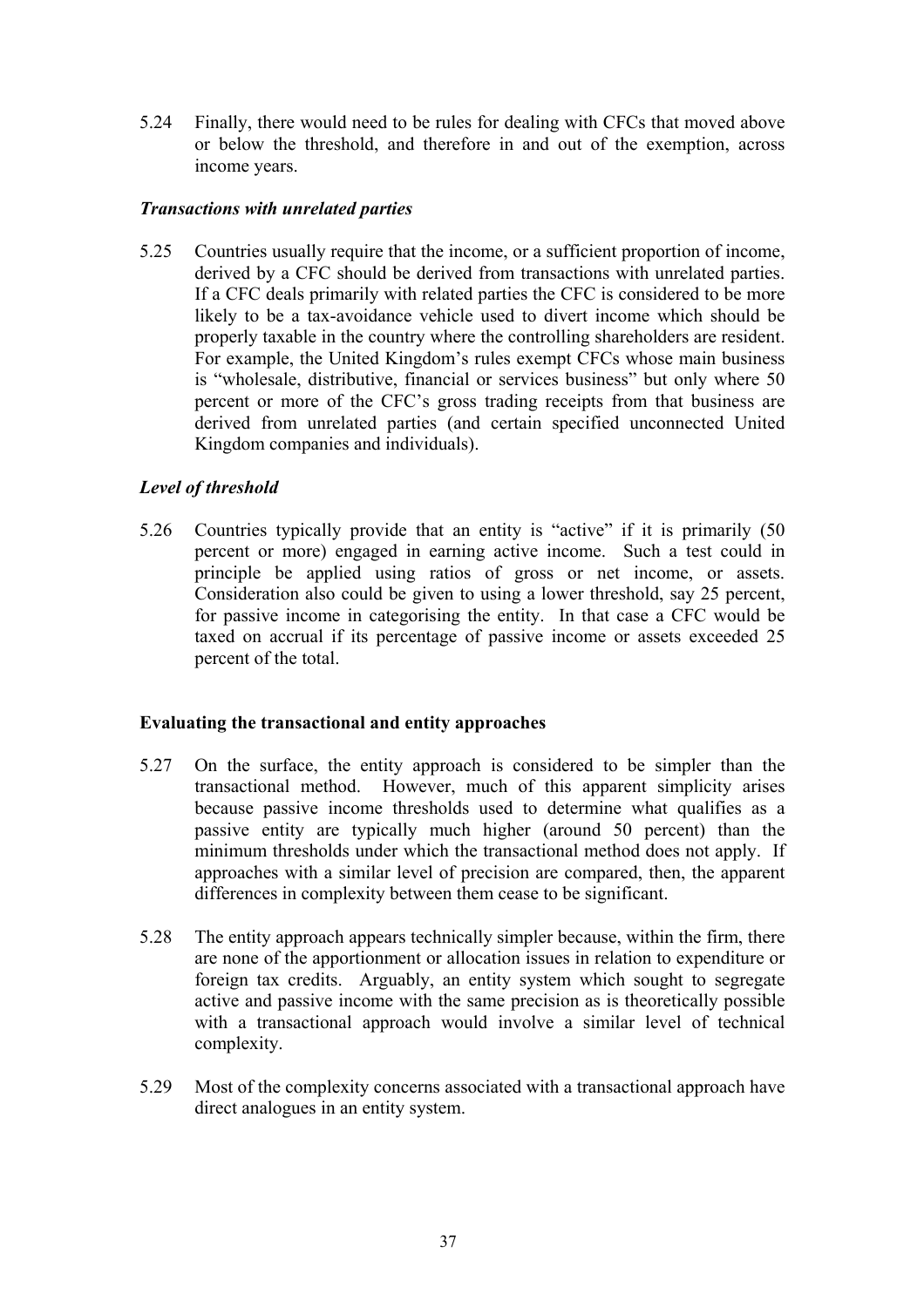5.24 Finally, there would need to be rules for dealing with CFCs that moved above or below the threshold, and therefore in and out of the exemption, across income years.

### *Transactions with unrelated parties*

5.25 Countries usually require that the income, or a sufficient proportion of income, derived by a CFC should be derived from transactions with unrelated parties. If a CFC deals primarily with related parties the CFC is considered to be more likely to be a tax-avoidance vehicle used to divert income which should be properly taxable in the country where the controlling shareholders are resident. For example, the United Kingdom's rules exempt CFCs whose main business is "wholesale, distributive, financial or services business" but only where 50 percent or more of the CFC's gross trading receipts from that business are derived from unrelated parties (and certain specified unconnected United Kingdom companies and individuals).

### *Level of threshold*

5.26 Countries typically provide that an entity is "active" if it is primarily (50 percent or more) engaged in earning active income. Such a test could in principle be applied using ratios of gross or net income, or assets. Consideration also could be given to using a lower threshold, say 25 percent, for passive income in categorising the entity. In that case a CFC would be taxed on accrual if its percentage of passive income or assets exceeded 25 percent of the total.

## **Evaluating the transactional and entity approaches**

5.27 On the surface, the entity approach is considered to be simpler than the transactional method. However, much of this apparent simplicity arises because passive income thresholds used to determine what qualifies as a passive entity are typically much higher (around 50 percent) than the minimum thresholds under which the transactional method does not apply. If approaches with a similar level of precision are compared, then, the apparent differences in complexity between them cease to be significant.

5.28 The entity approach appears technically simpler because, within the firm, there are none of the apportionment or allocation issues in relation to expenditure or foreign tax credits. Arguably, an entity system which sought to segregate active and passive income with the same precision as is theoretically possible with a transactional approach would involve a similar level of technical complexity.

5.29 Most of the complexity concerns associated with a transactional approach have direct analogues in an entity system.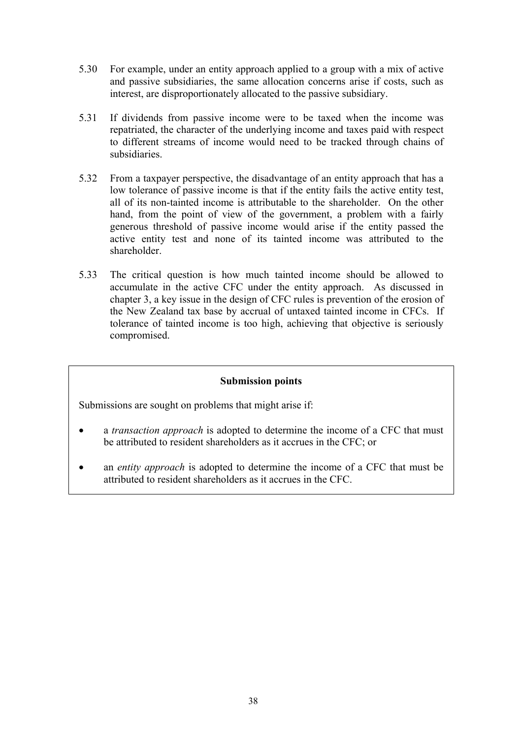5.30 For example, under an entity approach applied to a group with a mix of active and passive subsidiaries, the same allocation concerns arise if costs, such as interest, are disproportionately allocated to the passive subsidiary.

5.31 If dividends from passive income were to be taxed when the income was repatriated, the character of the underlying income and taxes paid with respect to different streams of income would need to be tracked through chains of subsidiaries.

5.32 From a taxpayer perspective, the disadvantage of an entity approach that has a low tolerance of passive income is that if the entity fails the active entity test, all of its non-tainted income is attributable to the shareholder. On the other hand, from the point of view of the government, a problem with a fairly generous threshold of passive income would arise if the entity passed the active entity test and none of its tainted income was attributed to the shareholder.

5.33 The critical question is how much tainted income should be allowed to accumulate in the active CFC under the entity approach. As discussed in chapter 3, a key issue in the design of CFC rules is prevention of the erosion of the New Zealand tax base by accrual of untaxed tainted income in CFCs. If tolerance of tainted income is too high, achieving that objective is seriously compromised.

**Submission points**

Submissions are sought on problems that might arise if:

- a *transaction approach* is adopted to determine the income of a CFC that must be attributed to resident shareholders as it accrues in the CFC; or
- an *entity approach* is adopted to determine the income of a CFC that must be attributed to resident shareholders as it accrues in the CFC.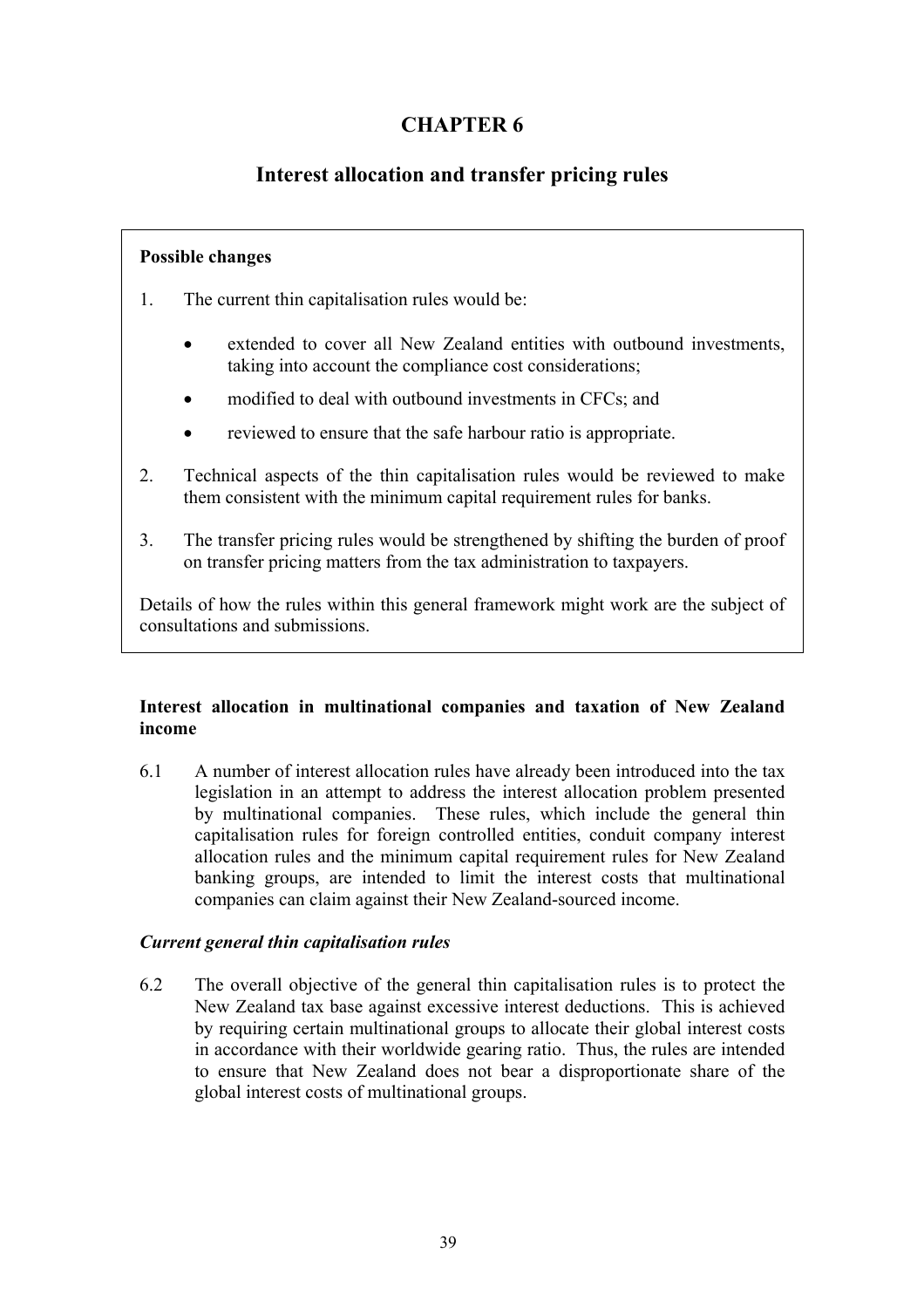# CHAPTER 6

## Interest allocation and transfer pricing rules

**Possible changes**

1. The current thin capitalisation rules would be:
   - extended to cover all New Zealand entities with outbound investments, taking into account the compliance cost considerations;
   - modified to deal with outbound investments in CFCs; and
   - reviewed to ensure that the safe harbour ratio is appropriate.
2. Technical aspects of the thin capitalisation rules would be reviewed to make them consistent with the minimum capital requirement rules for banks.
3. The transfer pricing rules would be strengthened by shifting the burden of proof on transfer pricing matters from the tax administration to taxpayers.

Details of how the rules within this general framework might work are the subject of consultations and submissions.

### Interest allocation in multinational companies and taxation of New Zealand income

6.1 A number of interest allocation rules have already been introduced into the tax legislation in an attempt to address the interest allocation problem presented by multinational companies. These rules, which include the general thin capitalisation rules for foreign controlled entities, conduit company interest allocation rules and the minimum capital requirement rules for New Zealand banking groups, are intended to limit the interest costs that multinational companies can claim against their New Zealand-sourced income.

#### *Current general thin capitalisation rules*

6.2 The overall objective of the general thin capitalisation rules is to protect the New Zealand tax base against excessive interest deductions. This is achieved by requiring certain multinational groups to allocate their global interest costs in accordance with their worldwide gearing ratio. Thus, the rules are intended to ensure that New Zealand does not bear a disproportionate share of the global interest costs of multinational groups.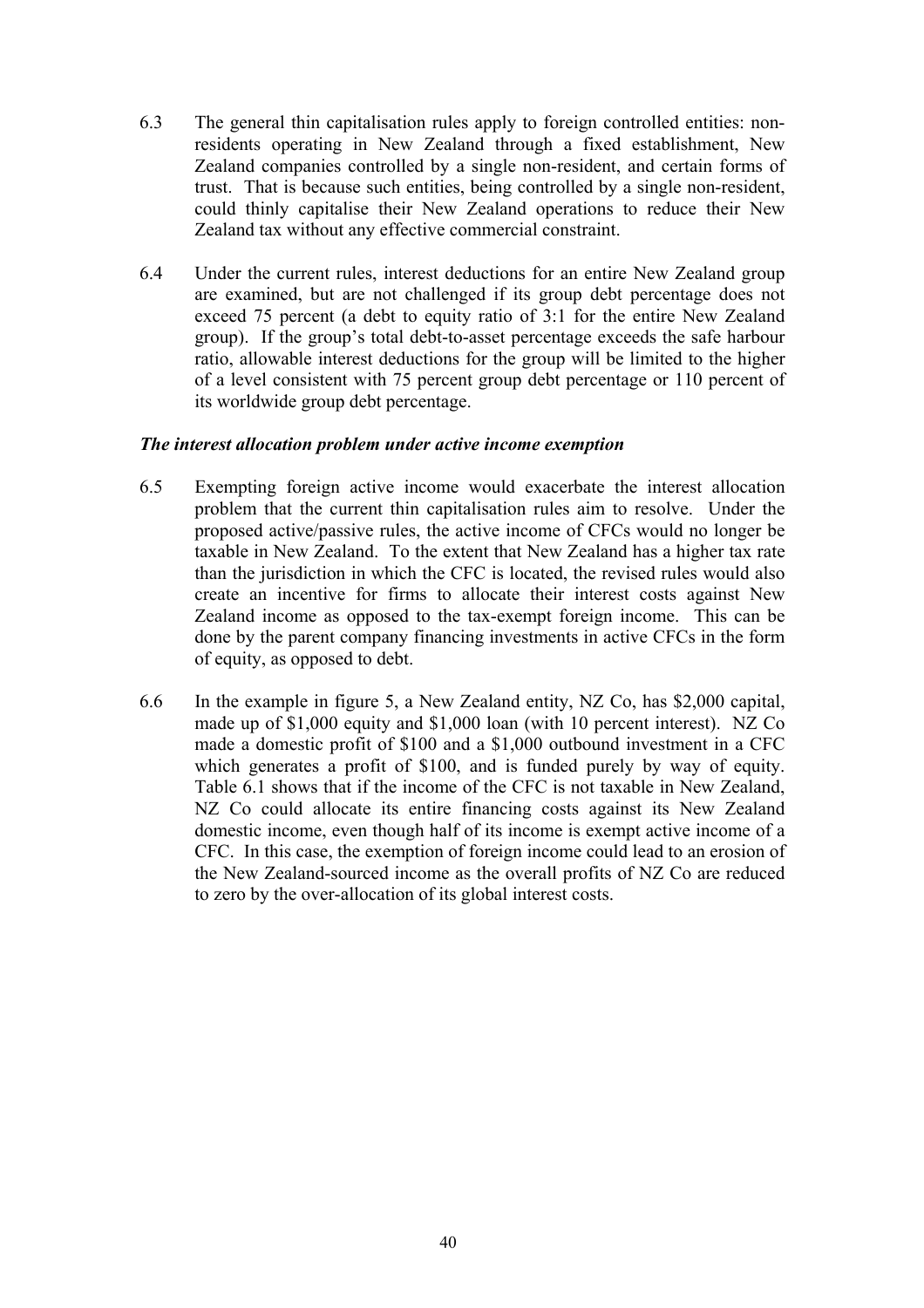6.3 The general thin capitalisation rules apply to foreign controlled entities: non-residents operating in New Zealand through a fixed establishment, New Zealand companies controlled by a single non-resident, and certain forms of trust. That is because such entities, being controlled by a single non-resident, could thinly capitalise their New Zealand operations to reduce their New Zealand tax without any effective commercial constraint.

6.4 Under the current rules, interest deductions for an entire New Zealand group are examined, but are not challenged if its group debt percentage does not exceed 75 percent (a debt to equity ratio of 3:1 for the entire New Zealand group). If the group's total debt-to-asset percentage exceeds the safe harbour ratio, allowable interest deductions for the group will be limited to the higher of a level consistent with 75 percent group debt percentage or 110 percent of its worldwide group debt percentage.

***The interest allocation problem under active income exemption***

6.5 Exempting foreign active income would exacerbate the interest allocation problem that the current thin capitalisation rules aim to resolve. Under the proposed active/passive rules, the active income of CFCs would no longer be taxable in New Zealand. To the extent that New Zealand has a higher tax rate than the jurisdiction in which the CFC is located, the revised rules would also create an incentive for firms to allocate their interest costs against New Zealand income as opposed to the tax-exempt foreign income. This can be done by the parent company financing investments in active CFCs in the form of equity, as opposed to debt.

6.6 In the example in figure 5, a New Zealand entity, NZ Co, has $2,000 capital, made up of $1,000 equity and $1,000 loan (with 10 percent interest). NZ Co made a domestic profit of $100 and a $1,000 outbound investment in a CFC which generates a profit of $100, and is funded purely by way of equity. Table 6.1 shows that if the income of the CFC is not taxable in New Zealand, NZ Co could allocate its entire financing costs against its New Zealand domestic income, even though half of its income is exempt active income of a CFC. In this case, the exemption of foreign income could lead to an erosion of the New Zealand-sourced income as the overall profits of NZ Co are reduced to zero by the over-allocation of its global interest costs.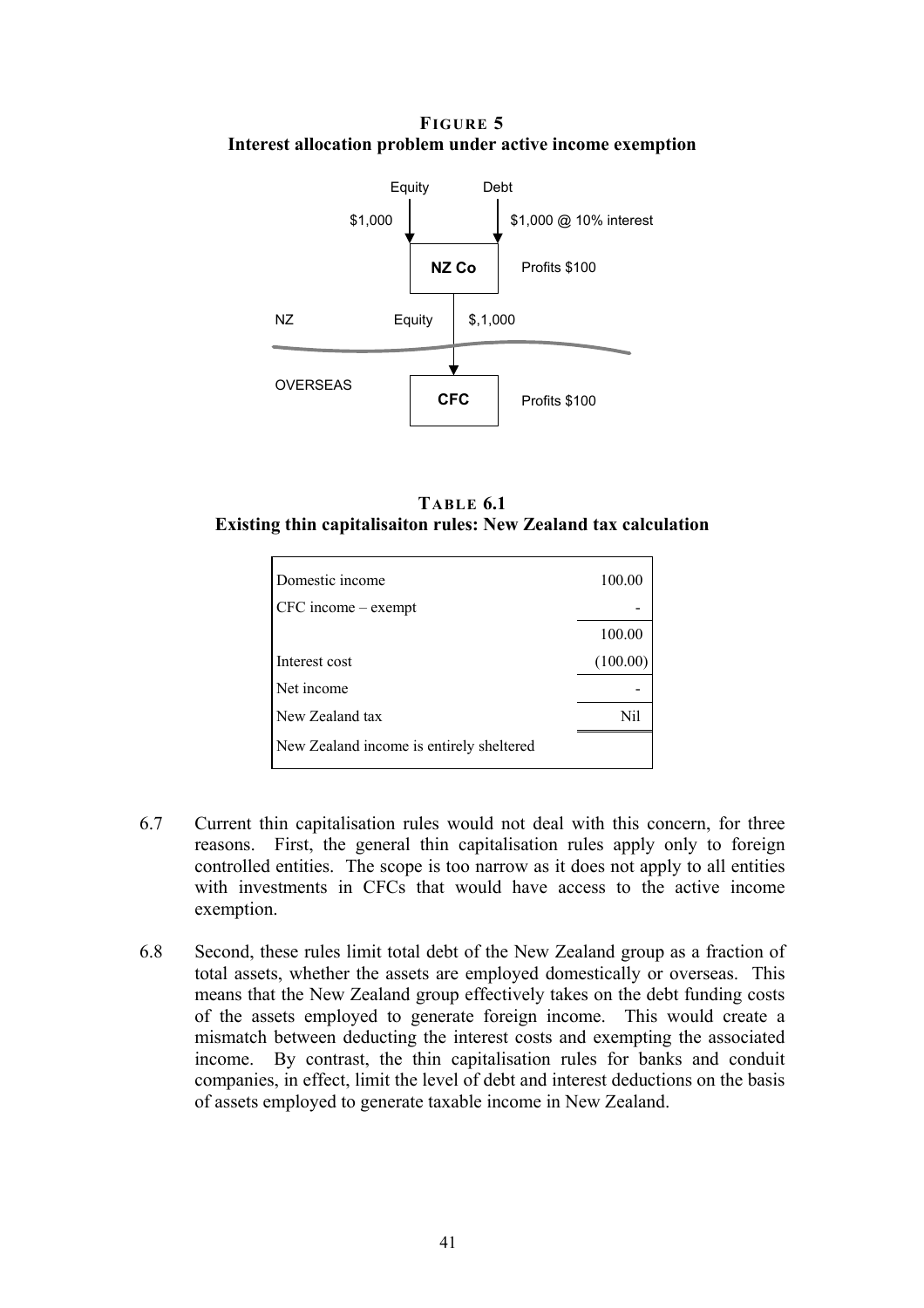**FIGURE 5**
**Interest allocation problem under active income exemption**

Equity — $1,000 → NZ Co
Debt — $1,000 @ 10% interest → NZ Co

NZ Co: Profits $100

NZ

Equity $,1,000 → CFC

OVERSEAS

CFC: Profits $100

**TABLE 6.1**
**Existing thin capitalisaiton rules: New Zealand tax calculation**

| | |
|---|---|
| Domestic income | 100.00 |
| CFC income – exempt | - |
| | 100.00 |
| Interest cost | (100.00) |
| Net income | - |
| New Zealand tax | Nil |
| New Zealand income is entirely sheltered | |

6.7 Current thin capitalisation rules would not deal with this concern, for three reasons. First, the general thin capitalisation rules apply only to foreign controlled entities. The scope is too narrow as it does not apply to all entities with investments in CFCs that would have access to the active income exemption.

6.8 Second, these rules limit total debt of the New Zealand group as a fraction of total assets, whether the assets are employed domestically or overseas. This means that the New Zealand group effectively takes on the debt funding costs of the assets employed to generate foreign income. This would create a mismatch between deducting the interest costs and exempting the associated income. By contrast, the thin capitalisation rules for banks and conduit companies, in effect, limit the level of debt and interest deductions on the basis of assets employed to generate taxable income in New Zealand.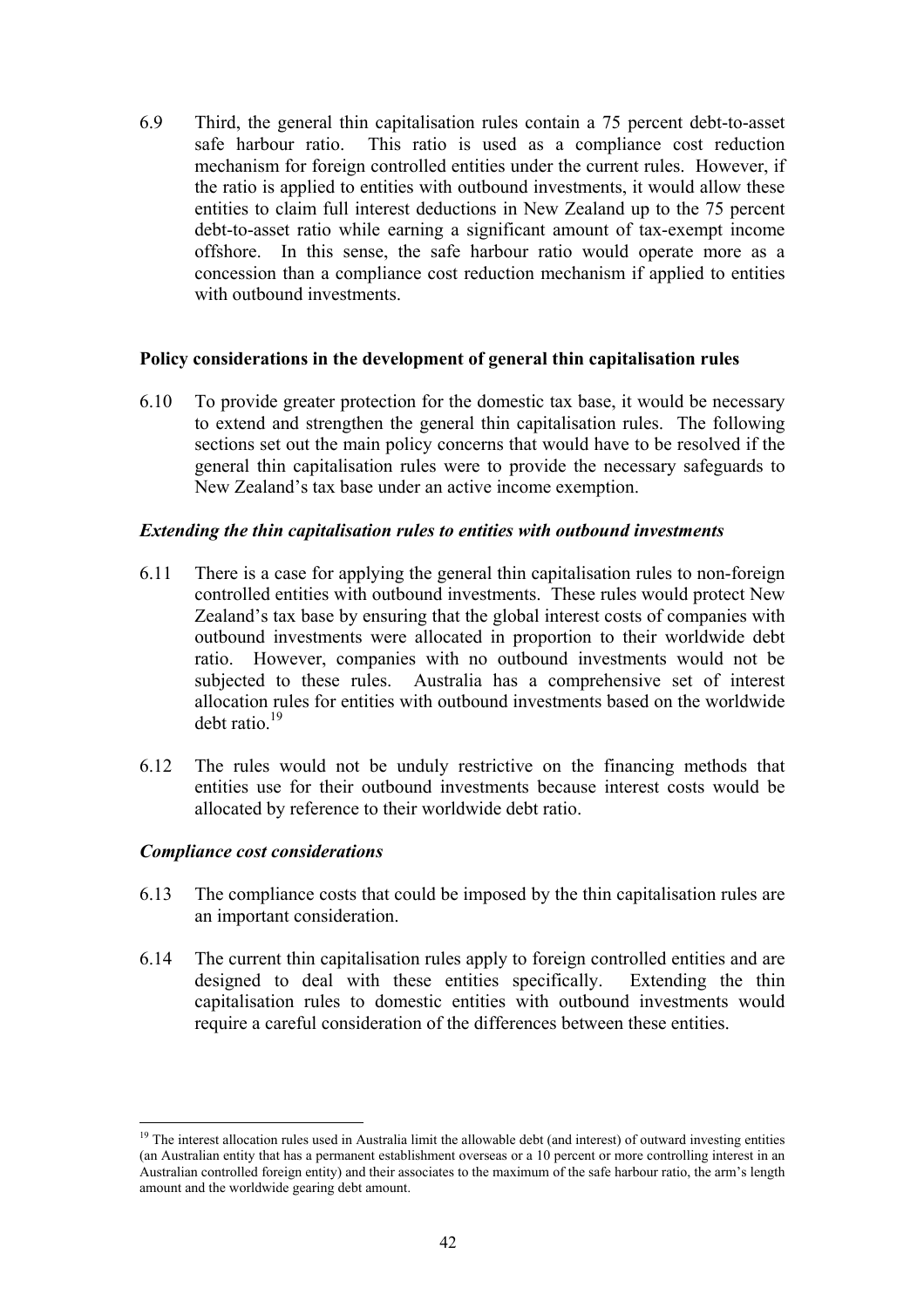6.9 Third, the general thin capitalisation rules contain a 75 percent debt-to-asset safe harbour ratio. This ratio is used as a compliance cost reduction mechanism for foreign controlled entities under the current rules. However, if the ratio is applied to entities with outbound investments, it would allow these entities to claim full interest deductions in New Zealand up to the 75 percent debt-to-asset ratio while earning a significant amount of tax-exempt income offshore. In this sense, the safe harbour ratio would operate more as a concession than a compliance cost reduction mechanism if applied to entities with outbound investments.

**Policy considerations in the development of general thin capitalisation rules**

6.10 To provide greater protection for the domestic tax base, it would be necessary to extend and strengthen the general thin capitalisation rules. The following sections set out the main policy concerns that would have to be resolved if the general thin capitalisation rules were to provide the necessary safeguards to New Zealand's tax base under an active income exemption.

***Extending the thin capitalisation rules to entities with outbound investments***

6.11 There is a case for applying the general thin capitalisation rules to non-foreign controlled entities with outbound investments. These rules would protect New Zealand's tax base by ensuring that the global interest costs of companies with outbound investments were allocated in proportion to their worldwide debt ratio. However, companies with no outbound investments would not be subjected to these rules. Australia has a comprehensive set of interest allocation rules for entities with outbound investments based on the worldwide debt ratio.[19]

6.12 The rules would not be unduly restrictive on the financing methods that entities use for their outbound investments because interest costs would be allocated by reference to their worldwide debt ratio.

***Compliance cost considerations***

6.13 The compliance costs that could be imposed by the thin capitalisation rules are an important consideration.

6.14 The current thin capitalisation rules apply to foreign controlled entities and are designed to deal with these entities specifically. Extending the thin capitalisation rules to domestic entities with outbound investments would require a careful consideration of the differences between these entities.

---

[19] The interest allocation rules used in Australia limit the allowable debt (and interest) of outward investing entities (an Australian entity that has a permanent establishment overseas or a 10 percent or more controlling interest in an Australian controlled foreign entity) and their associates to the maximum of the safe harbour ratio, the arm's length amount and the worldwide gearing debt amount.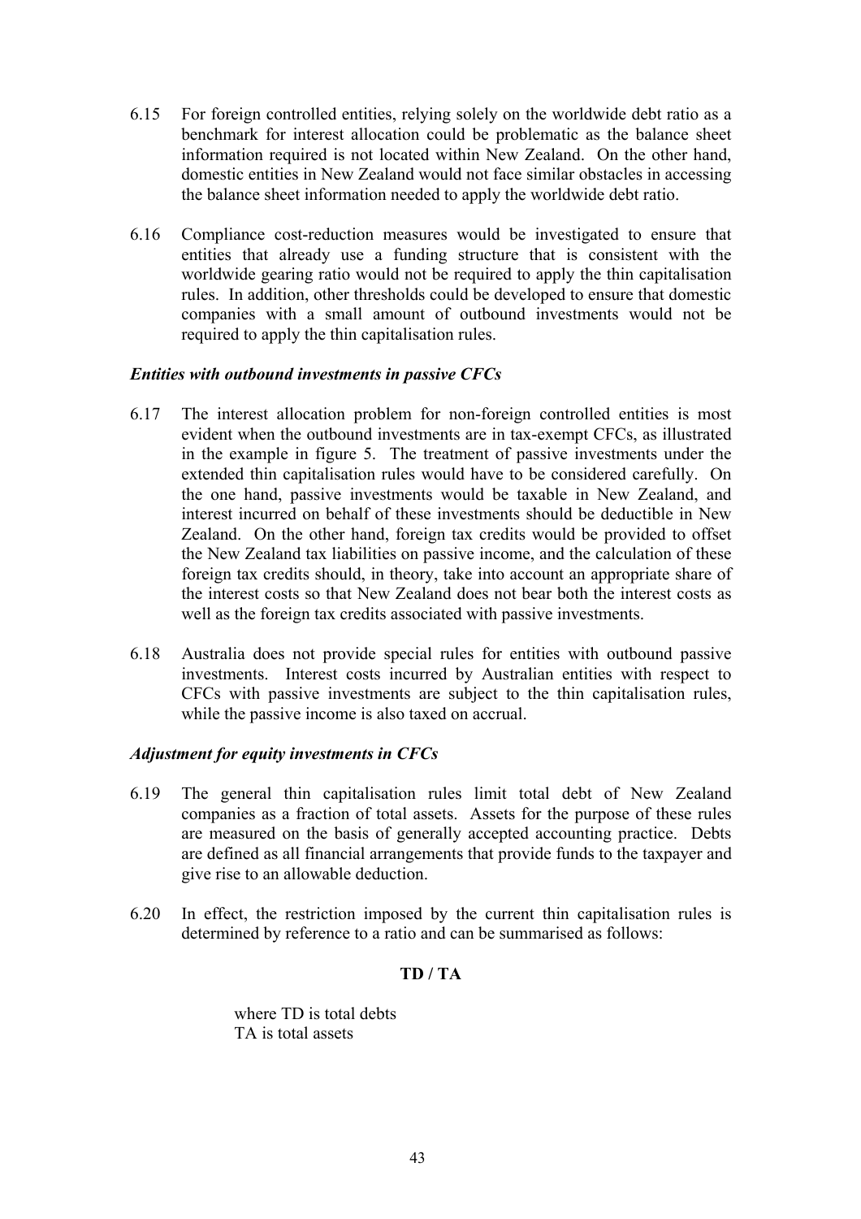6.15 For foreign controlled entities, relying solely on the worldwide debt ratio as a benchmark for interest allocation could be problematic as the balance sheet information required is not located within New Zealand. On the other hand, domestic entities in New Zealand would not face similar obstacles in accessing the balance sheet information needed to apply the worldwide debt ratio.

6.16 Compliance cost-reduction measures would be investigated to ensure that entities that already use a funding structure that is consistent with the worldwide gearing ratio would not be required to apply the thin capitalisation rules. In addition, other thresholds could be developed to ensure that domestic companies with a small amount of outbound investments would not be required to apply the thin capitalisation rules.

### *Entities with outbound investments in passive CFCs*

6.17 The interest allocation problem for non-foreign controlled entities is most evident when the outbound investments are in tax-exempt CFCs, as illustrated in the example in figure 5. The treatment of passive investments under the extended thin capitalisation rules would have to be considered carefully. On the one hand, passive investments would be taxable in New Zealand, and interest incurred on behalf of these investments should be deductible in New Zealand. On the other hand, foreign tax credits would be provided to offset the New Zealand tax liabilities on passive income, and the calculation of these foreign tax credits should, in theory, take into account an appropriate share of the interest costs so that New Zealand does not bear both the interest costs as well as the foreign tax credits associated with passive investments.

6.18 Australia does not provide special rules for entities with outbound passive investments. Interest costs incurred by Australian entities with respect to CFCs with passive investments are subject to the thin capitalisation rules, while the passive income is also taxed on accrual.

### *Adjustment for equity investments in CFCs*

6.19 The general thin capitalisation rules limit total debt of New Zealand companies as a fraction of total assets. Assets for the purpose of these rules are measured on the basis of generally accepted accounting practice. Debts are defined as all financial arrangements that provide funds to the taxpayer and give rise to an allowable deduction.

6.20 In effect, the restriction imposed by the current thin capitalisation rules is determined by reference to a ratio and can be summarised as follows:

$$TD / TA$$

where TD is total debts
TA is total assets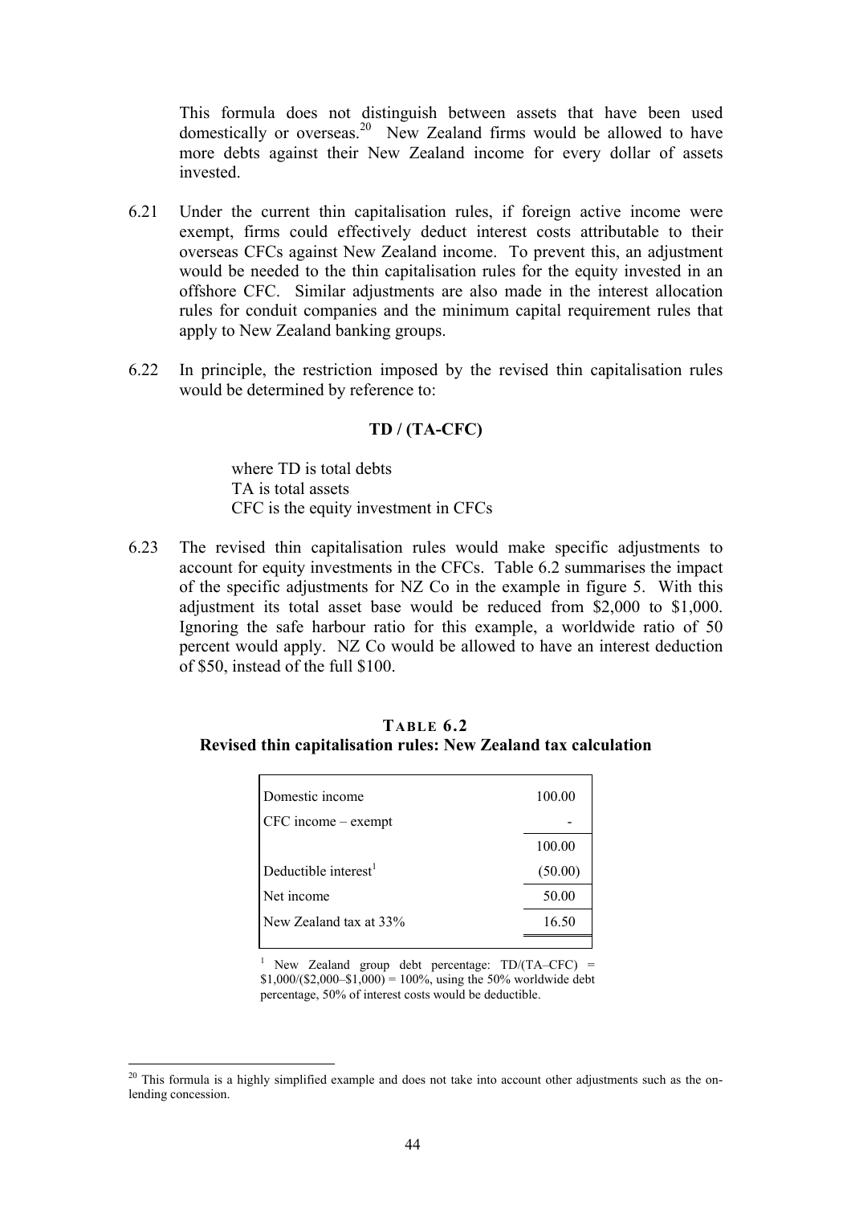This formula does not distinguish between assets that have been used domestically or overseas.[20] New Zealand firms would be allowed to have more debts against their New Zealand income for every dollar of assets invested.

6.21 Under the current thin capitalisation rules, if foreign active income were exempt, firms could effectively deduct interest costs attributable to their overseas CFCs against New Zealand income. To prevent this, an adjustment would be needed to the thin capitalisation rules for the equity invested in an offshore CFC. Similar adjustments are also made in the interest allocation rules for conduit companies and the minimum capital requirement rules that apply to New Zealand banking groups.

6.22 In principle, the restriction imposed by the revised thin capitalisation rules would be determined by reference to:

**TD / (TA-CFC)**

where TD is total debts
TA is total assets
CFC is the equity investment in CFCs

6.23 The revised thin capitalisation rules would make specific adjustments to account for equity investments in the CFCs. Table 6.2 summarises the impact of the specific adjustments for NZ Co in the example in figure 5. With this adjustment its total asset base would be reduced from $2,000 to $1,000. Ignoring the safe harbour ratio for this example, a worldwide ratio of 50 percent would apply. NZ Co would be allowed to have an interest deduction of $50, instead of the full $100.

**TABLE 6.2**
**Revised thin capitalisation rules: New Zealand tax calculation**

| | |
|---|---|
| Domestic income | 100.00 |
| CFC income – exempt | - |
| | 100.00 |
| Deductible interest[1] | (50.00) |
| Net income | 50.00 |
| New Zealand tax at 33% | 16.50 |

[1] New Zealand group debt percentage: TD/(TA–CFC) = $1,000/($2,000–$1,000) = 100%, using the 50% worldwide debt percentage, 50% of interest costs would be deductible.

[20] This formula is a highly simplified example and does not take into account other adjustments such as the on-lending concession.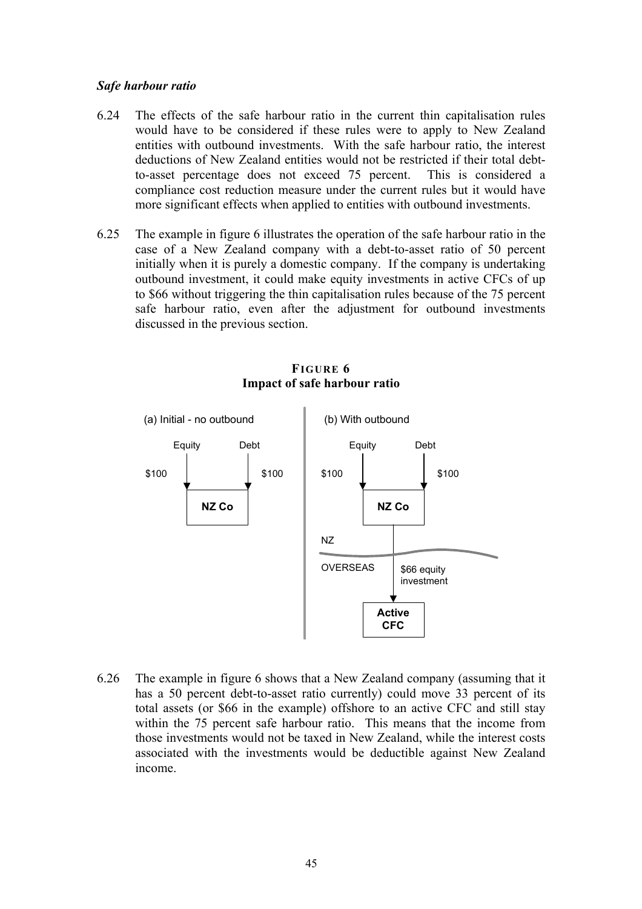### *Safe harbour ratio*

6.24 The effects of the safe harbour ratio in the current thin capitalisation rules would have to be considered if these rules were to apply to New Zealand entities with outbound investments. With the safe harbour ratio, the interest deductions of New Zealand entities would not be restricted if their total debt-to-asset percentage does not exceed 75 percent. This is considered a compliance cost reduction measure under the current rules but it would have more significant effects when applied to entities with outbound investments.

6.25 The example in figure 6 illustrates the operation of the safe harbour ratio in the case of a New Zealand company with a debt-to-asset ratio of 50 percent initially when it is purely a domestic company. If the company is undertaking outbound investment, it could make equity investments in active CFCs of up to \$66 without triggering the thin capitalisation rules because of the 75 percent safe harbour ratio, even after the adjustment for outbound investments discussed in the previous section.

**FIGURE 6**
**Impact of safe harbour ratio**

(a) Initial - no outbound

Equity \$100 → NZ Co ← Debt \$100

(b) With outbound

Equity \$100 → NZ Co ← Debt \$100

NZ

OVERSEAS

NZ Co → \$66 equity investment → Active CFC

6.26 The example in figure 6 shows that a New Zealand company (assuming that it has a 50 percent debt-to-asset ratio currently) could move 33 percent of its total assets (or \$66 in the example) offshore to an active CFC and still stay within the 75 percent safe harbour ratio. This means that the income from those investments would not be taxed in New Zealand, while the interest costs associated with the investments would be deductible against New Zealand income.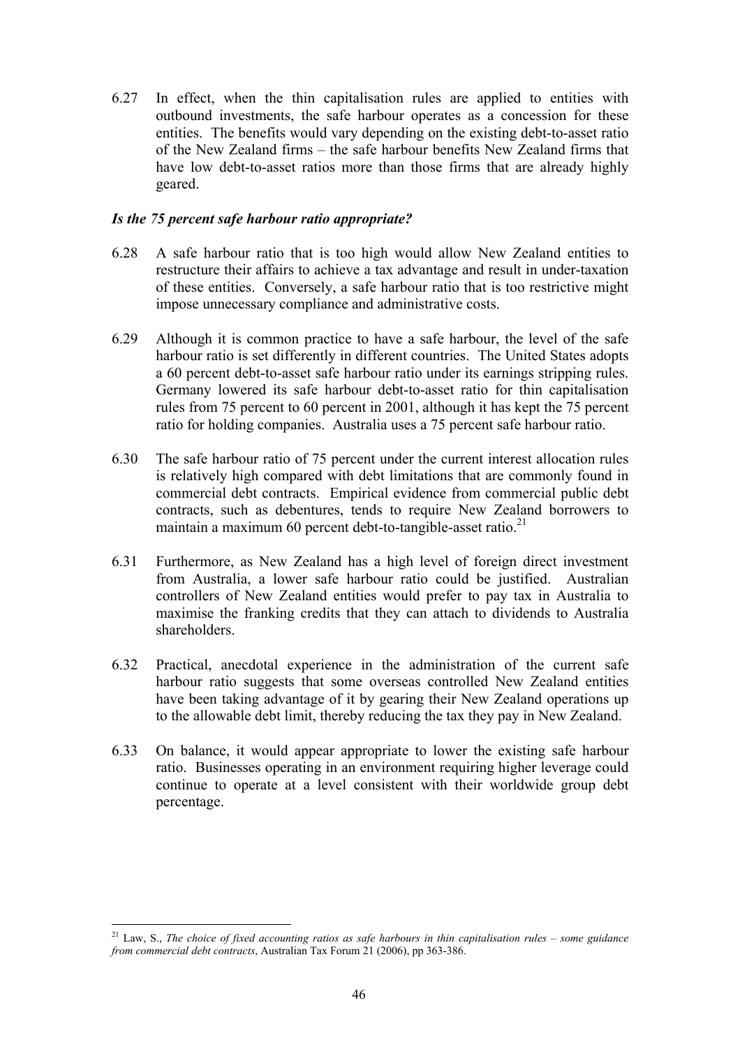6.27 In effect, when the thin capitalisation rules are applied to entities with outbound investments, the safe harbour operates as a concession for these entities. The benefits would vary depending on the existing debt-to-asset ratio of the New Zealand firms – the safe harbour benefits New Zealand firms that have low debt-to-asset ratios more than those firms that are already highly geared.

### *Is the 75 percent safe harbour ratio appropriate?*

6.28 A safe harbour ratio that is too high would allow New Zealand entities to restructure their affairs to achieve a tax advantage and result in under-taxation of these entities. Conversely, a safe harbour ratio that is too restrictive might impose unnecessary compliance and administrative costs.

6.29 Although it is common practice to have a safe harbour, the level of the safe harbour ratio is set differently in different countries. The United States adopts a 60 percent debt-to-asset safe harbour ratio under its earnings stripping rules. Germany lowered its safe harbour debt-to-asset ratio for thin capitalisation rules from 75 percent to 60 percent in 2001, although it has kept the 75 percent ratio for holding companies. Australia uses a 75 percent safe harbour ratio.

6.30 The safe harbour ratio of 75 percent under the current interest allocation rules is relatively high compared with debt limitations that are commonly found in commercial debt contracts. Empirical evidence from commercial public debt contracts, such as debentures, tends to require New Zealand borrowers to maintain a maximum 60 percent debt-to-tangible-asset ratio.[21]

6.31 Furthermore, as New Zealand has a high level of foreign direct investment from Australia, a lower safe harbour ratio could be justified. Australian controllers of New Zealand entities would prefer to pay tax in Australia to maximise the franking credits that they can attach to dividends to Australia shareholders.

6.32 Practical, anecdotal experience in the administration of the current safe harbour ratio suggests that some overseas controlled New Zealand entities have been taking advantage of it by gearing their New Zealand operations up to the allowable debt limit, thereby reducing the tax they pay in New Zealand.

6.33 On balance, it would appear appropriate to lower the existing safe harbour ratio. Businesses operating in an environment requiring higher leverage could continue to operate at a level consistent with their worldwide group debt percentage.

---

[21] Law, S., *The choice of fixed accounting ratios as safe harbours in thin capitalisation rules – some guidance from commercial debt contracts*, Australian Tax Forum 21 (2006), pp 363-386.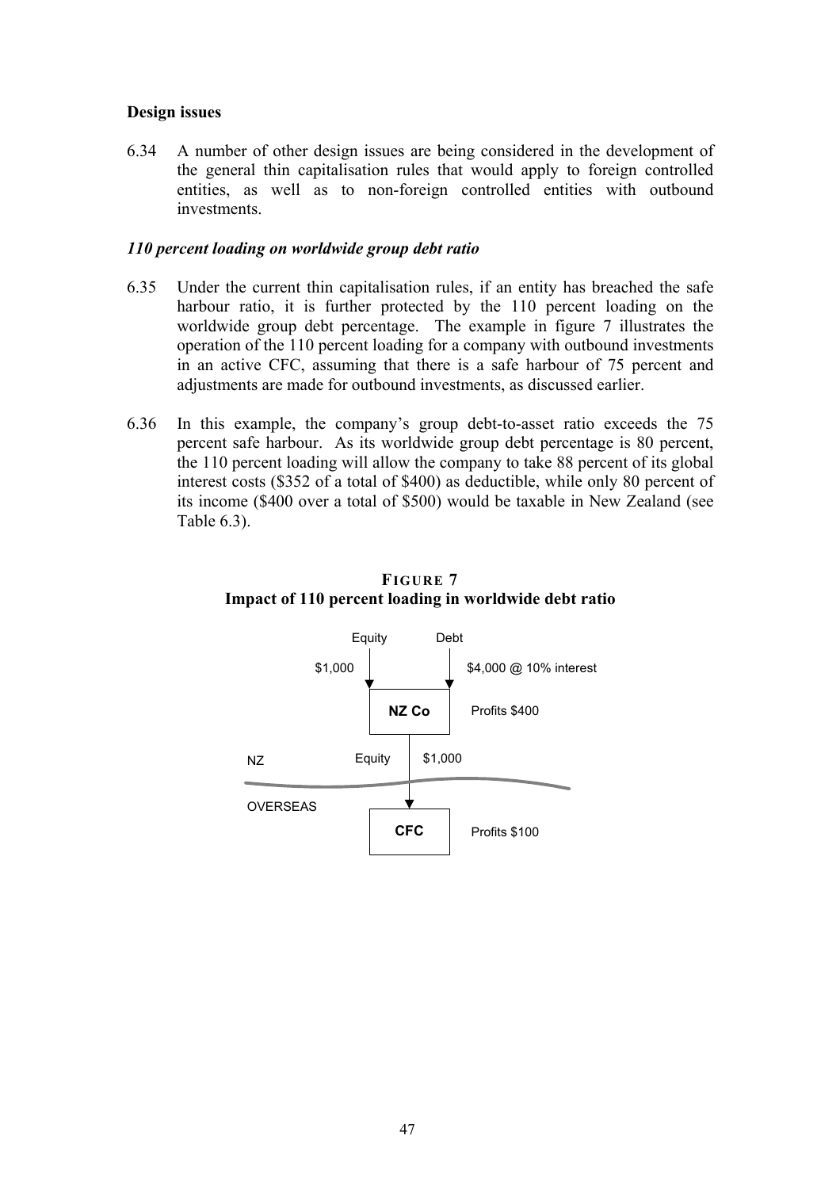### Design issues

6.34 A number of other design issues are being considered in the development of the general thin capitalisation rules that would apply to foreign controlled entities, as well as to non-foreign controlled entities with outbound investments.

#### *110 percent loading on worldwide group debt ratio*

6.35 Under the current thin capitalisation rules, if an entity has breached the safe harbour ratio, it is further protected by the 110 percent loading on the worldwide group debt percentage. The example in figure 7 illustrates the operation of the 110 percent loading for a company with outbound investments in an active CFC, assuming that there is a safe harbour of 75 percent and adjustments are made for outbound investments, as discussed earlier.

6.36 In this example, the company's group debt-to-asset ratio exceeds the 75 percent safe harbour. As its worldwide group debt percentage is 80 percent, the 110 percent loading will allow the company to take 88 percent of its global interest costs ($352 of a total of $400) as deductible, while only 80 percent of its income ($400 over a total of $500) would be taxable in New Zealand (see Table 6.3).

**FIGURE 7**
**Impact of 110 percent loading in worldwide debt ratio**

Equity $1,000 → NZ Co ← Debt $4,000 @ 10% interest

NZ Co: Profits $400

NZ

Equity $1,000

OVERSEAS

CFC: Profits $100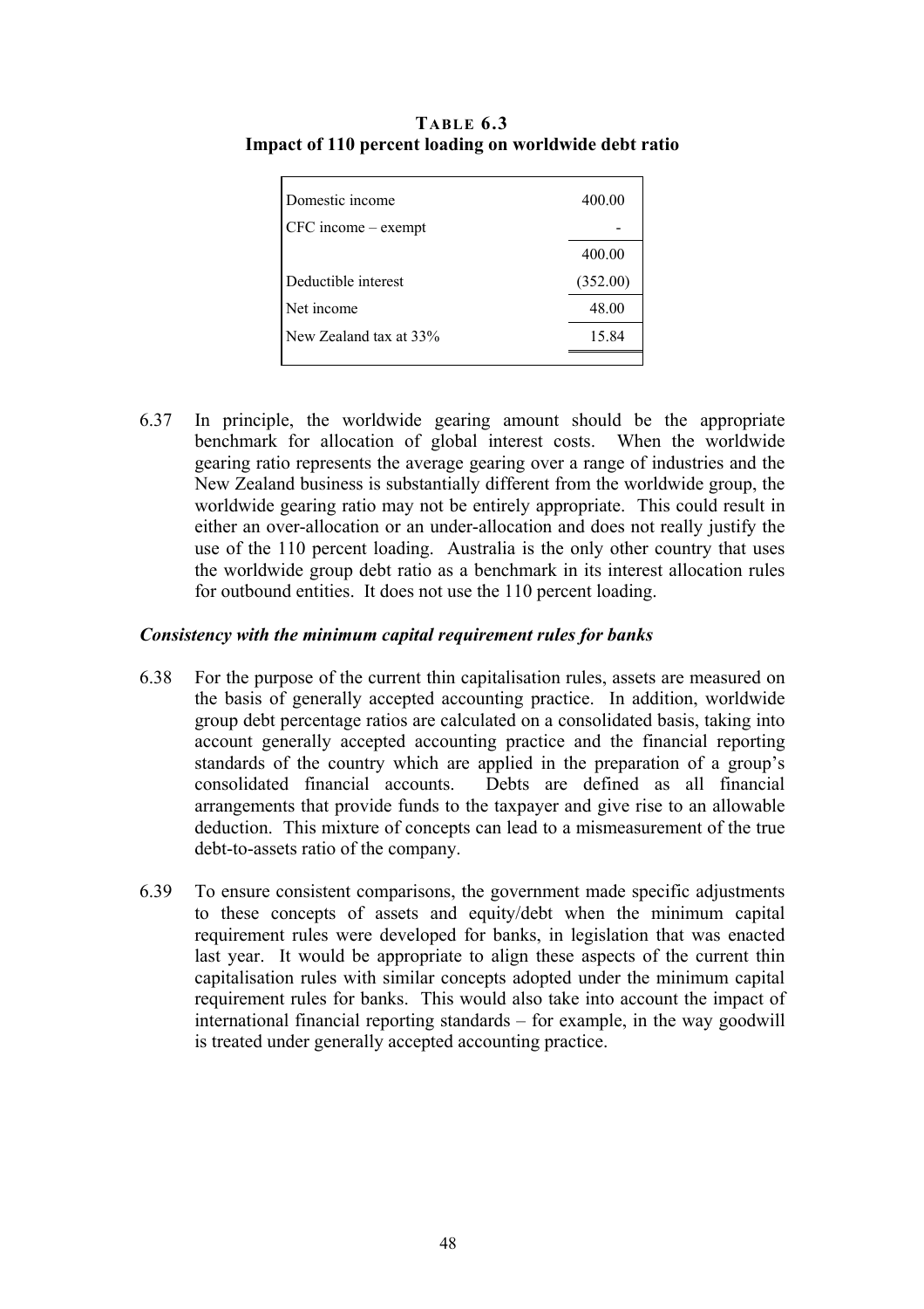**TABLE 6.3**
**Impact of 110 percent loading on worldwide debt ratio**

| | |
|---|---|
| Domestic income | 400.00 |
| CFC income – exempt | - |
| | 400.00 |
| Deductible interest | (352.00) |
| Net income | 48.00 |
| New Zealand tax at 33% | 15.84 |

6.37 In principle, the worldwide gearing amount should be the appropriate benchmark for allocation of global interest costs. When the worldwide gearing ratio represents the average gearing over a range of industries and the New Zealand business is substantially different from the worldwide group, the worldwide gearing ratio may not be entirely appropriate. This could result in either an over-allocation or an under-allocation and does not really justify the use of the 110 percent loading. Australia is the only other country that uses the worldwide group debt ratio as a benchmark in its interest allocation rules for outbound entities. It does not use the 110 percent loading.

### *Consistency with the minimum capital requirement rules for banks*

6.38 For the purpose of the current thin capitalisation rules, assets are measured on the basis of generally accepted accounting practice. In addition, worldwide group debt percentage ratios are calculated on a consolidated basis, taking into account generally accepted accounting practice and the financial reporting standards of the country which are applied in the preparation of a group's consolidated financial accounts. Debts are defined as all financial arrangements that provide funds to the taxpayer and give rise to an allowable deduction. This mixture of concepts can lead to a mismeasurement of the true debt-to-assets ratio of the company.

6.39 To ensure consistent comparisons, the government made specific adjustments to these concepts of assets and equity/debt when the minimum capital requirement rules were developed for banks, in legislation that was enacted last year. It would be appropriate to align these aspects of the current thin capitalisation rules with similar concepts adopted under the minimum capital requirement rules for banks. This would also take into account the impact of international financial reporting standards – for example, in the way goodwill is treated under generally accepted accounting practice.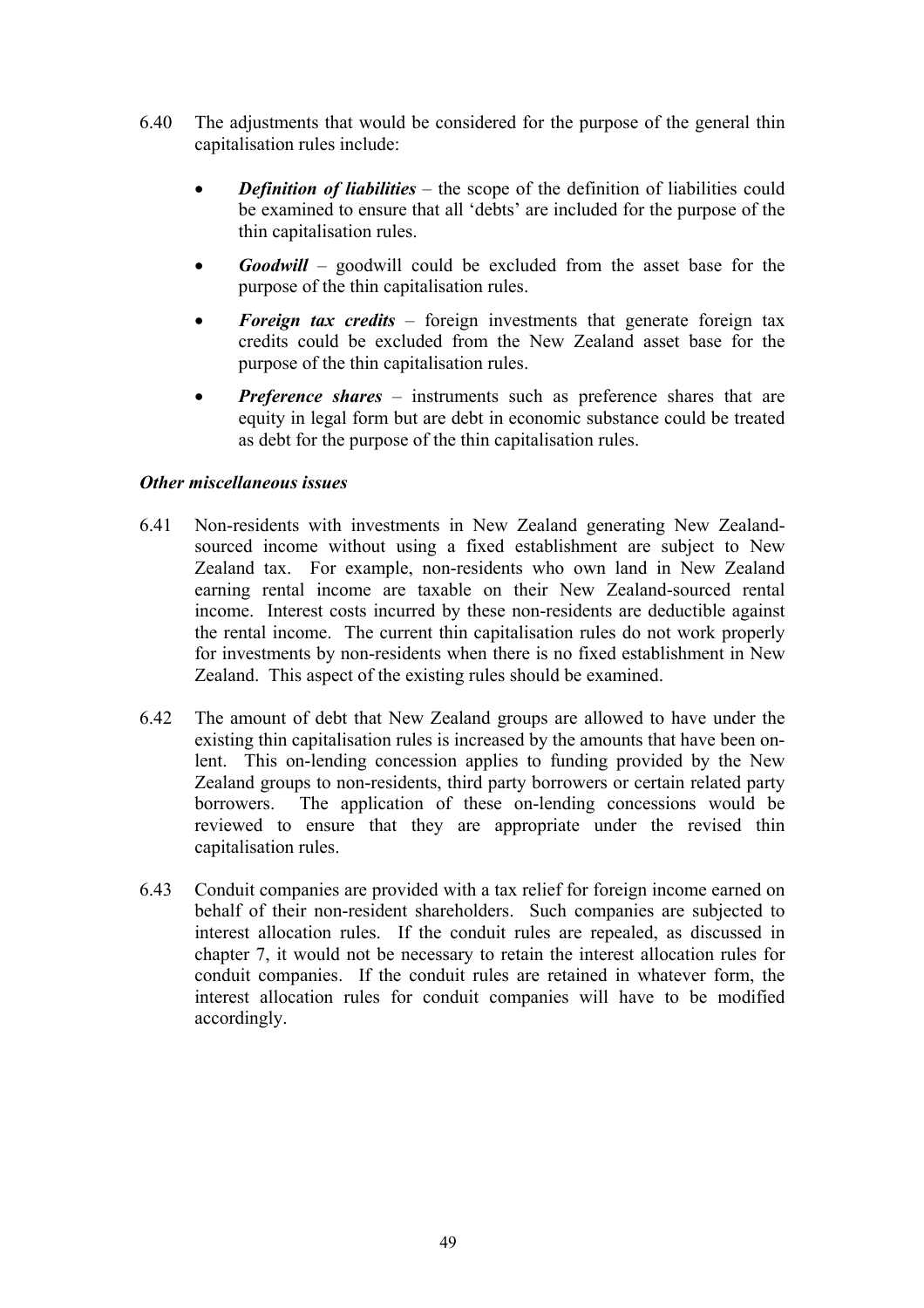6.40 The adjustments that would be considered for the purpose of the general thin capitalisation rules include:

- ***Definition of liabilities*** – the scope of the definition of liabilities could be examined to ensure that all 'debts' are included for the purpose of the thin capitalisation rules.
- ***Goodwill*** – goodwill could be excluded from the asset base for the purpose of the thin capitalisation rules.
- ***Foreign tax credits*** – foreign investments that generate foreign tax credits could be excluded from the New Zealand asset base for the purpose of the thin capitalisation rules.
- ***Preference shares*** – instruments such as preference shares that are equity in legal form but are debt in economic substance could be treated as debt for the purpose of the thin capitalisation rules.

### *Other miscellaneous issues*

6.41 Non-residents with investments in New Zealand generating New Zealand-sourced income without using a fixed establishment are subject to New Zealand tax. For example, non-residents who own land in New Zealand earning rental income are taxable on their New Zealand-sourced rental income. Interest costs incurred by these non-residents are deductible against the rental income. The current thin capitalisation rules do not work properly for investments by non-residents when there is no fixed establishment in New Zealand. This aspect of the existing rules should be examined.

6.42 The amount of debt that New Zealand groups are allowed to have under the existing thin capitalisation rules is increased by the amounts that have been on-lent. This on-lending concession applies to funding provided by the New Zealand groups to non-residents, third party borrowers or certain related party borrowers. The application of these on-lending concessions would be reviewed to ensure that they are appropriate under the revised thin capitalisation rules.

6.43 Conduit companies are provided with a tax relief for foreign income earned on behalf of their non-resident shareholders. Such companies are subjected to interest allocation rules. If the conduit rules are repealed, as discussed in chapter 7, it would not be necessary to retain the interest allocation rules for conduit companies. If the conduit rules are retained in whatever form, the interest allocation rules for conduit companies will have to be modified accordingly.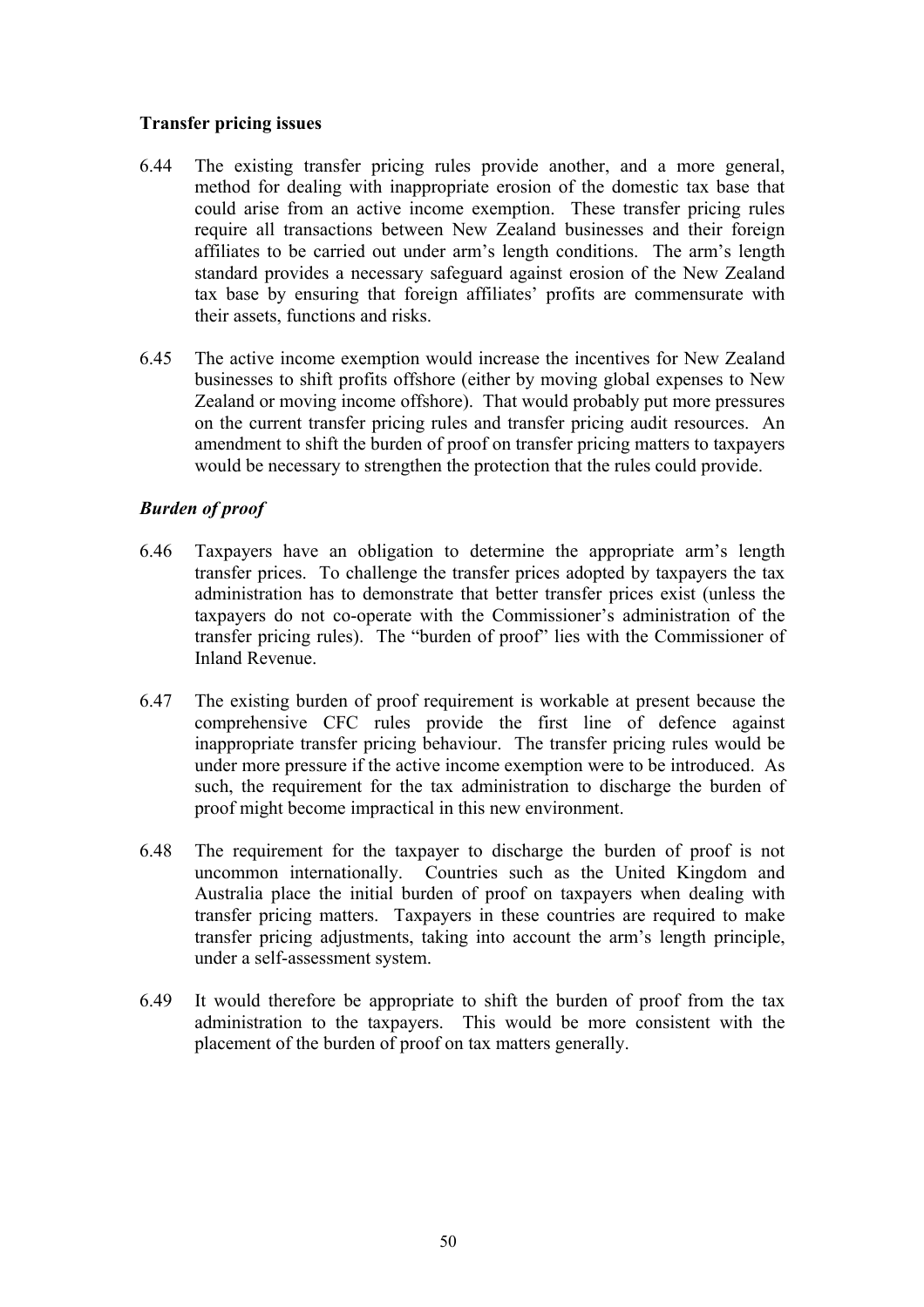**Transfer pricing issues**

6.44 The existing transfer pricing rules provide another, and a more general, method for dealing with inappropriate erosion of the domestic tax base that could arise from an active income exemption. These transfer pricing rules require all transactions between New Zealand businesses and their foreign affiliates to be carried out under arm's length conditions. The arm's length standard provides a necessary safeguard against erosion of the New Zealand tax base by ensuring that foreign affiliates' profits are commensurate with their assets, functions and risks.

6.45 The active income exemption would increase the incentives for New Zealand businesses to shift profits offshore (either by moving global expenses to New Zealand or moving income offshore). That would probably put more pressures on the current transfer pricing rules and transfer pricing audit resources. An amendment to shift the burden of proof on transfer pricing matters to taxpayers would be necessary to strengthen the protection that the rules could provide.

***Burden of proof***

6.46 Taxpayers have an obligation to determine the appropriate arm's length transfer prices. To challenge the transfer prices adopted by taxpayers the tax administration has to demonstrate that better transfer prices exist (unless the taxpayers do not co-operate with the Commissioner's administration of the transfer pricing rules). The "burden of proof" lies with the Commissioner of Inland Revenue.

6.47 The existing burden of proof requirement is workable at present because the comprehensive CFC rules provide the first line of defence against inappropriate transfer pricing behaviour. The transfer pricing rules would be under more pressure if the active income exemption were to be introduced. As such, the requirement for the tax administration to discharge the burden of proof might become impractical in this new environment.

6.48 The requirement for the taxpayer to discharge the burden of proof is not uncommon internationally. Countries such as the United Kingdom and Australia place the initial burden of proof on taxpayers when dealing with transfer pricing matters. Taxpayers in these countries are required to make transfer pricing adjustments, taking into account the arm's length principle, under a self-assessment system.

6.49 It would therefore be appropriate to shift the burden of proof from the tax administration to the taxpayers. This would be more consistent with the placement of the burden of proof on tax matters generally.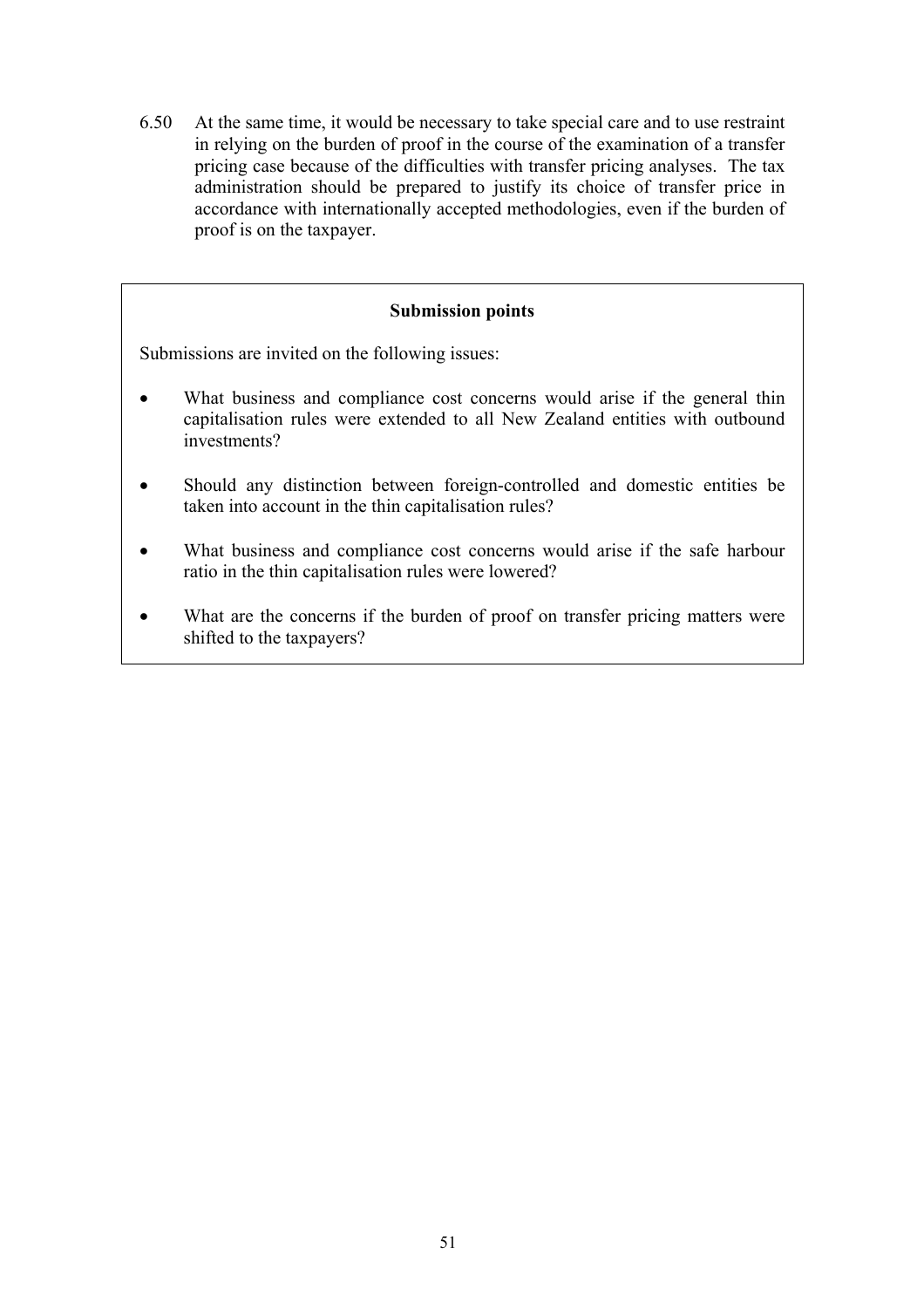6.50 At the same time, it would be necessary to take special care and to use restraint in relying on the burden of proof in the course of the examination of a transfer pricing case because of the difficulties with transfer pricing analyses. The tax administration should be prepared to justify its choice of transfer price in accordance with internationally accepted methodologies, even if the burden of proof is on the taxpayer.

**Submission points**

Submissions are invited on the following issues:

- What business and compliance cost concerns would arise if the general thin capitalisation rules were extended to all New Zealand entities with outbound investments?
- Should any distinction between foreign-controlled and domestic entities be taken into account in the thin capitalisation rules?
- What business and compliance cost concerns would arise if the safe harbour ratio in the thin capitalisation rules were lowered?
- What are the concerns if the burden of proof on transfer pricing matters were shifted to the taxpayers?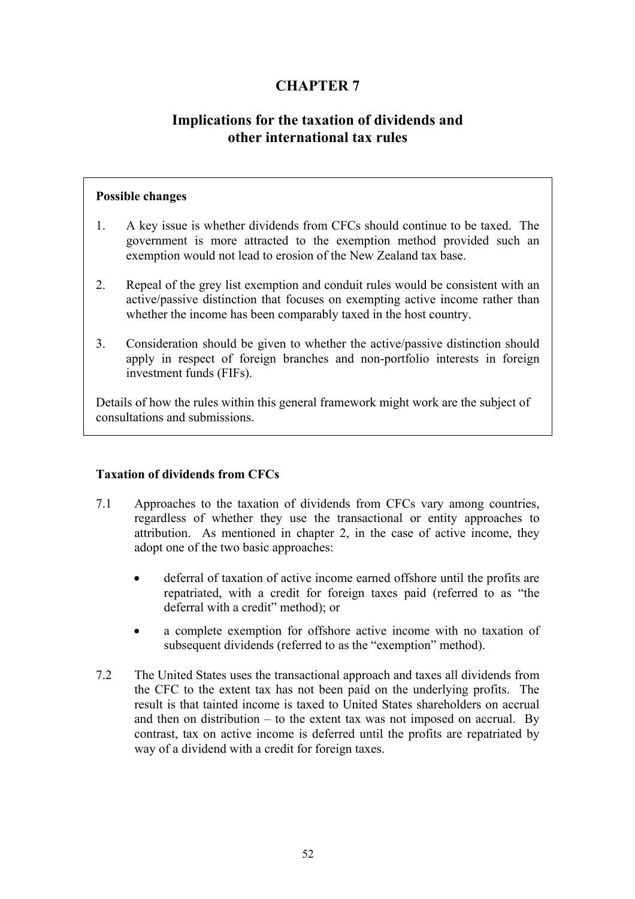# CHAPTER 7

## Implications for the taxation of dividends and other international tax rules

**Possible changes**

1. A key issue is whether dividends from CFCs should continue to be taxed. The government is more attracted to the exemption method provided such an exemption would not lead to erosion of the New Zealand tax base.

2. Repeal of the grey list exemption and conduit rules would be consistent with an active/passive distinction that focuses on exempting active income rather than whether the income has been comparably taxed in the host country.

3. Consideration should be given to whether the active/passive distinction should apply in respect of foreign branches and non-portfolio interests in foreign investment funds (FIFs).

Details of how the rules within this general framework might work are the subject of consultations and submissions.

### Taxation of dividends from CFCs

7.1 Approaches to the taxation of dividends from CFCs vary among countries, regardless of whether they use the transactional or entity approaches to attribution. As mentioned in chapter 2, in the case of active income, they adopt one of the two basic approaches:

- deferral of taxation of active income earned offshore until the profits are repatriated, with a credit for foreign taxes paid (referred to as "the deferral with a credit" method); or
- a complete exemption for offshore active income with no taxation of subsequent dividends (referred to as the "exemption" method).

7.2 The United States uses the transactional approach and taxes all dividends from the CFC to the extent tax has not been paid on the underlying profits. The result is that tainted income is taxed to United States shareholders on accrual and then on distribution – to the extent tax was not imposed on accrual. By contrast, tax on active income is deferred until the profits are repatriated by way of a dividend with a credit for foreign taxes.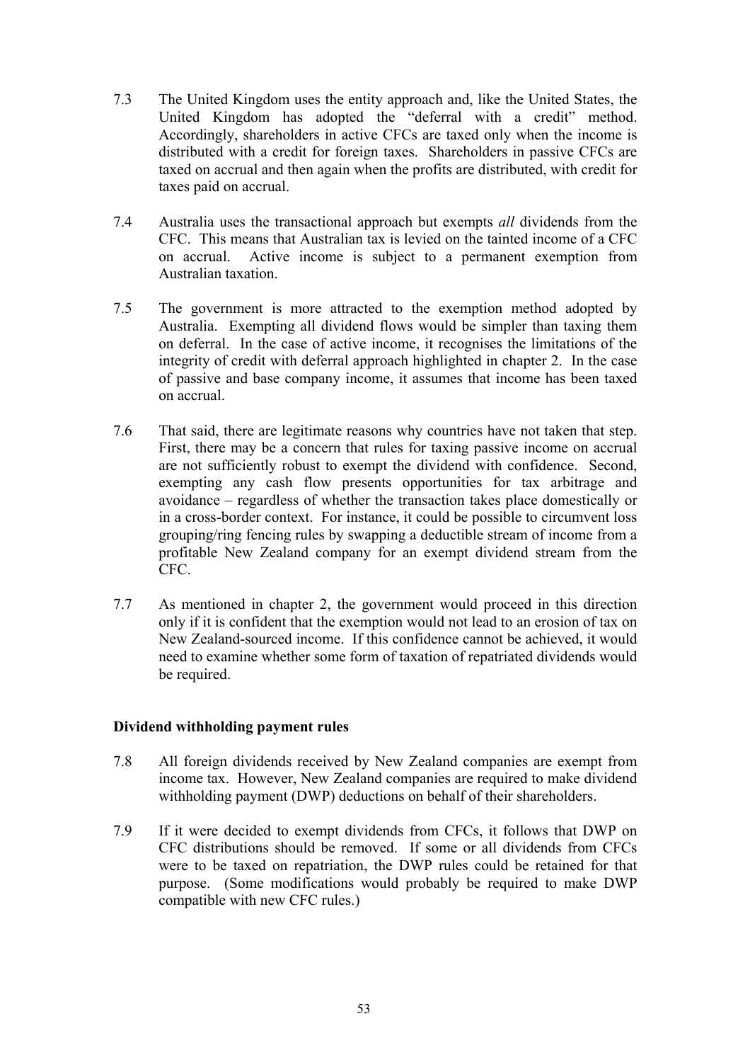7.3 The United Kingdom uses the entity approach and, like the United States, the United Kingdom has adopted the "deferral with a credit" method. Accordingly, shareholders in active CFCs are taxed only when the income is distributed with a credit for foreign taxes. Shareholders in passive CFCs are taxed on accrual and then again when the profits are distributed, with credit for taxes paid on accrual.

7.4 Australia uses the transactional approach but exempts *all* dividends from the CFC. This means that Australian tax is levied on the tainted income of a CFC on accrual. Active income is subject to a permanent exemption from Australian taxation.

7.5 The government is more attracted to the exemption method adopted by Australia. Exempting all dividend flows would be simpler than taxing them on deferral. In the case of active income, it recognises the limitations of the integrity of credit with deferral approach highlighted in chapter 2. In the case of passive and base company income, it assumes that income has been taxed on accrual.

7.6 That said, there are legitimate reasons why countries have not taken that step. First, there may be a concern that rules for taxing passive income on accrual are not sufficiently robust to exempt the dividend with confidence. Second, exempting any cash flow presents opportunities for tax arbitrage and avoidance – regardless of whether the transaction takes place domestically or in a cross-border context. For instance, it could be possible to circumvent loss grouping/ring fencing rules by swapping a deductible stream of income from a profitable New Zealand company for an exempt dividend stream from the CFC.

7.7 As mentioned in chapter 2, the government would proceed in this direction only if it is confident that the exemption would not lead to an erosion of tax on New Zealand-sourced income. If this confidence cannot be achieved, it would need to examine whether some form of taxation of repatriated dividends would be required.

**Dividend withholding payment rules**

7.8 All foreign dividends received by New Zealand companies are exempt from income tax. However, New Zealand companies are required to make dividend withholding payment (DWP) deductions on behalf of their shareholders.

7.9 If it were decided to exempt dividends from CFCs, it follows that DWP on CFC distributions should be removed. If some or all dividends from CFCs were to be taxed on repatriation, the DWP rules could be retained for that purpose. (Some modifications would probably be required to make DWP compatible with new CFC rules.)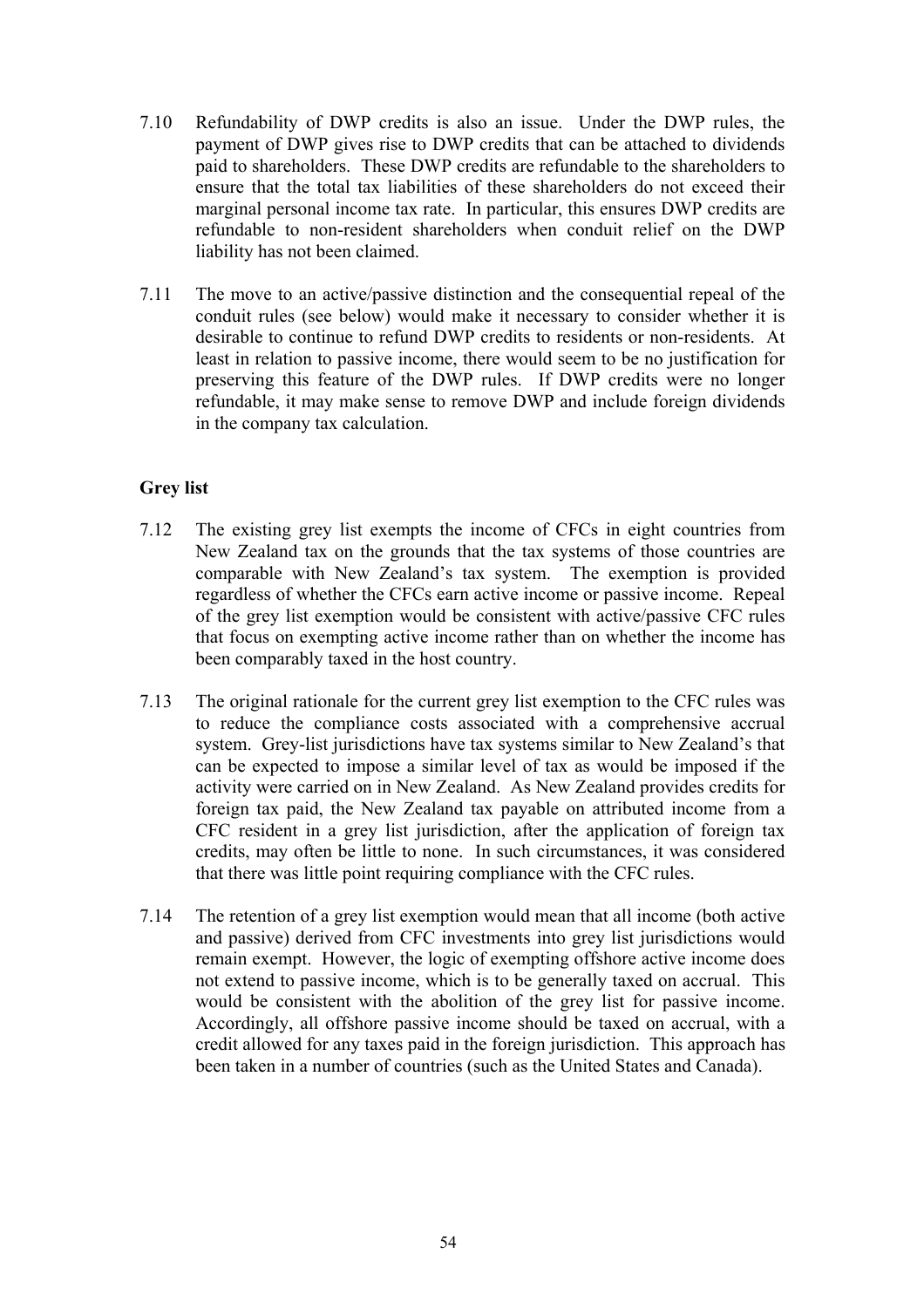7.10 Refundability of DWP credits is also an issue. Under the DWP rules, the payment of DWP gives rise to DWP credits that can be attached to dividends paid to shareholders. These DWP credits are refundable to the shareholders to ensure that the total tax liabilities of these shareholders do not exceed their marginal personal income tax rate. In particular, this ensures DWP credits are refundable to non-resident shareholders when conduit relief on the DWP liability has not been claimed.

7.11 The move to an active/passive distinction and the consequential repeal of the conduit rules (see below) would make it necessary to consider whether it is desirable to continue to refund DWP credits to residents or non-residents. At least in relation to passive income, there would seem to be no justification for preserving this feature of the DWP rules. If DWP credits were no longer refundable, it may make sense to remove DWP and include foreign dividends in the company tax calculation.

## Grey list

7.12 The existing grey list exempts the income of CFCs in eight countries from New Zealand tax on the grounds that the tax systems of those countries are comparable with New Zealand's tax system. The exemption is provided regardless of whether the CFCs earn active income or passive income. Repeal of the grey list exemption would be consistent with active/passive CFC rules that focus on exempting active income rather than on whether the income has been comparably taxed in the host country.

7.13 The original rationale for the current grey list exemption to the CFC rules was to reduce the compliance costs associated with a comprehensive accrual system. Grey-list jurisdictions have tax systems similar to New Zealand's that can be expected to impose a similar level of tax as would be imposed if the activity were carried on in New Zealand. As New Zealand provides credits for foreign tax paid, the New Zealand tax payable on attributed income from a CFC resident in a grey list jurisdiction, after the application of foreign tax credits, may often be little to none. In such circumstances, it was considered that there was little point requiring compliance with the CFC rules.

7.14 The retention of a grey list exemption would mean that all income (both active and passive) derived from CFC investments into grey list jurisdictions would remain exempt. However, the logic of exempting offshore active income does not extend to passive income, which is to be generally taxed on accrual. This would be consistent with the abolition of the grey list for passive income. Accordingly, all offshore passive income should be taxed on accrual, with a credit allowed for any taxes paid in the foreign jurisdiction. This approach has been taken in a number of countries (such as the United States and Canada).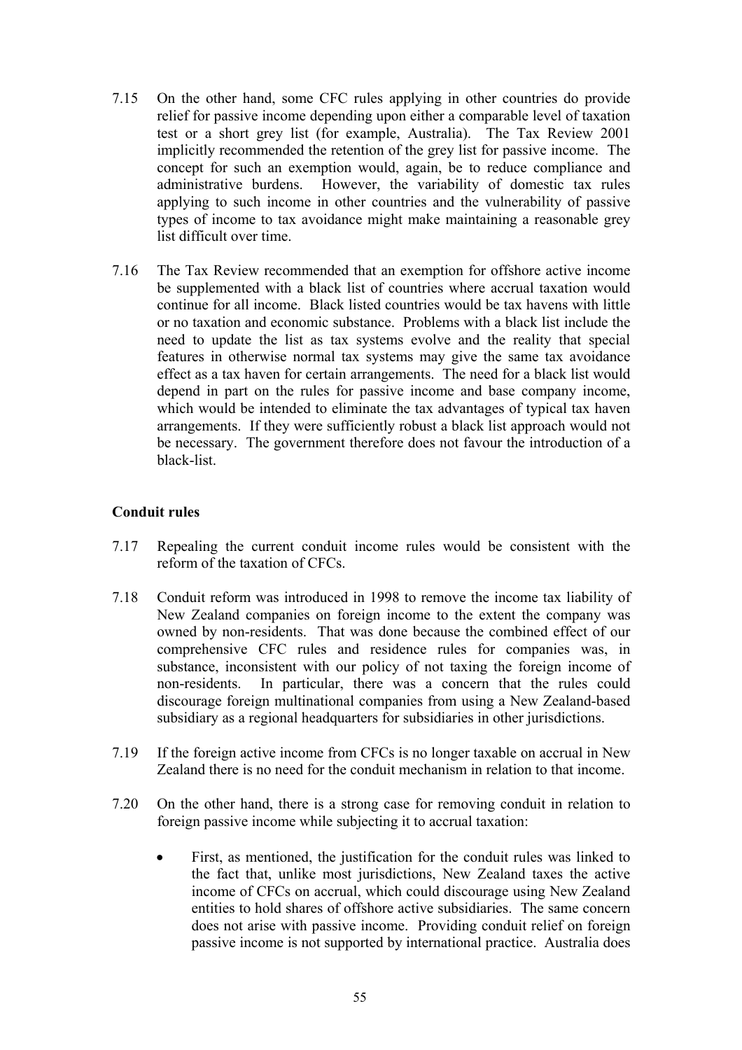7.15 On the other hand, some CFC rules applying in other countries do provide relief for passive income depending upon either a comparable level of taxation test or a short grey list (for example, Australia). The Tax Review 2001 implicitly recommended the retention of the grey list for passive income. The concept for such an exemption would, again, be to reduce compliance and administrative burdens. However, the variability of domestic tax rules applying to such income in other countries and the vulnerability of passive types of income to tax avoidance might make maintaining a reasonable grey list difficult over time.

7.16 The Tax Review recommended that an exemption for offshore active income be supplemented with a black list of countries where accrual taxation would continue for all income. Black listed countries would be tax havens with little or no taxation and economic substance. Problems with a black list include the need to update the list as tax systems evolve and the reality that special features in otherwise normal tax systems may give the same tax avoidance effect as a tax haven for certain arrangements. The need for a black list would depend in part on the rules for passive income and base company income, which would be intended to eliminate the tax advantages of typical tax haven arrangements. If they were sufficiently robust a black list approach would not be necessary. The government therefore does not favour the introduction of a black-list.

**Conduit rules**

7.17 Repealing the current conduit income rules would be consistent with the reform of the taxation of CFCs.

7.18 Conduit reform was introduced in 1998 to remove the income tax liability of New Zealand companies on foreign income to the extent the company was owned by non-residents. That was done because the combined effect of our comprehensive CFC rules and residence rules for companies was, in substance, inconsistent with our policy of not taxing the foreign income of non-residents. In particular, there was a concern that the rules could discourage foreign multinational companies from using a New Zealand-based subsidiary as a regional headquarters for subsidiaries in other jurisdictions.

7.19 If the foreign active income from CFCs is no longer taxable on accrual in New Zealand there is no need for the conduit mechanism in relation to that income.

7.20 On the other hand, there is a strong case for removing conduit in relation to foreign passive income while subjecting it to accrual taxation:

- First, as mentioned, the justification for the conduit rules was linked to the fact that, unlike most jurisdictions, New Zealand taxes the active income of CFCs on accrual, which could discourage using New Zealand entities to hold shares of offshore active subsidiaries. The same concern does not arise with passive income. Providing conduit relief on foreign passive income is not supported by international practice. Australia does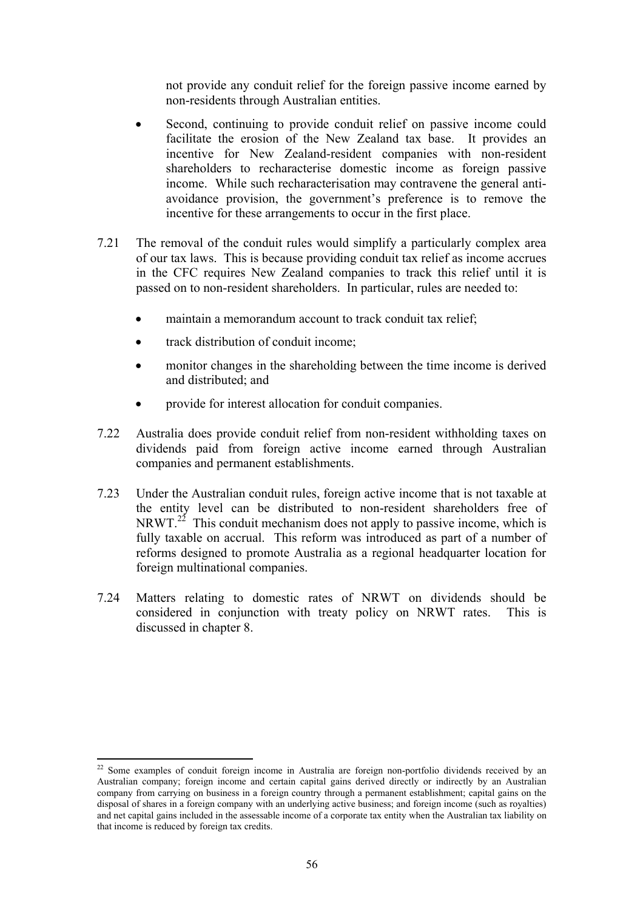not provide any conduit relief for the foreign passive income earned by non-residents through Australian entities.

- Second, continuing to provide conduit relief on passive income could facilitate the erosion of the New Zealand tax base. It provides an incentive for New Zealand-resident companies with non-resident shareholders to recharacterise domestic income as foreign passive income. While such recharacterisation may contravene the general anti-avoidance provision, the government's preference is to remove the incentive for these arrangements to occur in the first place.

7.21 The removal of the conduit rules would simplify a particularly complex area of our tax laws. This is because providing conduit tax relief as income accrues in the CFC requires New Zealand companies to track this relief until it is passed on to non-resident shareholders. In particular, rules are needed to:

- maintain a memorandum account to track conduit tax relief;
- track distribution of conduit income;
- monitor changes in the shareholding between the time income is derived and distributed; and
- provide for interest allocation for conduit companies.

7.22 Australia does provide conduit relief from non-resident withholding taxes on dividends paid from foreign active income earned through Australian companies and permanent establishments.

7.23 Under the Australian conduit rules, foreign active income that is not taxable at the entity level can be distributed to non-resident shareholders free of NRWT.[22] This conduit mechanism does not apply to passive income, which is fully taxable on accrual. This reform was introduced as part of a number of reforms designed to promote Australia as a regional headquarter location for foreign multinational companies.

7.24 Matters relating to domestic rates of NRWT on dividends should be considered in conjunction with treaty policy on NRWT rates. This is discussed in chapter 8.

---

[22] Some examples of conduit foreign income in Australia are foreign non-portfolio dividends received by an Australian company; foreign income and certain capital gains derived directly or indirectly by an Australian company from carrying on business in a foreign country through a permanent establishment; capital gains on the disposal of shares in a foreign company with an underlying active business; and foreign income (such as royalties) and net capital gains included in the assessable income of a corporate tax entity when the Australian tax liability on that income is reduced by foreign tax credits.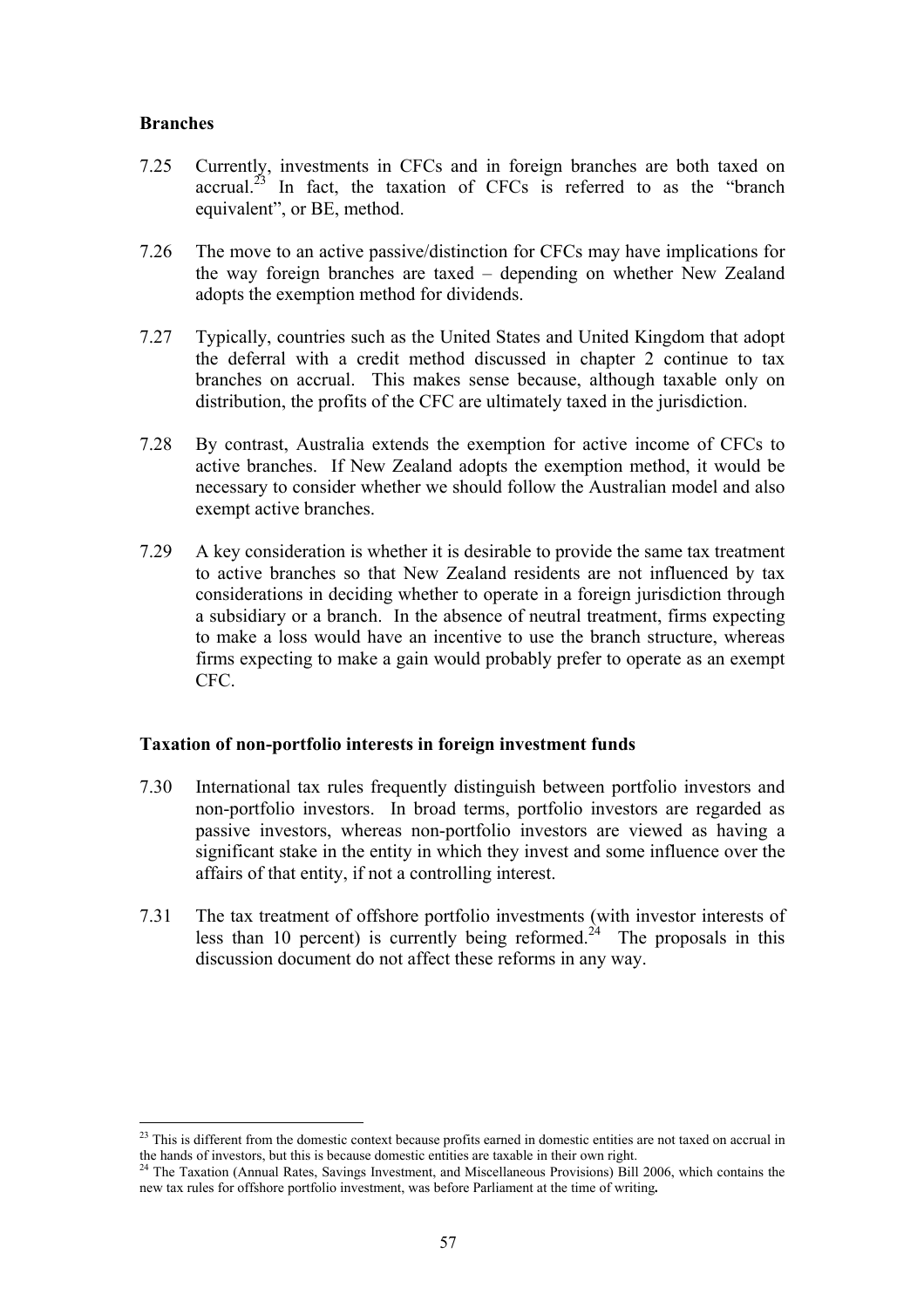**Branches**

7.25 Currently, investments in CFCs and in foreign branches are both taxed on accrual.[23] In fact, the taxation of CFCs is referred to as the "branch equivalent", or BE, method.

7.26 The move to an active passive/distinction for CFCs may have implications for the way foreign branches are taxed – depending on whether New Zealand adopts the exemption method for dividends.

7.27 Typically, countries such as the United States and United Kingdom that adopt the deferral with a credit method discussed in chapter 2 continue to tax branches on accrual. This makes sense because, although taxable only on distribution, the profits of the CFC are ultimately taxed in the jurisdiction.

7.28 By contrast, Australia extends the exemption for active income of CFCs to active branches. If New Zealand adopts the exemption method, it would be necessary to consider whether we should follow the Australian model and also exempt active branches.

7.29 A key consideration is whether it is desirable to provide the same tax treatment to active branches so that New Zealand residents are not influenced by tax considerations in deciding whether to operate in a foreign jurisdiction through a subsidiary or a branch. In the absence of neutral treatment, firms expecting to make a loss would have an incentive to use the branch structure, whereas firms expecting to make a gain would probably prefer to operate as an exempt CFC.

**Taxation of non-portfolio interests in foreign investment funds**

7.30 International tax rules frequently distinguish between portfolio investors and non-portfolio investors. In broad terms, portfolio investors are regarded as passive investors, whereas non-portfolio investors are viewed as having a significant stake in the entity in which they invest and some influence over the affairs of that entity, if not a controlling interest.

7.31 The tax treatment of offshore portfolio investments (with investor interests of less than 10 percent) is currently being reformed.[24] The proposals in this discussion document do not affect these reforms in any way.

---

[23] This is different from the domestic context because profits earned in domestic entities are not taxed on accrual in the hands of investors, but this is because domestic entities are taxable in their own right.

[24] The Taxation (Annual Rates, Savings Investment, and Miscellaneous Provisions) Bill 2006, which contains the new tax rules for offshore portfolio investment, was before Parliament at the time of writing**.**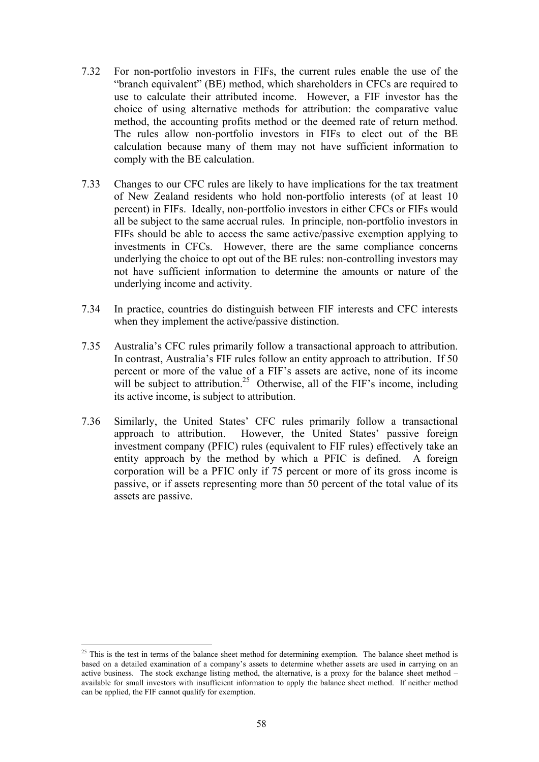7.32 For non-portfolio investors in FIFs, the current rules enable the use of the "branch equivalent" (BE) method, which shareholders in CFCs are required to use to calculate their attributed income. However, a FIF investor has the choice of using alternative methods for attribution: the comparative value method, the accounting profits method or the deemed rate of return method. The rules allow non-portfolio investors in FIFs to elect out of the BE calculation because many of them may not have sufficient information to comply with the BE calculation.

7.33 Changes to our CFC rules are likely to have implications for the tax treatment of New Zealand residents who hold non-portfolio interests (of at least 10 percent) in FIFs. Ideally, non-portfolio investors in either CFCs or FIFs would all be subject to the same accrual rules. In principle, non-portfolio investors in FIFs should be able to access the same active/passive exemption applying to investments in CFCs. However, there are the same compliance concerns underlying the choice to opt out of the BE rules: non-controlling investors may not have sufficient information to determine the amounts or nature of the underlying income and activity.

7.34 In practice, countries do distinguish between FIF interests and CFC interests when they implement the active/passive distinction.

7.35 Australia's CFC rules primarily follow a transactional approach to attribution. In contrast, Australia's FIF rules follow an entity approach to attribution. If 50 percent or more of the value of a FIF's assets are active, none of its income will be subject to attribution.[25] Otherwise, all of the FIF's income, including its active income, is subject to attribution.

7.36 Similarly, the United States' CFC rules primarily follow a transactional approach to attribution. However, the United States' passive foreign investment company (PFIC) rules (equivalent to FIF rules) effectively take an entity approach by the method by which a PFIC is defined. A foreign corporation will be a PFIC only if 75 percent or more of its gross income is passive, or if assets representing more than 50 percent of the total value of its assets are passive.

---

[25] This is the test in terms of the balance sheet method for determining exemption. The balance sheet method is based on a detailed examination of a company's assets to determine whether assets are used in carrying on an active business. The stock exchange listing method, the alternative, is a proxy for the balance sheet method – available for small investors with insufficient information to apply the balance sheet method. If neither method can be applied, the FIF cannot qualify for exemption.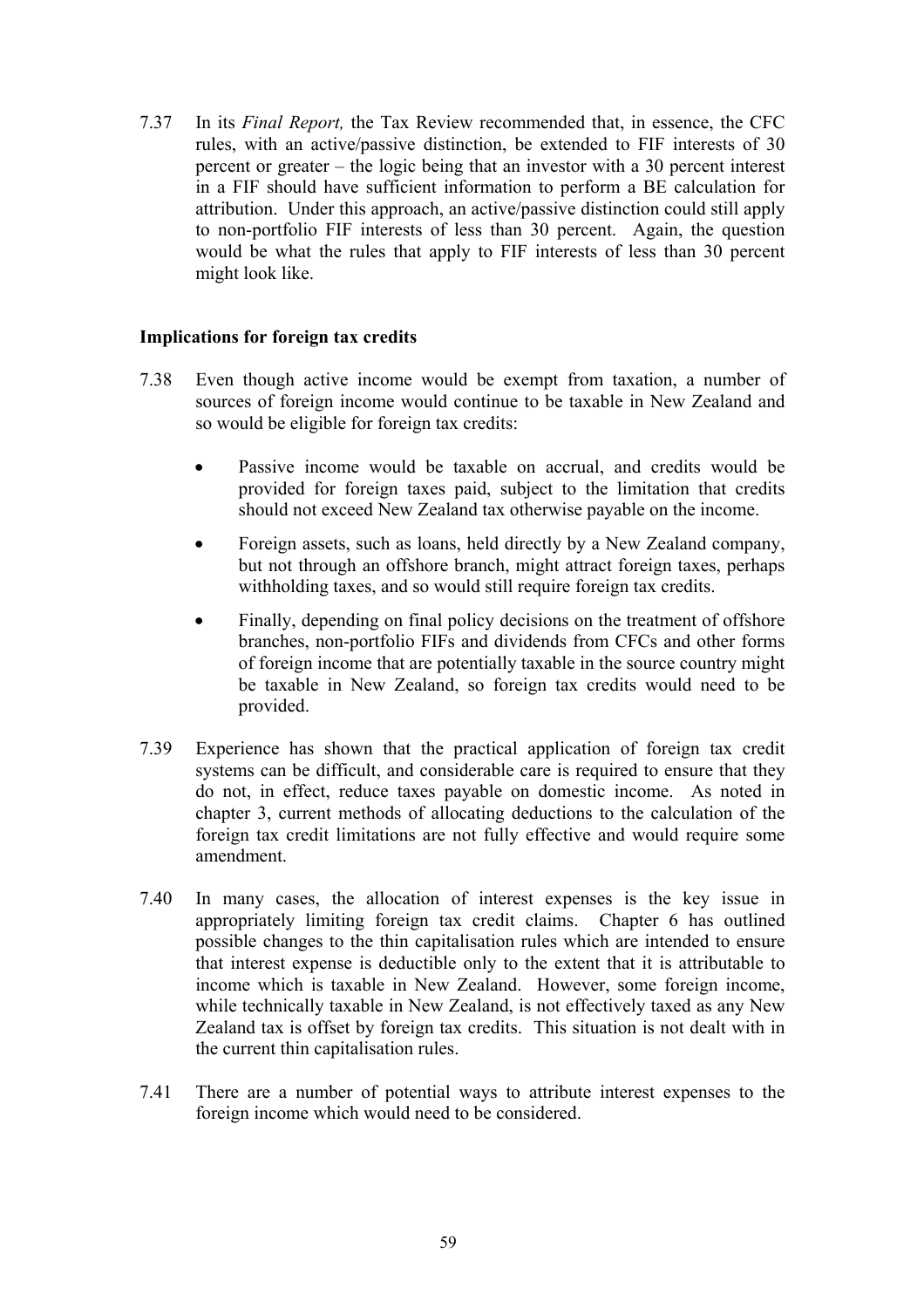7.37 In its *Final Report,* the Tax Review recommended that, in essence, the CFC rules, with an active/passive distinction, be extended to FIF interests of 30 percent or greater – the logic being that an investor with a 30 percent interest in a FIF should have sufficient information to perform a BE calculation for attribution. Under this approach, an active/passive distinction could still apply to non-portfolio FIF interests of less than 30 percent. Again, the question would be what the rules that apply to FIF interests of less than 30 percent might look like.

**Implications for foreign tax credits**

7.38 Even though active income would be exempt from taxation, a number of sources of foreign income would continue to be taxable in New Zealand and so would be eligible for foreign tax credits:

- Passive income would be taxable on accrual, and credits would be provided for foreign taxes paid, subject to the limitation that credits should not exceed New Zealand tax otherwise payable on the income.
- Foreign assets, such as loans, held directly by a New Zealand company, but not through an offshore branch, might attract foreign taxes, perhaps withholding taxes, and so would still require foreign tax credits.
- Finally, depending on final policy decisions on the treatment of offshore branches, non-portfolio FIFs and dividends from CFCs and other forms of foreign income that are potentially taxable in the source country might be taxable in New Zealand, so foreign tax credits would need to be provided.

7.39 Experience has shown that the practical application of foreign tax credit systems can be difficult, and considerable care is required to ensure that they do not, in effect, reduce taxes payable on domestic income. As noted in chapter 3, current methods of allocating deductions to the calculation of the foreign tax credit limitations are not fully effective and would require some amendment.

7.40 In many cases, the allocation of interest expenses is the key issue in appropriately limiting foreign tax credit claims. Chapter 6 has outlined possible changes to the thin capitalisation rules which are intended to ensure that interest expense is deductible only to the extent that it is attributable to income which is taxable in New Zealand. However, some foreign income, while technically taxable in New Zealand, is not effectively taxed as any New Zealand tax is offset by foreign tax credits. This situation is not dealt with in the current thin capitalisation rules.

7.41 There are a number of potential ways to attribute interest expenses to the foreign income which would need to be considered.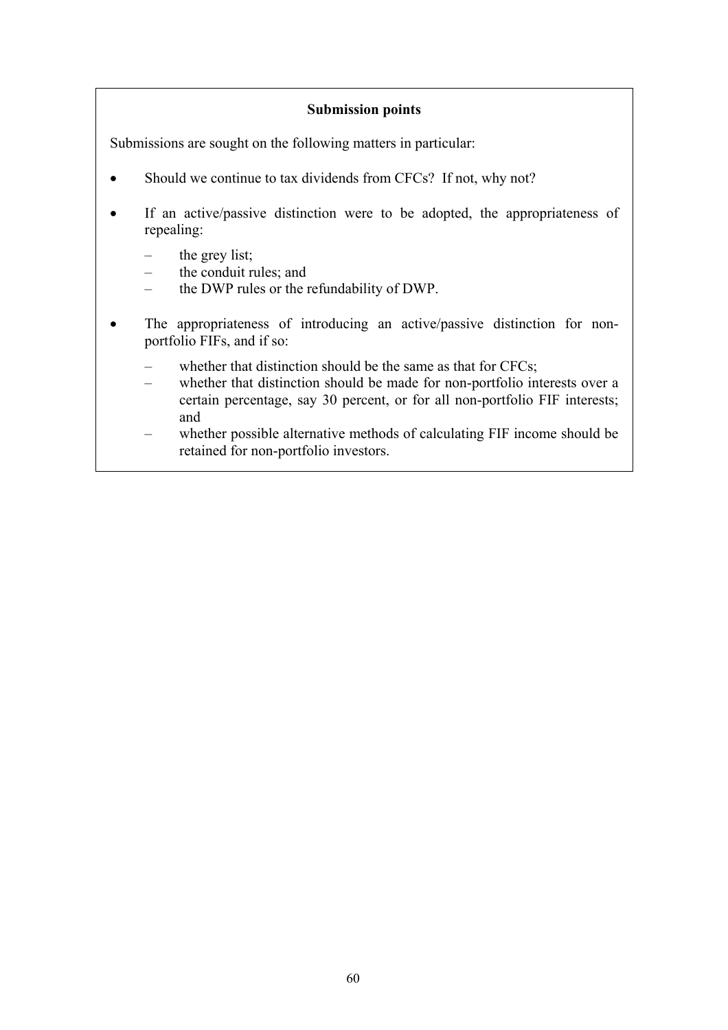**Submission points**

Submissions are sought on the following matters in particular:

- Should we continue to tax dividends from CFCs? If not, why not?
- If an active/passive distinction were to be adopted, the appropriateness of repealing:
  - the grey list;
  - the conduit rules; and
  - the DWP rules or the refundability of DWP.
- The appropriateness of introducing an active/passive distinction for non-portfolio FIFs, and if so:
  - whether that distinction should be the same as that for CFCs;
  - whether that distinction should be made for non-portfolio interests over a certain percentage, say 30 percent, or for all non-portfolio FIF interests; and
  - whether possible alternative methods of calculating FIF income should be retained for non-portfolio investors.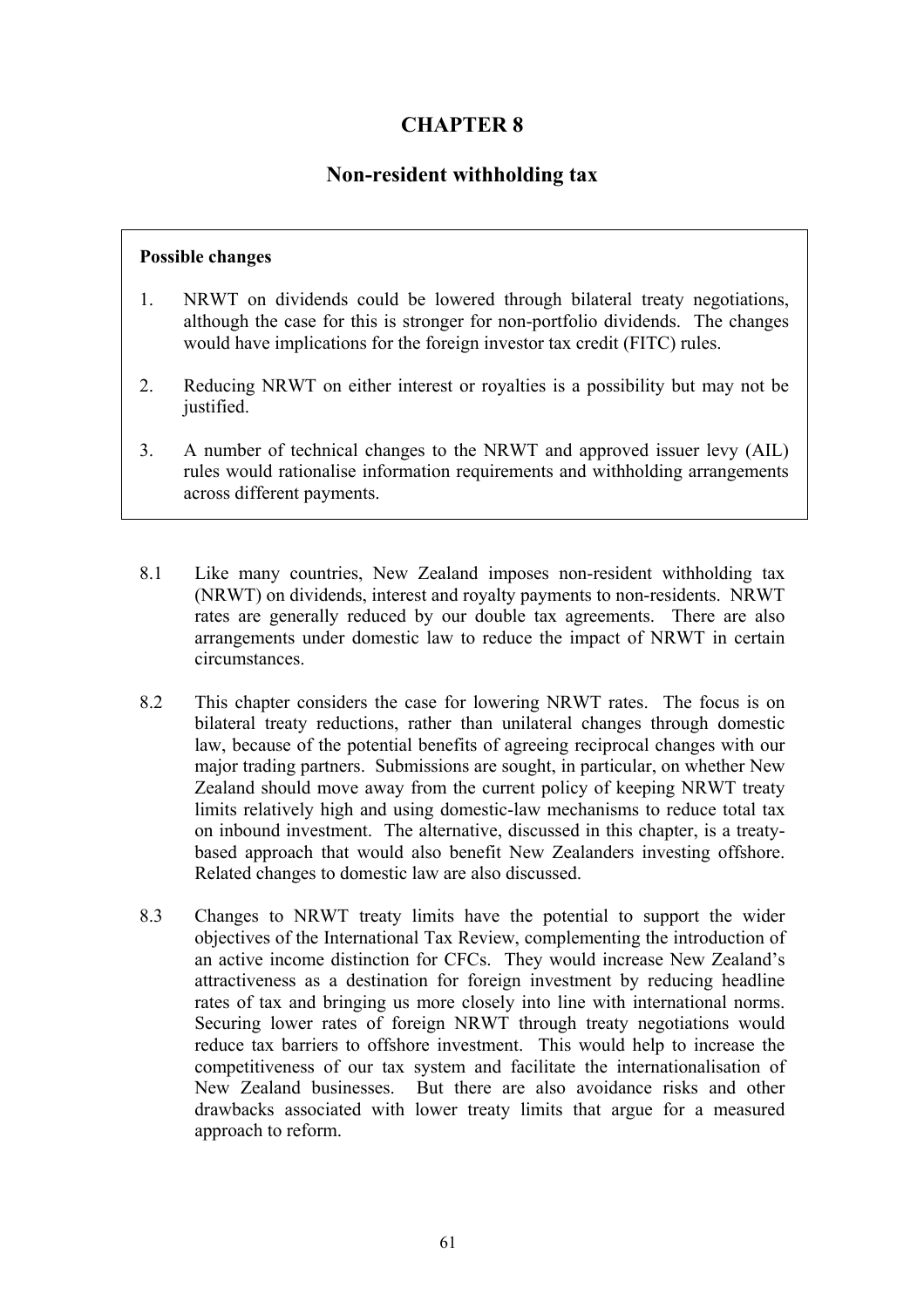# CHAPTER 8

## Non-resident withholding tax

> **Possible changes**
>
> 1. NRWT on dividends could be lowered through bilateral treaty negotiations, although the case for this is stronger for non-portfolio dividends. The changes would have implications for the foreign investor tax credit (FITC) rules.
> 2. Reducing NRWT on either interest or royalties is a possibility but may not be justified.
> 3. A number of technical changes to the NRWT and approved issuer levy (AIL) rules would rationalise information requirements and withholding arrangements across different payments.

8.1 Like many countries, New Zealand imposes non-resident withholding tax (NRWT) on dividends, interest and royalty payments to non-residents. NRWT rates are generally reduced by our double tax agreements. There are also arrangements under domestic law to reduce the impact of NRWT in certain circumstances.

8.2 This chapter considers the case for lowering NRWT rates. The focus is on bilateral treaty reductions, rather than unilateral changes through domestic law, because of the potential benefits of agreeing reciprocal changes with our major trading partners. Submissions are sought, in particular, on whether New Zealand should move away from the current policy of keeping NRWT treaty limits relatively high and using domestic-law mechanisms to reduce total tax on inbound investment. The alternative, discussed in this chapter, is a treaty-based approach that would also benefit New Zealanders investing offshore. Related changes to domestic law are also discussed.

8.3 Changes to NRWT treaty limits have the potential to support the wider objectives of the International Tax Review, complementing the introduction of an active income distinction for CFCs. They would increase New Zealand's attractiveness as a destination for foreign investment by reducing headline rates of tax and bringing us more closely into line with international norms. Securing lower rates of foreign NRWT through treaty negotiations would reduce tax barriers to offshore investment. This would help to increase the competitiveness of our tax system and facilitate the internationalisation of New Zealand businesses. But there are also avoidance risks and other drawbacks associated with lower treaty limits that argue for a measured approach to reform.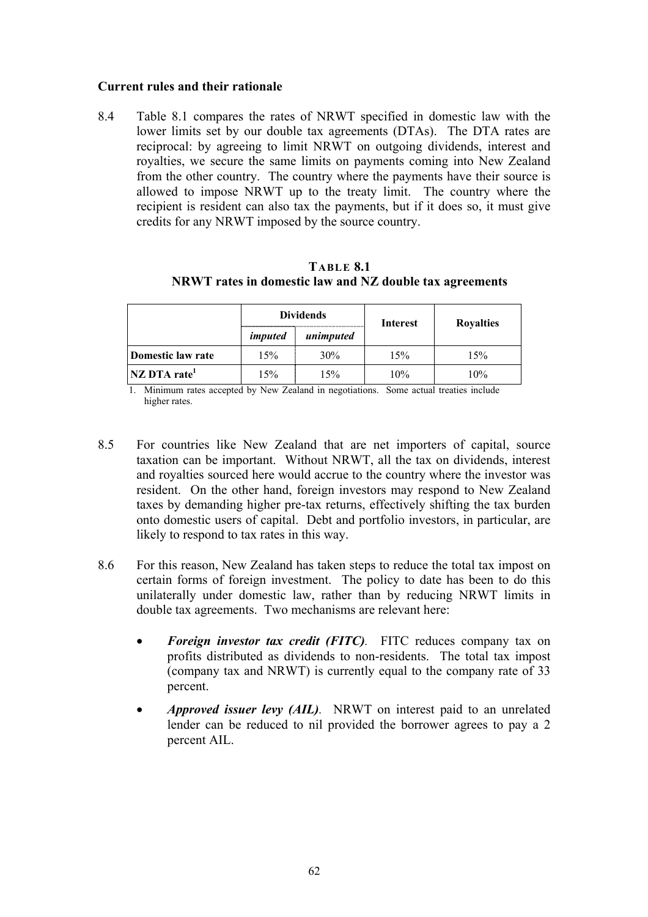### Current rules and their rationale

8.4 Table 8.1 compares the rates of NRWT specified in domestic law with the lower limits set by our double tax agreements (DTAs). The DTA rates are reciprocal: by agreeing to limit NRWT on outgoing dividends, interest and royalties, we secure the same limits on payments coming into New Zealand from the other country. The country where the payments have their source is allowed to impose NRWT up to the treaty limit. The country where the recipient is resident can also tax the payments, but if it does so, it must give credits for any NRWT imposed by the source country.

**TABLE 8.1**
**NRWT rates in domestic law and NZ double tax agreements**

| | Dividends | | Interest | Royalties |
|---|---|---|---|---|
| | *imputed* | *unimputed* | | |
| **Domestic law rate** | 15% | 30% | 15% | 15% |
| **NZ DTA rate[1]** | 15% | 15% | 10% | 10% |

1. Minimum rates accepted by New Zealand in negotiations. Some actual treaties include higher rates.

8.5 For countries like New Zealand that are net importers of capital, source taxation can be important. Without NRWT, all the tax on dividends, interest and royalties sourced here would accrue to the country where the investor was resident. On the other hand, foreign investors may respond to New Zealand taxes by demanding higher pre-tax returns, effectively shifting the tax burden onto domestic users of capital. Debt and portfolio investors, in particular, are likely to respond to tax rates in this way.

8.6 For this reason, New Zealand has taken steps to reduce the total tax impost on certain forms of foreign investment. The policy to date has been to do this unilaterally under domestic law, rather than by reducing NRWT limits in double tax agreements. Two mechanisms are relevant here:

- ***Foreign investor tax credit (FITC)***. FITC reduces company tax on profits distributed as dividends to non-residents. The total tax impost (company tax and NRWT) is currently equal to the company rate of 33 percent.
- ***Approved issuer levy (AIL)***. NRWT on interest paid to an unrelated lender can be reduced to nil provided the borrower agrees to pay a 2 percent AIL.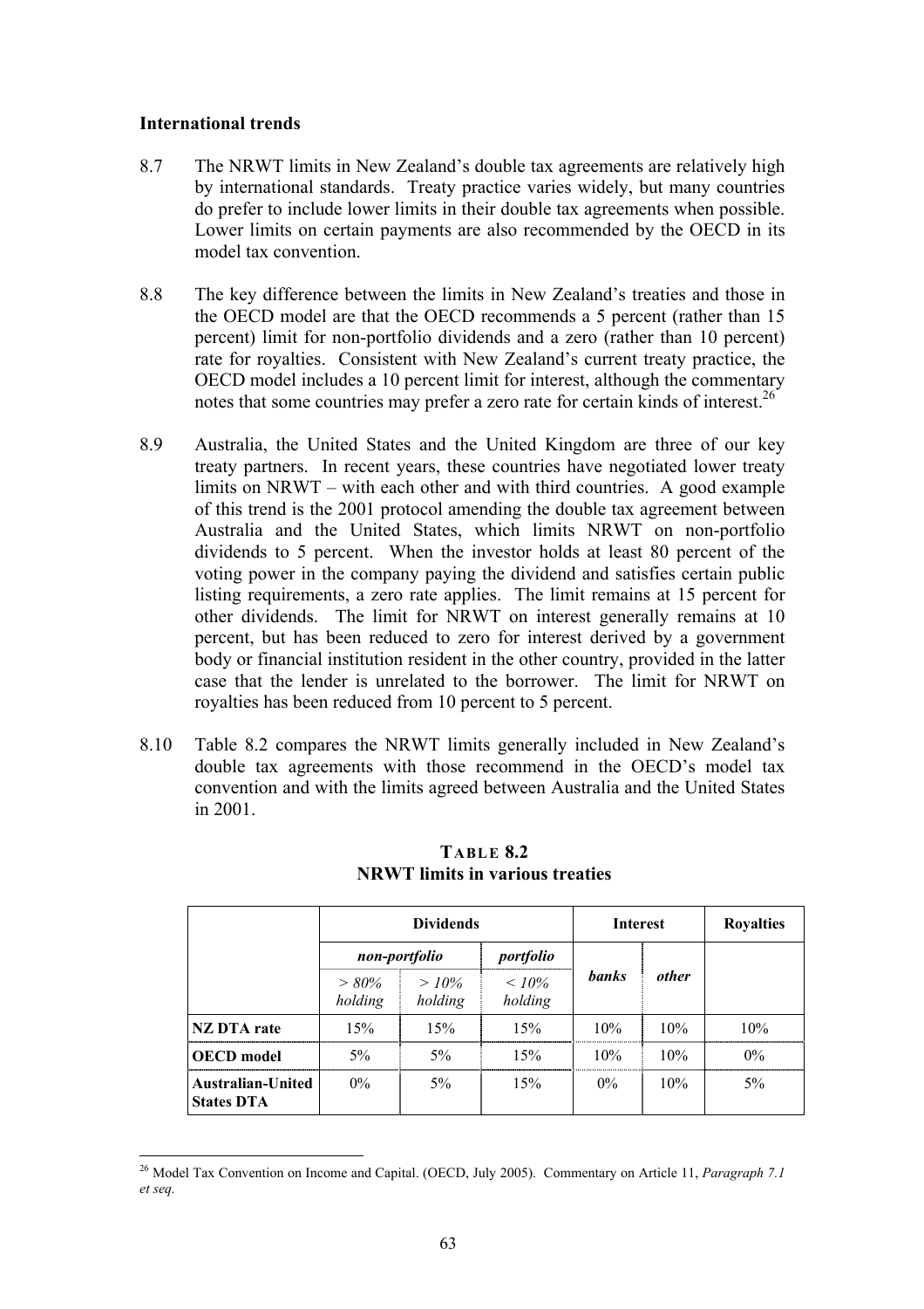### International trends

8.7 The NRWT limits in New Zealand's double tax agreements are relatively high by international standards. Treaty practice varies widely, but many countries do prefer to include lower limits in their double tax agreements when possible. Lower limits on certain payments are also recommended by the OECD in its model tax convention.

8.8 The key difference between the limits in New Zealand's treaties and those in the OECD model are that the OECD recommends a 5 percent (rather than 15 percent) limit for non-portfolio dividends and a zero (rather than 10 percent) rate for royalties. Consistent with New Zealand's current treaty practice, the OECD model includes a 10 percent limit for interest, although the commentary notes that some countries may prefer a zero rate for certain kinds of interest.[26]

8.9 Australia, the United States and the United Kingdom are three of our key treaty partners. In recent years, these countries have negotiated lower treaty limits on NRWT – with each other and with third countries. A good example of this trend is the 2001 protocol amending the double tax agreement between Australia and the United States, which limits NRWT on non-portfolio dividends to 5 percent. When the investor holds at least 80 percent of the voting power in the company paying the dividend and satisfies certain public listing requirements, a zero rate applies. The limit remains at 15 percent for other dividends. The limit for NRWT on interest generally remains at 10 percent, but has been reduced to zero for interest derived by a government body or financial institution resident in the other country, provided in the latter case that the lender is unrelated to the borrower. The limit for NRWT on royalties has been reduced from 10 percent to 5 percent.

8.10 Table 8.2 compares the NRWT limits generally included in New Zealand's double tax agreements with those recommend in the OECD's model tax convention and with the limits agreed between Australia and the United States in 2001.

**TABLE 8.2**
**NRWT limits in various treaties**

| | **Dividends** | | | **Interest** | | **Royalties** |
|---|---|---|---|---|---|---|
| | *non-portfolio* | | *portfolio* | *banks* | *other* | |
| | *> 80% holding* | *> 10% holding* | *< 10% holding* | | | |
| **NZ DTA rate** | 15% | 15% | 15% | 10% | 10% | 10% |
| **OECD model** | 5% | 5% | 15% | 10% | 10% | 0% |
| **Australian-United States DTA** | 0% | 5% | 15% | 0% | 10% | 5% |

[26] Model Tax Convention on Income and Capital. (OECD, July 2005). Commentary on Article 11, *Paragraph 7.1 et seq.*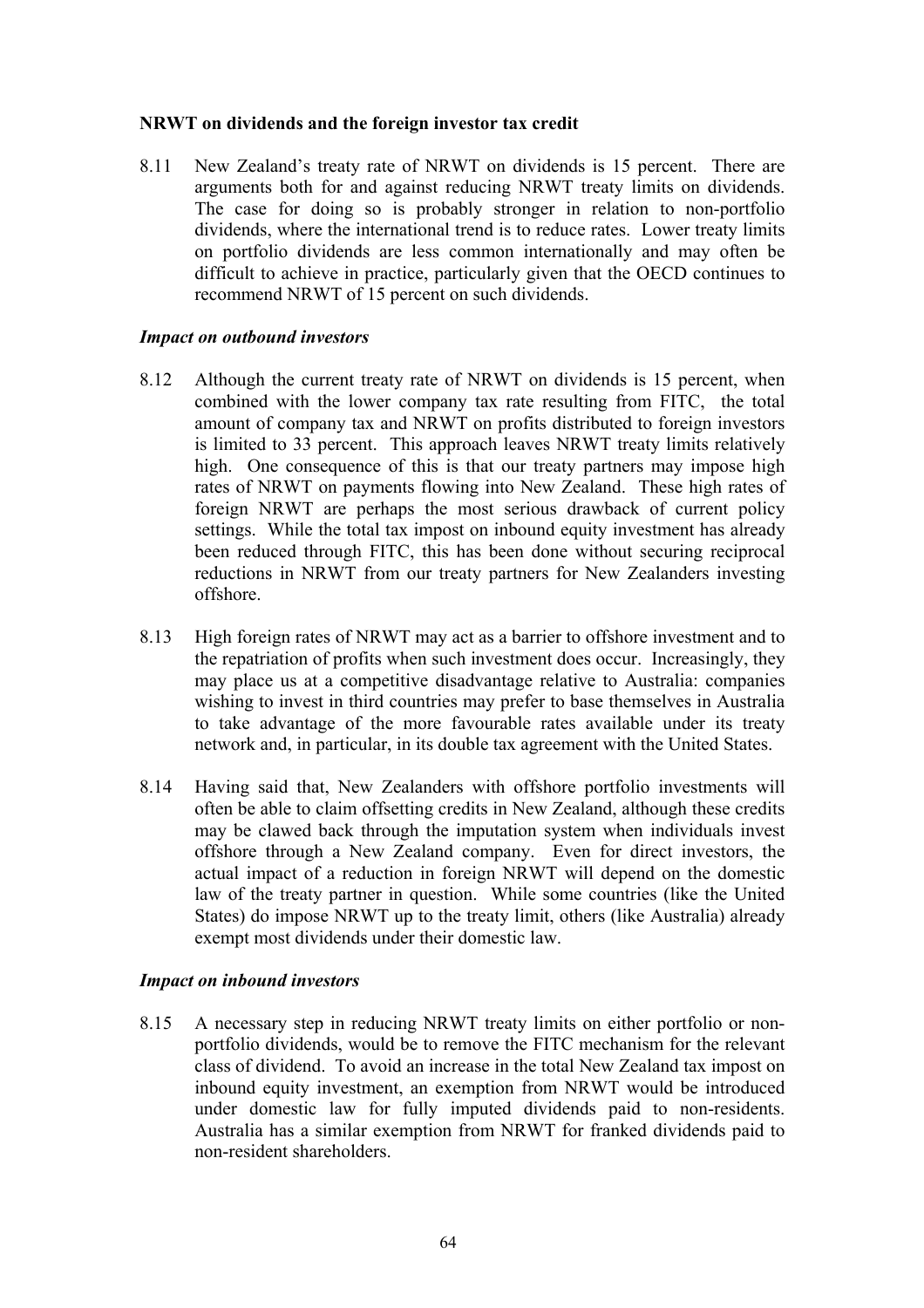**NRWT on dividends and the foreign investor tax credit**

8.11 New Zealand's treaty rate of NRWT on dividends is 15 percent. There are arguments both for and against reducing NRWT treaty limits on dividends. The case for doing so is probably stronger in relation to non-portfolio dividends, where the international trend is to reduce rates. Lower treaty limits on portfolio dividends are less common internationally and may often be difficult to achieve in practice, particularly given that the OECD continues to recommend NRWT of 15 percent on such dividends.

*Impact on outbound investors*

8.12 Although the current treaty rate of NRWT on dividends is 15 percent, when combined with the lower company tax rate resulting from FITC, the total amount of company tax and NRWT on profits distributed to foreign investors is limited to 33 percent. This approach leaves NRWT treaty limits relatively high. One consequence of this is that our treaty partners may impose high rates of NRWT on payments flowing into New Zealand. These high rates of foreign NRWT are perhaps the most serious drawback of current policy settings. While the total tax impost on inbound equity investment has already been reduced through FITC, this has been done without securing reciprocal reductions in NRWT from our treaty partners for New Zealanders investing offshore.

8.13 High foreign rates of NRWT may act as a barrier to offshore investment and to the repatriation of profits when such investment does occur. Increasingly, they may place us at a competitive disadvantage relative to Australia: companies wishing to invest in third countries may prefer to base themselves in Australia to take advantage of the more favourable rates available under its treaty network and, in particular, in its double tax agreement with the United States.

8.14 Having said that, New Zealanders with offshore portfolio investments will often be able to claim offsetting credits in New Zealand, although these credits may be clawed back through the imputation system when individuals invest offshore through a New Zealand company. Even for direct investors, the actual impact of a reduction in foreign NRWT will depend on the domestic law of the treaty partner in question. While some countries (like the United States) do impose NRWT up to the treaty limit, others (like Australia) already exempt most dividends under their domestic law.

*Impact on inbound investors*

8.15 A necessary step in reducing NRWT treaty limits on either portfolio or non-portfolio dividends, would be to remove the FITC mechanism for the relevant class of dividend. To avoid an increase in the total New Zealand tax impost on inbound equity investment, an exemption from NRWT would be introduced under domestic law for fully imputed dividends paid to non-residents. Australia has a similar exemption from NRWT for franked dividends paid to non-resident shareholders.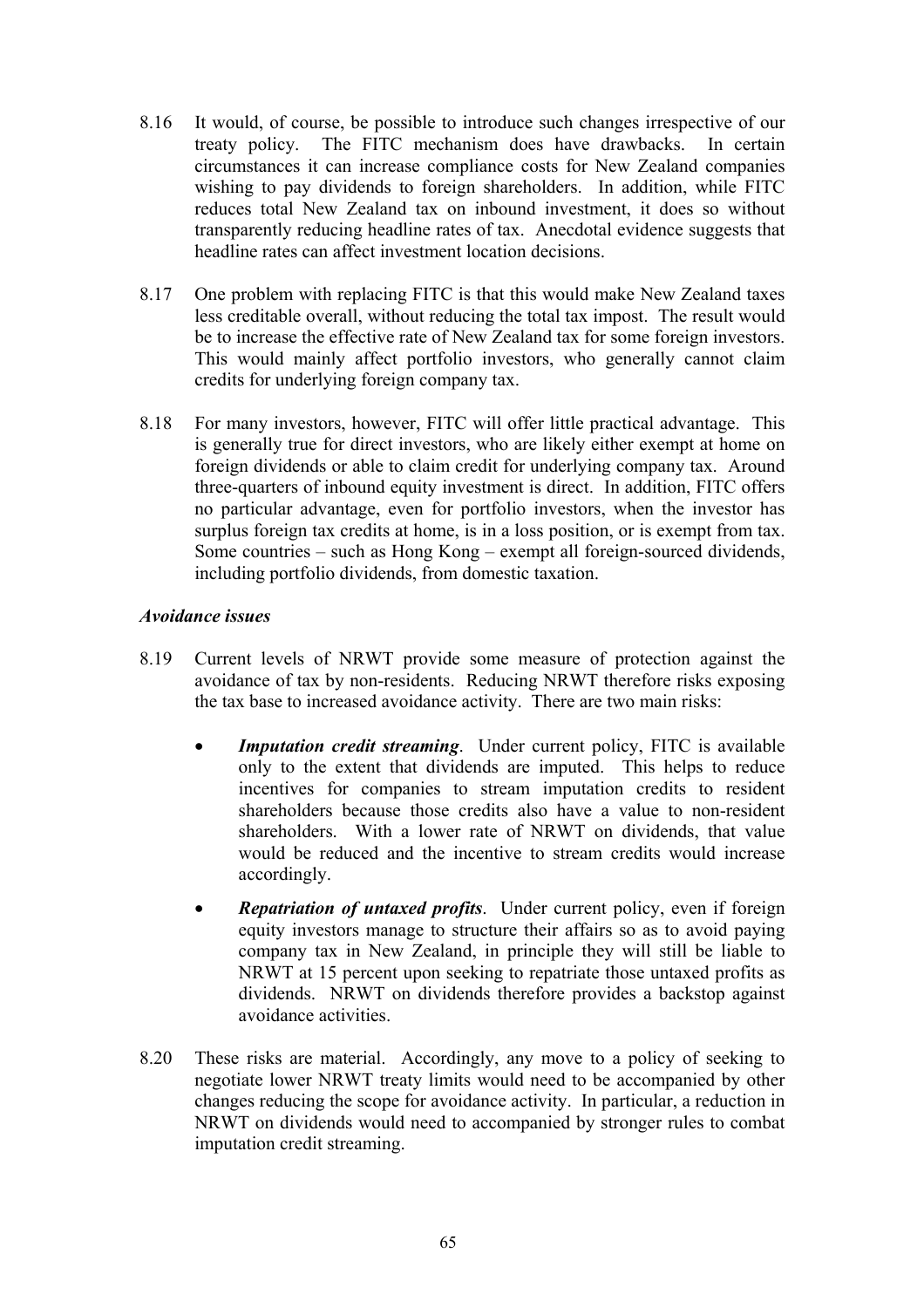8.16 It would, of course, be possible to introduce such changes irrespective of our treaty policy. The FITC mechanism does have drawbacks. In certain circumstances it can increase compliance costs for New Zealand companies wishing to pay dividends to foreign shareholders. In addition, while FITC reduces total New Zealand tax on inbound investment, it does so without transparently reducing headline rates of tax. Anecdotal evidence suggests that headline rates can affect investment location decisions.

8.17 One problem with replacing FITC is that this would make New Zealand taxes less creditable overall, without reducing the total tax impost. The result would be to increase the effective rate of New Zealand tax for some foreign investors. This would mainly affect portfolio investors, who generally cannot claim credits for underlying foreign company tax.

8.18 For many investors, however, FITC will offer little practical advantage. This is generally true for direct investors, who are likely either exempt at home on foreign dividends or able to claim credit for underlying company tax. Around three-quarters of inbound equity investment is direct. In addition, FITC offers no particular advantage, even for portfolio investors, when the investor has surplus foreign tax credits at home, is in a loss position, or is exempt from tax. Some countries – such as Hong Kong – exempt all foreign-sourced dividends, including portfolio dividends, from domestic taxation.

### *Avoidance issues*

8.19 Current levels of NRWT provide some measure of protection against the avoidance of tax by non-residents. Reducing NRWT therefore risks exposing the tax base to increased avoidance activity. There are two main risks:

- ***Imputation credit streaming***. Under current policy, FITC is available only to the extent that dividends are imputed. This helps to reduce incentives for companies to stream imputation credits to resident shareholders because those credits also have a value to non-resident shareholders. With a lower rate of NRWT on dividends, that value would be reduced and the incentive to stream credits would increase accordingly.
- ***Repatriation of untaxed profits***. Under current policy, even if foreign equity investors manage to structure their affairs so as to avoid paying company tax in New Zealand, in principle they will still be liable to NRWT at 15 percent upon seeking to repatriate those untaxed profits as dividends. NRWT on dividends therefore provides a backstop against avoidance activities.

8.20 These risks are material. Accordingly, any move to a policy of seeking to negotiate lower NRWT treaty limits would need to be accompanied by other changes reducing the scope for avoidance activity. In particular, a reduction in NRWT on dividends would need to accompanied by stronger rules to combat imputation credit streaming.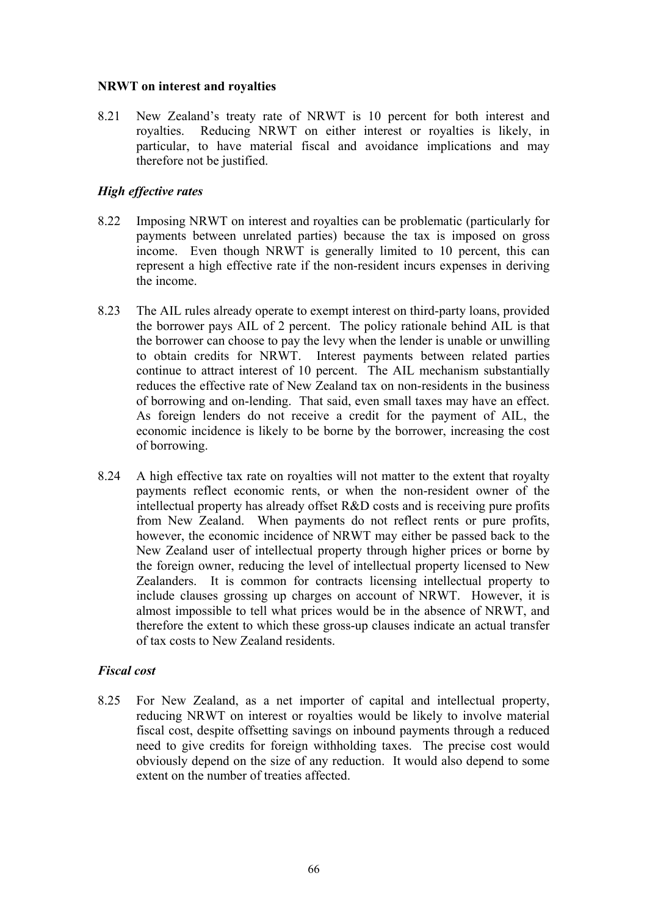**NRWT on interest and royalties**

8.21 New Zealand's treaty rate of NRWT is 10 percent for both interest and royalties. Reducing NRWT on either interest or royalties is likely, in particular, to have material fiscal and avoidance implications and may therefore not be justified.

***High effective rates***

8.22 Imposing NRWT on interest and royalties can be problematic (particularly for payments between unrelated parties) because the tax is imposed on gross income. Even though NRWT is generally limited to 10 percent, this can represent a high effective rate if the non-resident incurs expenses in deriving the income.

8.23 The AIL rules already operate to exempt interest on third-party loans, provided the borrower pays AIL of 2 percent. The policy rationale behind AIL is that the borrower can choose to pay the levy when the lender is unable or unwilling to obtain credits for NRWT. Interest payments between related parties continue to attract interest of 10 percent. The AIL mechanism substantially reduces the effective rate of New Zealand tax on non-residents in the business of borrowing and on-lending. That said, even small taxes may have an effect. As foreign lenders do not receive a credit for the payment of AIL, the economic incidence is likely to be borne by the borrower, increasing the cost of borrowing.

8.24 A high effective tax rate on royalties will not matter to the extent that royalty payments reflect economic rents, or when the non-resident owner of the intellectual property has already offset R&D costs and is receiving pure profits from New Zealand. When payments do not reflect rents or pure profits, however, the economic incidence of NRWT may either be passed back to the New Zealand user of intellectual property through higher prices or borne by the foreign owner, reducing the level of intellectual property licensed to New Zealanders. It is common for contracts licensing intellectual property to include clauses grossing up charges on account of NRWT. However, it is almost impossible to tell what prices would be in the absence of NRWT, and therefore the extent to which these gross-up clauses indicate an actual transfer of tax costs to New Zealand residents.

***Fiscal cost***

8.25 For New Zealand, as a net importer of capital and intellectual property, reducing NRWT on interest or royalties would be likely to involve material fiscal cost, despite offsetting savings on inbound payments through a reduced need to give credits for foreign withholding taxes. The precise cost would obviously depend on the size of any reduction. It would also depend to some extent on the number of treaties affected.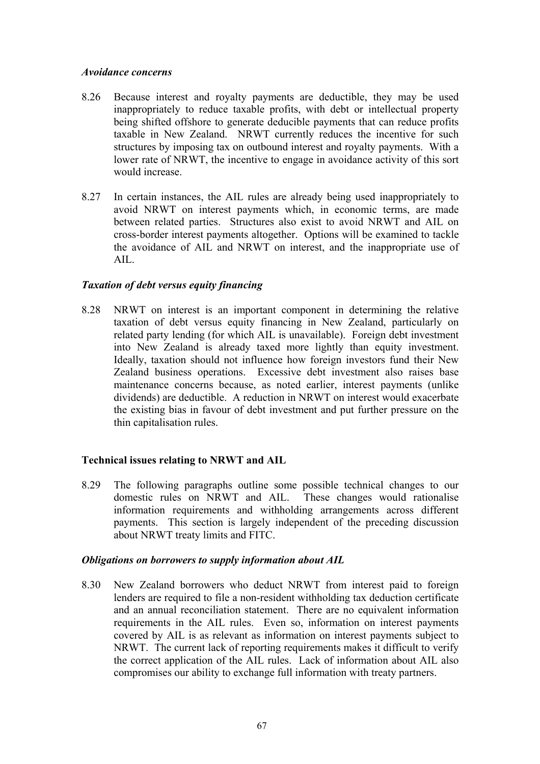### *Avoidance concerns*

8.26 Because interest and royalty payments are deductible, they may be used inappropriately to reduce taxable profits, with debt or intellectual property being shifted offshore to generate deducible payments that can reduce profits taxable in New Zealand. NRWT currently reduces the incentive for such structures by imposing tax on outbound interest and royalty payments. With a lower rate of NRWT, the incentive to engage in avoidance activity of this sort would increase.

8.27 In certain instances, the AIL rules are already being used inappropriately to avoid NRWT on interest payments which, in economic terms, are made between related parties. Structures also exist to avoid NRWT and AIL on cross-border interest payments altogether. Options will be examined to tackle the avoidance of AIL and NRWT on interest, and the inappropriate use of AIL.

### *Taxation of debt versus equity financing*

8.28 NRWT on interest is an important component in determining the relative taxation of debt versus equity financing in New Zealand, particularly on related party lending (for which AIL is unavailable). Foreign debt investment into New Zealand is already taxed more lightly than equity investment. Ideally, taxation should not influence how foreign investors fund their New Zealand business operations. Excessive debt investment also raises base maintenance concerns because, as noted earlier, interest payments (unlike dividends) are deductible. A reduction in NRWT on interest would exacerbate the existing bias in favour of debt investment and put further pressure on the thin capitalisation rules.

## Technical issues relating to NRWT and AIL

8.29 The following paragraphs outline some possible technical changes to our domestic rules on NRWT and AIL. These changes would rationalise information requirements and withholding arrangements across different payments. This section is largely independent of the preceding discussion about NRWT treaty limits and FITC.

### *Obligations on borrowers to supply information about AIL*

8.30 New Zealand borrowers who deduct NRWT from interest paid to foreign lenders are required to file a non-resident withholding tax deduction certificate and an annual reconciliation statement. There are no equivalent information requirements in the AIL rules. Even so, information on interest payments covered by AIL is as relevant as information on interest payments subject to NRWT. The current lack of reporting requirements makes it difficult to verify the correct application of the AIL rules. Lack of information about AIL also compromises our ability to exchange full information with treaty partners.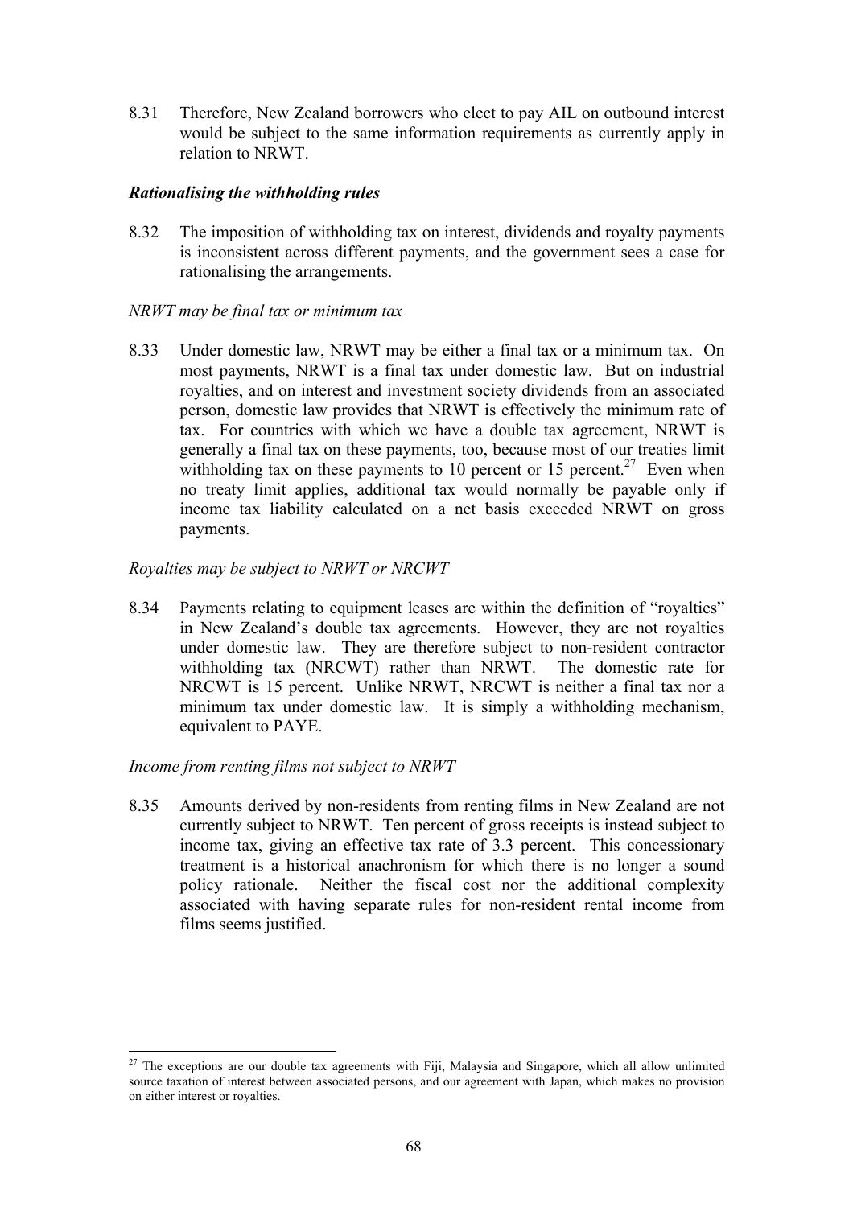8.31 Therefore, New Zealand borrowers who elect to pay AIL on outbound interest would be subject to the same information requirements as currently apply in relation to NRWT.

### *Rationalising the withholding rules*

8.32 The imposition of withholding tax on interest, dividends and royalty payments is inconsistent across different payments, and the government sees a case for rationalising the arrangements.

*NRWT may be final tax or minimum tax*

8.33 Under domestic law, NRWT may be either a final tax or a minimum tax. On most payments, NRWT is a final tax under domestic law. But on industrial royalties, and on interest and investment society dividends from an associated person, domestic law provides that NRWT is effectively the minimum rate of tax. For countries with which we have a double tax agreement, NRWT is generally a final tax on these payments, too, because most of our treaties limit withholding tax on these payments to 10 percent or 15 percent.[27] Even when no treaty limit applies, additional tax would normally be payable only if income tax liability calculated on a net basis exceeded NRWT on gross payments.

*Royalties may be subject to NRWT or NRCWT*

8.34 Payments relating to equipment leases are within the definition of "royalties" in New Zealand's double tax agreements. However, they are not royalties under domestic law. They are therefore subject to non-resident contractor withholding tax (NRCWT) rather than NRWT. The domestic rate for NRCWT is 15 percent. Unlike NRWT, NRCWT is neither a final tax nor a minimum tax under domestic law. It is simply a withholding mechanism, equivalent to PAYE.

*Income from renting films not subject to NRWT*

8.35 Amounts derived by non-residents from renting films in New Zealand are not currently subject to NRWT. Ten percent of gross receipts is instead subject to income tax, giving an effective tax rate of 3.3 percent. This concessionary treatment is a historical anachronism for which there is no longer a sound policy rationale. Neither the fiscal cost nor the additional complexity associated with having separate rules for non-resident rental income from films seems justified.

---

[27] The exceptions are our double tax agreements with Fiji, Malaysia and Singapore, which all allow unlimited source taxation of interest between associated persons, and our agreement with Japan, which makes no provision on either interest or royalties.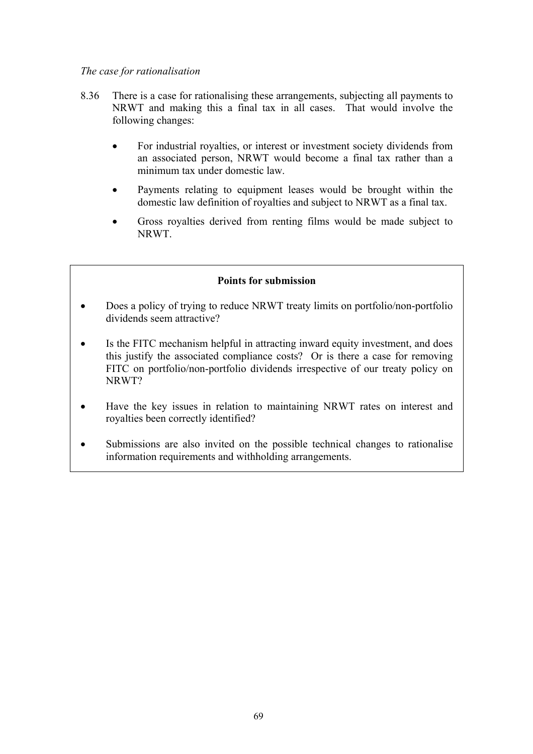*The case for rationalisation*

8.36 There is a case for rationalising these arrangements, subjecting all payments to NRWT and making this a final tax in all cases. That would involve the following changes:

- For industrial royalties, or interest or investment society dividends from an associated person, NRWT would become a final tax rather than a minimum tax under domestic law.
- Payments relating to equipment leases would be brought within the domestic law definition of royalties and subject to NRWT as a final tax.
- Gross royalties derived from renting films would be made subject to NRWT.

**Points for submission**

- Does a policy of trying to reduce NRWT treaty limits on portfolio/non-portfolio dividends seem attractive?
- Is the FITC mechanism helpful in attracting inward equity investment, and does this justify the associated compliance costs? Or is there a case for removing FITC on portfolio/non-portfolio dividends irrespective of our treaty policy on NRWT?
- Have the key issues in relation to maintaining NRWT rates on interest and royalties been correctly identified?
- Submissions are also invited on the possible technical changes to rationalise information requirements and withholding arrangements.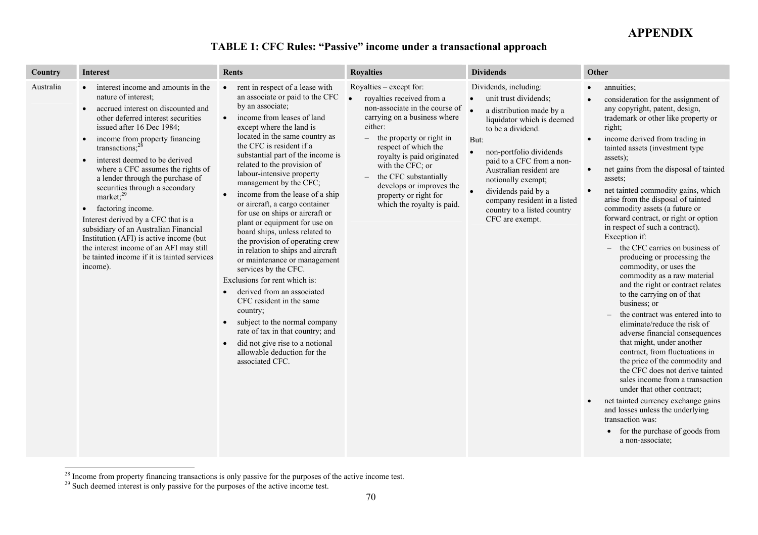# APPENDIX

## TABLE 1: CFC Rules: "Passive" income under a transactional approach

| Country | Interest | Rents | Royalties | Dividends | Other |
|---|---|---|---|---|---|
| Australia | • interest income and amounts in the nature of interest;<br>• accrued interest on discounted and other deferred interest securities issued after 16 Dec 1984;<br>• income from property financing transactions;[28]<br>• interest deemed to be derived where a CFC assumes the rights of a lender through the purchase of securities through a secondary market;[29]<br>• factoring income.<br>Interest derived by a CFC that is a subsidiary of an Australian Financial Institution (AFI) is active income (but the interest income of an AFI may still be tainted income if it is tainted services income). | • rent in respect of a lease with an associate or paid to the CFC by an associate;<br>• income from leases of land except where the land is located in the same country as the CFC is resident if a substantial part of the income is related to the provision of labour-intensive property management by the CFC;<br>• income from the lease of a ship or aircraft, a cargo container for use on ships or aircraft or plant or equipment for use on board ships, unless related to the provision of operating crew in relation to ships and aircraft or maintenance or management services by the CFC.<br>Exclusions for rent which is:<br>• derived from an associated CFC resident in the same country;<br>• subject to the normal company rate of tax in that country; and<br>• did not give rise to a notional allowable deduction for the associated CFC. | Royalties – except for:<br>• royalties received from a non-associate in the course of carrying on a business where either:<br>– the property or right in respect of which the royalty is paid originated with the CFC; or<br>– the CFC substantially develops or improves the property or right for which the royalty is paid. | Dividends, including:<br>• unit trust dividends;<br>• a distribution made by a liquidator which is deemed to be a dividend.<br>But:<br>• non-portfolio dividends paid to a CFC from a non-Australian resident are notionally exempt;<br>• dividends paid by a company resident in a listed country to a listed country CFC are exempt. | • annuities;<br>• consideration for the assignment of any copyright, patent, design, trademark or other like property or right;<br>• income derived from trading in tainted assets (investment type assets);<br>• net gains from the disposal of tainted assets;<br>• net tainted commodity gains, which arise from the disposal of tainted commodity assets (a future or forward contract, or right or option in respect of such a contract).<br>Exception if:<br>– the CFC carries on business of producing or processing the commodity, or uses the commodity as a raw material and the right or contract relates to the carrying on of that business; or<br>– the contract was entered into to eliminate/reduce the risk of adverse financial consequences that might, under another contract, from fluctuations in the price of the commodity and the CFC does not derive tainted sales income from a transaction under that other contract;<br>• net tainted currency exchange gains and losses unless the underlying transaction was:<br>• for the purchase of goods from a non-associate; |

[28] Income from property financing transactions is only passive for the purposes of the active income test.

[29] Such deemed interest is only passive for the purposes of the active income test.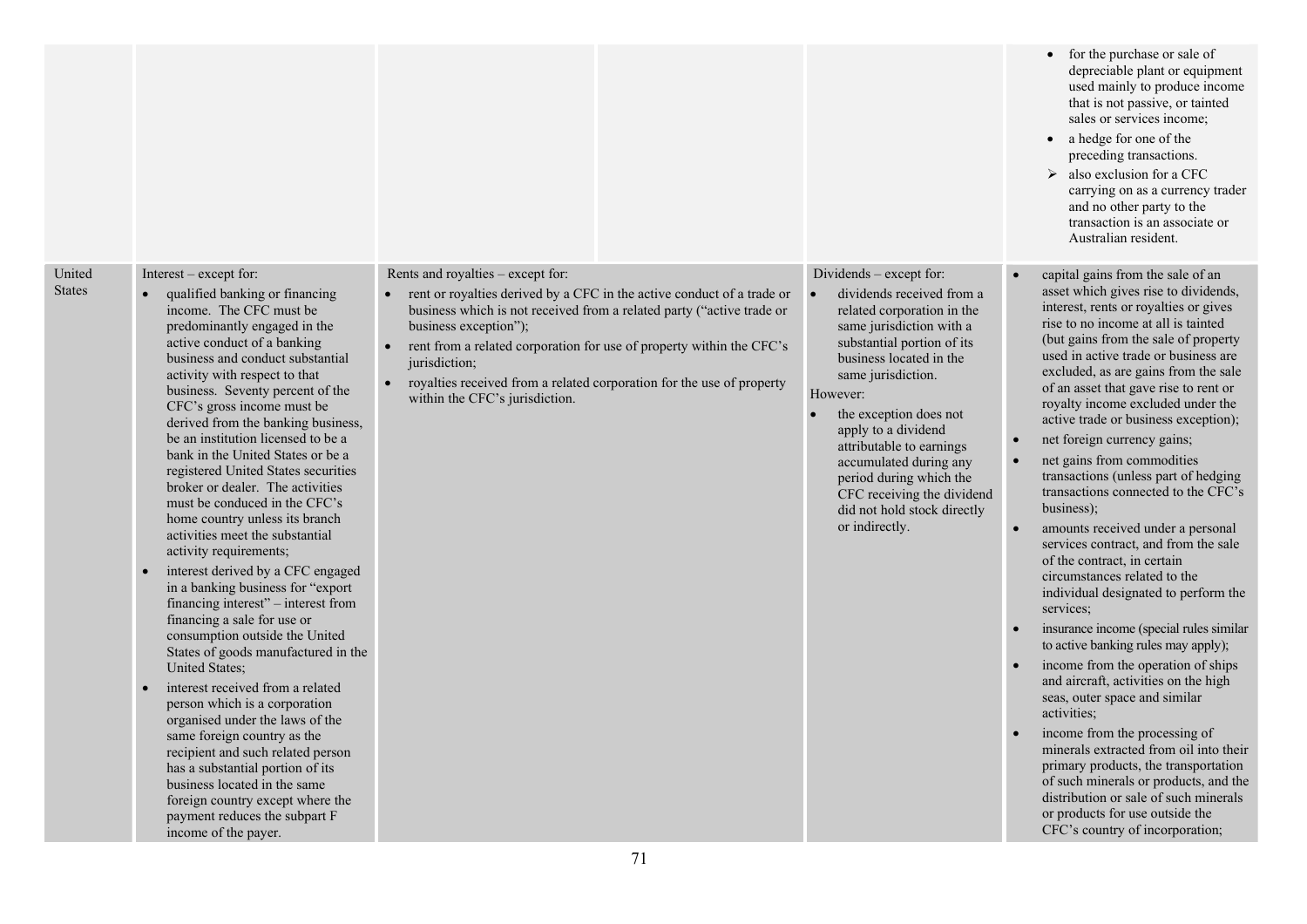| | | | | | |
|---|---|---|---|---|---|
| | | | | | <ul><li>for the purchase or sale of depreciable plant or equipment used mainly to produce income that is not passive, or tainted sales or services income;</li><li>a hedge for one of the preceding transactions.</li></ul>➢ also exclusion for a CFC carrying on as a currency trader and no other party to the transaction is an associate or Australian resident. |
| United States | Interest – except for:<ul><li>qualified banking or financing income. The CFC must be predominantly engaged in the active conduct of a banking business and conduct substantial activity with respect to that business. Seventy percent of the CFC's gross income must be derived from the banking business, be an institution licensed to be a bank in the United States or be a registered United States securities broker or dealer. The activities must be conduced in the CFC's home country unless its branch activities meet the substantial activity requirements;</li><li>interest derived by a CFC engaged in a banking business for "export financing interest" – interest from financing a sale for use or consumption outside the United States of goods manufactured in the United States;</li><li>interest received from a related person which is a corporation organised under the laws of the same foreign country as the recipient and such related person has a substantial portion of its business located in the same foreign country except where the payment reduces the subpart F income of the payer.</li></ul> | Rents and royalties – except for:<ul><li>rent or royalties derived by a CFC in the active conduct of a trade or business which is not received from a related party ("active trade or business exception");</li><li>rent from a related corporation for use of property within the CFC's jurisdiction;</li><li>royalties received from a related corporation for the use of property within the CFC's jurisdiction.</li></ul> | | Dividends – except for:<ul><li>dividends received from a related corporation in the same jurisdiction with a substantial portion of its business located in the same jurisdiction.</li></ul>However:<ul><li>the exception does not apply to a dividend attributable to earnings accumulated during any period during which the CFC receiving the dividend did not hold stock directly or indirectly.</li></ul> | <ul><li>capital gains from the sale of an asset which gives rise to dividends, interest, rents or royalties or gives rise to no income at all is tainted (but gains from the sale of property used in active trade or business are excluded, as are gains from the sale of an asset that gave rise to rent or royalty income excluded under the active trade or business exception);</li><li>net foreign currency gains;</li><li>net gains from commodities transactions (unless part of hedging transactions connected to the CFC's business);</li><li>amounts received under a personal services contract, and from the sale of the contract, in certain circumstances related to the individual designated to perform the services;</li><li>insurance income (special rules similar to active banking rules may apply);</li><li>income from the operation of ships and aircraft, activities on the high seas, outer space and similar activities;</li><li>income from the processing of minerals extracted from oil into their primary products, the transportation of such minerals or products, and the distribution or sale of such minerals or products for use outside the CFC's country of incorporation;</li></ul> |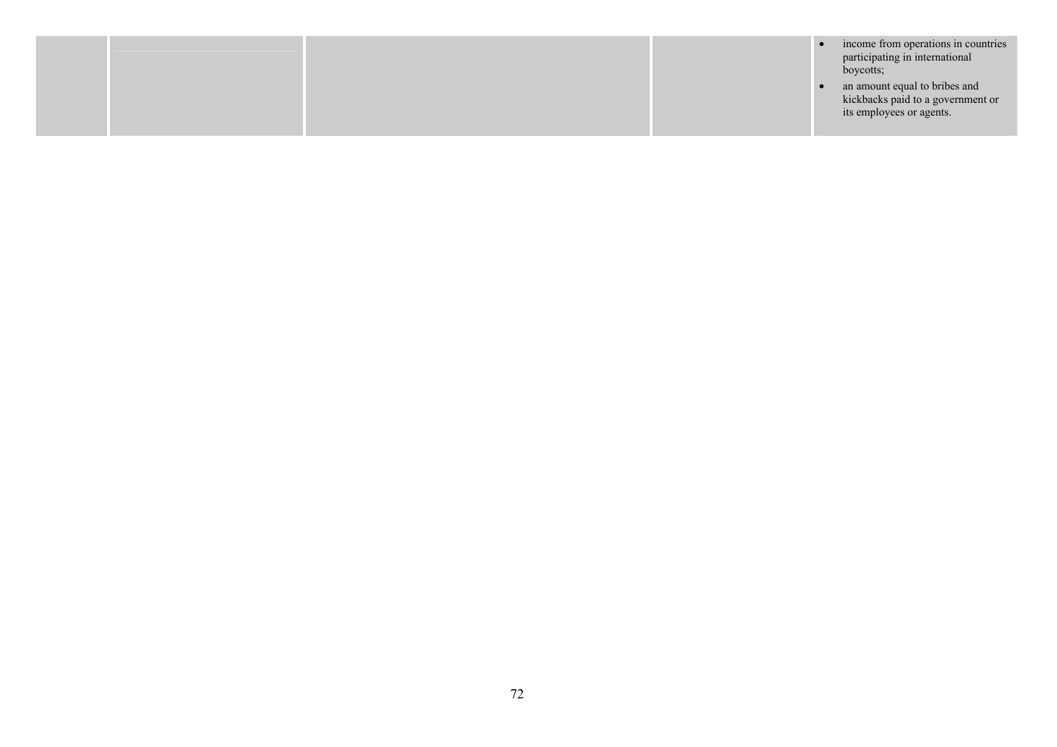|  |  |  |  |  |
|---|---|---|---|---|
|  |  |  |  | • income from operations in countries participating in international boycotts;<br>• an amount equal to bribes and kickbacks paid to a government or its employees or agents. |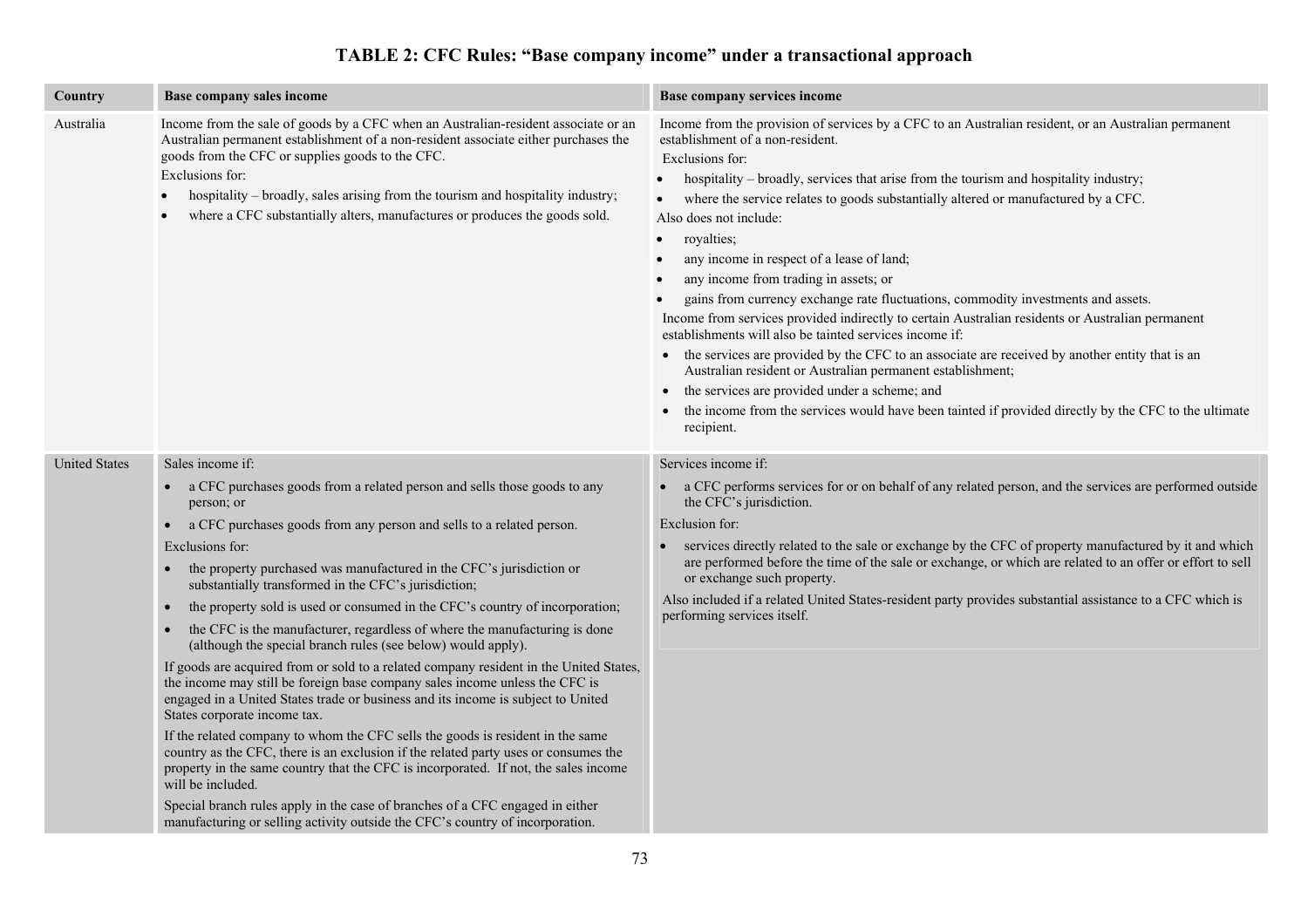# TABLE 2: CFC Rules: "Base company income" under a transactional approach

| Country | Base company sales income | Base company services income |
|---|---|---|
| Australia | Income from the sale of goods by a CFC when an Australian-resident associate or an Australian permanent establishment of a non-resident associate either purchases the goods from the CFC or supplies goods to the CFC.<br>Exclusions for:<br>• hospitality – broadly, sales arising from the tourism and hospitality industry;<br>• where a CFC substantially alters, manufactures or produces the goods sold. | Income from the provision of services by a CFC to an Australian resident, or an Australian permanent establishment of a non-resident.<br>Exclusions for:<br>• hospitality – broadly, services that arise from the tourism and hospitality industry;<br>• where the service relates to goods substantially altered or manufactured by a CFC.<br>Also does not include:<br>• royalties;<br>• any income in respect of a lease of land;<br>• any income from trading in assets; or<br>• gains from currency exchange rate fluctuations, commodity investments and assets.<br>Income from services provided indirectly to certain Australian residents or Australian permanent establishments will also be tainted services income if:<br>• the services are provided by the CFC to an associate are received by another entity that is an Australian resident or Australian permanent establishment;<br>• the services are provided under a scheme; and<br>• the income from the services would have been tainted if provided directly by the CFC to the ultimate recipient. |
| United States | Sales income if:<br>• a CFC purchases goods from a related person and sells those goods to any person; or<br>• a CFC purchases goods from any person and sells to a related person.<br>Exclusions for:<br>• the property purchased was manufactured in the CFC's jurisdiction or substantially transformed in the CFC's jurisdiction;<br>• the property sold is used or consumed in the CFC's country of incorporation;<br>• the CFC is the manufacturer, regardless of where the manufacturing is done (although the special branch rules (see below) would apply).<br>If goods are acquired from or sold to a related company resident in the United States, the income may still be foreign base company sales income unless the CFC is engaged in a United States trade or business and its income is subject to United States corporate income tax.<br>If the related company to whom the CFC sells the goods is resident in the same country as the CFC, there is an exclusion if the related party uses or consumes the property in the same country that the CFC is incorporated. If not, the sales income will be included.<br>Special branch rules apply in the case of branches of a CFC engaged in either manufacturing or selling activity outside the CFC's country of incorporation. | Services income if:<br>• a CFC performs services for or on behalf of any related person, and the services are performed outside the CFC's jurisdiction.<br>Exclusion for:<br>• services directly related to the sale or exchange by the CFC of property manufactured by it and which are performed before the time of the sale or exchange, or which are related to an offer or effort to sell or exchange such property.<br>Also included if a related United States-resident party provides substantial assistance to a CFC which is performing services itself. |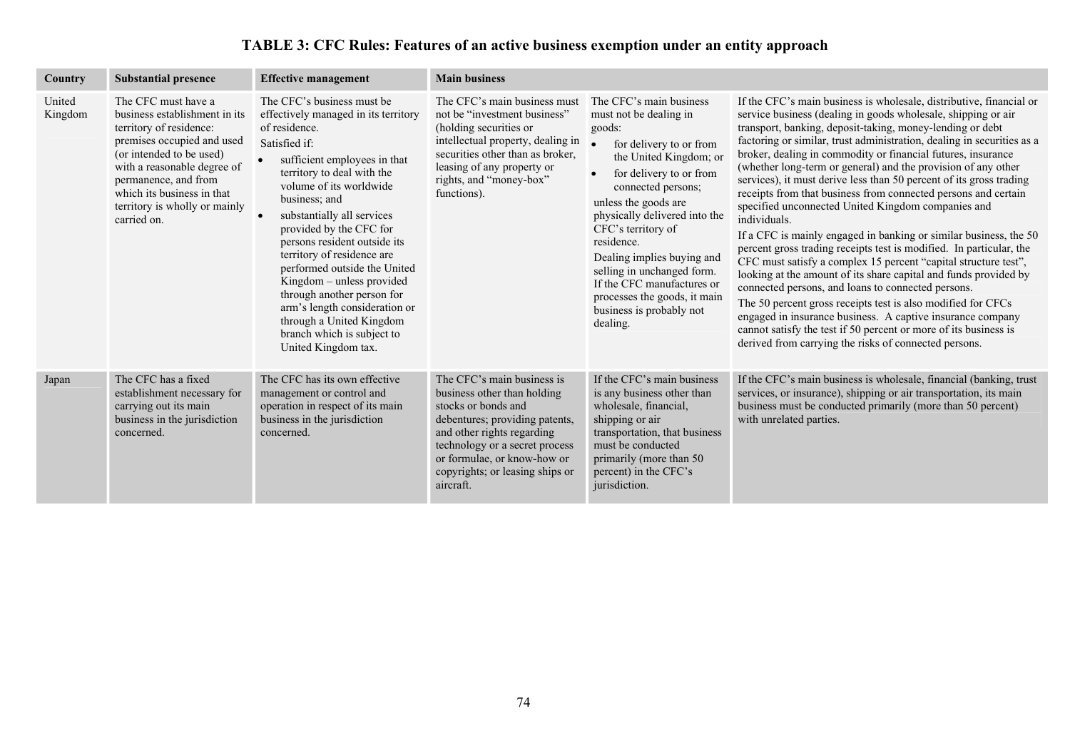**TABLE 3: CFC Rules: Features of an active business exemption under an entity approach**

| Country | Substantial presence | Effective management | Main business | | |
|---|---|---|---|---|---|
| United Kingdom | The CFC must have a business establishment in its territory of residence: premises occupied and used (or intended to be used) with a reasonable degree of permanence, and from which its business in that territory is wholly or mainly carried on. | The CFC's business must be effectively managed in its territory of residence.<br>Satisfied if:<br>• sufficient employees in that territory to deal with the volume of its worldwide business; and<br>• substantially all services provided by the CFC for persons resident outside its territory of residence are performed outside the United Kingdom – unless provided through another person for arm's length consideration or through a United Kingdom branch which is subject to United Kingdom tax. | The CFC's main business must not be "investment business" (holding securities or intellectual property, dealing in securities other than as broker, leasing of any property or rights, and "money-box" functions). | The CFC's main business must not be dealing in goods:<br>• for delivery to or from the United Kingdom; or<br>• for delivery to or from connected persons;<br>unless the goods are physically delivered into the CFC's territory of residence.<br>Dealing implies buying and selling in unchanged form. If the CFC manufactures or processes the goods, it main business is probably not dealing. | If the CFC's main business is wholesale, distributive, financial or service business (dealing in goods wholesale, shipping or air transport, banking, deposit-taking, money-lending or debt factoring or similar, trust administration, dealing in securities as a broker, dealing in commodity or financial futures, insurance (whether long-term or general) and the provision of any other services), it must derive less than 50 percent of its gross trading receipts from that business from connected persons and certain specified unconnected United Kingdom companies and individuals.<br>If a CFC is mainly engaged in banking or similar business, the 50 percent gross trading receipts test is modified. In particular, the CFC must satisfy a complex 15 percent "capital structure test", looking at the amount of its share capital and funds provided by connected persons, and loans to connected persons.<br>The 50 percent gross receipts test is also modified for CFCs engaged in insurance business. A captive insurance company cannot satisfy the test if 50 percent or more of its business is derived from carrying the risks of connected persons. |
| Japan | The CFC has a fixed establishment necessary for carrying out its main business in the jurisdiction concerned. | The CFC has its own effective management or control and operation in respect of its main business in the jurisdiction concerned. | The CFC's main business is business other than holding stocks or bonds and debentures; providing patents, and other rights regarding technology or a secret process or formulae, or know-how or copyrights; or leasing ships or aircraft. | If the CFC's main business is any business other than wholesale, financial, shipping or air transportation, that business must be conducted primarily (more than 50 percent) in the CFC's jurisdiction. | If the CFC's main business is wholesale, financial (banking, trust services, or insurance), shipping or air transportation, its main business must be conducted primarily (more than 50 percent) with unrelated parties. |